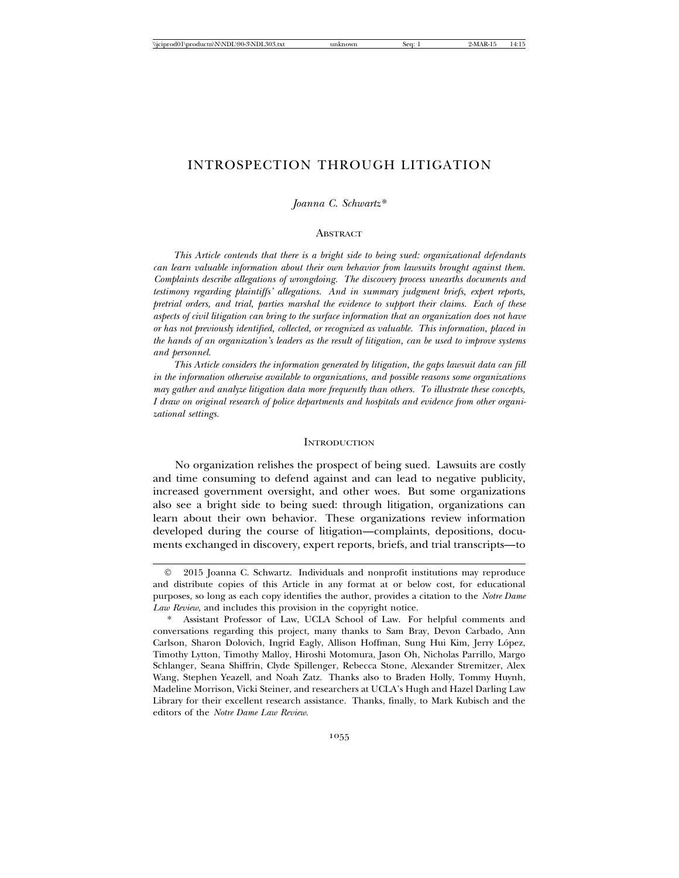# INTRODUCTION THROUGH LITIGATION

*Joanna C. Schwartz\**

## Abstract

*This Article contends that there is a bright side to being sued: organizational defendants can learn valuable information about their own behavior from lawsuits brought against them. Complaints describe allegations of wrongdoing. The discovery process unearths documents and testimony regarding plaintiffs' allegations. And in summary judgment briefs, expert reports, pretrial orders, and trial, parties marshal the evidence to support their claims. Each of these aspects of civil litigation can bring to the surface information that an organization does not have or has not previously identified, collected, or recognized as valuable. This information, placed in the hands of an organization's leaders as the result of litigation, can be used to improve systems and personnel.*

*This Article considers the information generated by litigation, the gaps lawsuit data can fill in the information otherwise available to organizations, and possible reasons some organizations may gather and analyze litigation data more frequently than others. To illustrate these concepts, I draw on original research of police departments and hospitals and evidence from other organizational settings.*

## Introduction

No organization relishes the prospect of being sued. Lawsuits are costly and time consuming to defend against and can lead to negative publicity, increased government oversight, and other woes. But some organizations also see a bright side to being sued: through litigation, organizations can learn about their own behavior. These organizations review information developed during the course of litigation—complaints, depositions, documents exchanged in discovery, expert reports, briefs, and trial transcripts—to

---

© 2015 Joanna C. Schwartz. Individuals and nonprofit institutions may reproduce and distribute copies of this Article in any format at or below cost, for educational purposes, so long as each copy identifies the author, provides a citation to the *Notre Dame Law Review*, and includes this provision in the copyright notice.

\* Assistant Professor of Law, UCLA School of Law. For helpful comments and conversations regarding this project, many thanks to Sam Bray, Devon Carbado, Ann Carlson, Sharon Dolovich, Ingrid Eagly, Allison Hoffman, Sung Hui Kim, Jerry López, Timothy Lytton, Timothy Malloy, Hiroshi Motomura, Jason Oh, Nicholas Parrillo, Margo Schlanger, Seana Shiffrin, Clyde Spillenger, Rebecca Stone, Alexander Stremitzer, Alex Wang, Stephen Yeazell, and Noah Zatz. Thanks also to Braden Holly, Tommy Huynh, Madeline Morrison, Vicki Steiner, and researchers at UCLA's Hugh and Hazel Darling Law Library for their excellent research assistance. Thanks, finally, to Mark Kubisch and the editors of the *Notre Dame Law Review*.

# INTROSPECTION THROUGH LITIGATION

*Joanna C. Schwartz\**

## Abstract

*This Article contends that there is a bright side to being sued: organizational defendants can learn valuable information about their own behavior from lawsuits brought against them. Complaints describe allegations of wrongdoing. The discovery process unearths documents and testimony regarding plaintiffs' allegations. And in summary judgment briefs, expert reports, pretrial orders, and trial, parties marshal the evidence to support their claims. Each of these aspects of civil litigation can bring to the surface information that an organization does not have or has not previously identified, collected, or recognized as valuable. This information, placed in the hands of an organization's leaders as the result of litigation, can be used to improve systems and personnel.*

*This Article considers the information generated by litigation, the gaps lawsuit data can fill in the information otherwise available to organizations, and possible reasons some organizations may gather and analyze litigation data more frequently than others. To illustrate these concepts, I draw on original research of police departments and hospitals and evidence from other organizational settings.*

## Introduction

No organization relishes the prospect of being sued. Lawsuits are costly and time consuming to defend against and can lead to negative publicity, increased government oversight, and other woes. But some organizations also see a bright side to being sued: through litigation, organizations can learn about their own behavior. These organizations review information developed during the course of litigation—complaints, depositions, documents exchanged in discovery, expert reports, briefs, and trial transcripts—to

---

© 2015 Joanna C. Schwartz. Individuals and nonprofit institutions may reproduce and distribute copies of this Article in any format at or below cost, for educational purposes, so long as each copy identifies the author, provides a citation to the *Notre Dame Law Review*, and includes this provision in the copyright notice.

\* Assistant Professor of Law, UCLA School of Law. For helpful comments and conversations regarding this project, many thanks to Sam Bray, Devon Carbado, Ann Carlson, Sharon Dolovich, Ingrid Eagly, Allison Hoffman, Sung Hui Kim, Jerry López, Timothy Lytton, Timothy Malloy, Hiroshi Motomura, Jason Oh, Nicholas Parrillo, Margo Schlanger, Seana Shiffrin, Clyde Spillenger, Rebecca Stone, Alexander Stremitzer, Alex Wang, Stephen Yeazell, and Noah Zatz. Thanks also to Braden Holly, Tommy Huynh, Madeline Morrison, Vicki Steiner, and researchers at UCLA's Hugh and Hazel Darling Law Library for their excellent research assistance. Thanks, finally, to Mark Kubisch and the editors of the *Notre Dame Law Review*.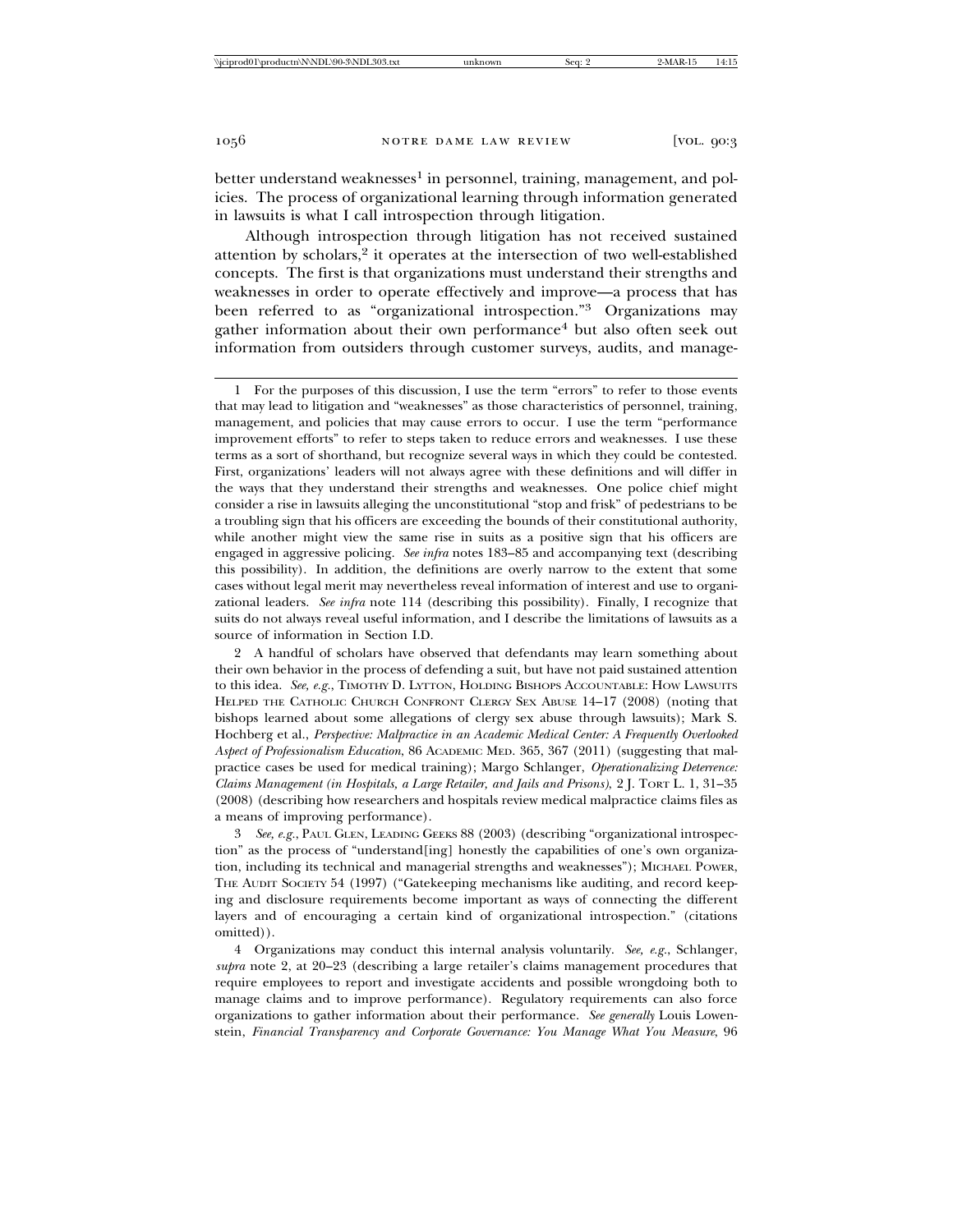better understand weaknesses[1] in personnel, training, management, and policies. The process of organizational learning through information generated in lawsuits is what I call introspection through litigation.

Although introspection through litigation has not received sustained attention by scholars,[2] it operates at the intersection of two well-established concepts. The first is that organizations must understand their strengths and weaknesses in order to operate effectively and improve—a process that has been referred to as "organizational introspection."[3] Organizations may gather information about their own performance[4] but also often seek out information from outsiders through customer surveys, audits, and manage-

---

1 For the purposes of this discussion, I use the term "errors" to refer to those events that may lead to litigation and "weaknesses" as those characteristics of personnel, training, management, and policies that may cause errors to occur. I use the term "performance improvement efforts" to refer to steps taken to reduce errors and weaknesses. I use these terms as a sort of shorthand, but recognize several ways in which they could be contested. First, organizations' leaders will not always agree with these definitions and will differ in the ways that they understand their strengths and weaknesses. One police chief might consider a rise in lawsuits alleging the unconstitutional "stop and frisk" of pedestrians to be a troubling sign that his officers are exceeding the bounds of their constitutional authority, while another might view the same rise in suits as a positive sign that his officers are engaged in aggressive policing. *See infra* notes 183–85 and accompanying text (describing this possibility). In addition, the definitions are overly narrow to the extent that some cases without legal merit may nevertheless reveal information of interest and use to organizational leaders. *See infra* note 114 (describing this possibility). Finally, I recognize that suits do not always reveal useful information, and I describe the limitations of lawsuits as a source of information in Section I.D.

2 A handful of scholars have observed that defendants may learn something about their own behavior in the process of defending a suit, but have not paid sustained attention to this idea. *See, e.g.*, TIMOTHY D. LYTTON, HOLDING BISHOPS ACCOUNTABLE: HOW LAWSUITS HELPED THE CATHOLIC CHURCH CONFRONT CLERGY SEX ABUSE 14–17 (2008) (noting that bishops learned about some allegations of clergy sex abuse through lawsuits); Mark S. Hochberg et al., *Perspective: Malpractice in an Academic Medical Center: A Frequently Overlooked Aspect of Professionalism Education*, 86 ACADEMIC MED. 365, 367 (2011) (suggesting that malpractice cases be used for medical training); Margo Schlanger, *Operationalizing Deterrence: Claims Management (in Hospitals, a Large Retailer, and Jails and Prisons)*, 2 J. TORT L. 1, 31–35 (2008) (describing how researchers and hospitals review medical malpractice claims files as a means of improving performance).

3 *See, e.g.*, PAUL GLEN, LEADING GEEKS 88 (2003) (describing "organizational introspection" as the process of "understand[ing] honestly the capabilities of one's own organization, including its technical and managerial strengths and weaknesses"); MICHAEL POWER, THE AUDIT SOCIETY 54 (1997) ("Gatekeeping mechanisms like auditing, and record keeping and disclosure requirements become important as ways of connecting the different layers and of encouraging a certain kind of organizational introspection." (citations omitted)).

4 Organizations may conduct this internal analysis voluntarily. *See, e.g.*, Schlanger, *supra* note 2, at 20–23 (describing a large retailer's claims management procedures that require employees to report and investigate accidents and possible wrongdoing both to manage claims and to improve performance). Regulatory requirements can also force organizations to gather information about their performance. *See generally* Louis Lowenstein, *Financial Transparency and Corporate Governance: You Manage What You Measure*, 96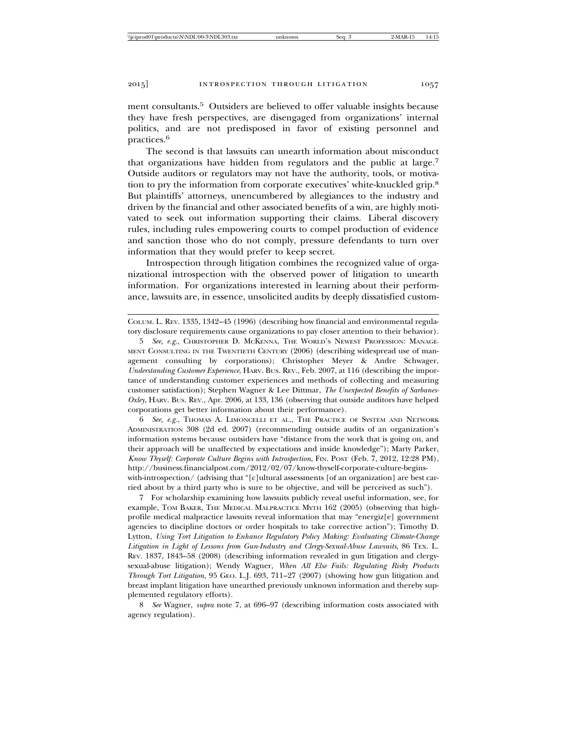ment consultants.[5] Outsiders are believed to offer valuable insights because they have fresh perspectives, are disengaged from organizations' internal politics, and are not predisposed in favor of existing personnel and practices.[6]

The second is that lawsuits can unearth information about misconduct that organizations have hidden from regulators and the public at large.[7] Outside auditors or regulators may not have the authority, tools, or motivation to pry the information from corporate executives' white-knuckled grip.[8] But plaintiffs' attorneys, unencumbered by allegiances to the industry and driven by the financial and other associated benefits of a win, are highly motivated to seek out information supporting their claims. Liberal discovery rules, including rules empowering courts to compel production of evidence and sanction those who do not comply, pressure defendants to turn over information that they would prefer to keep secret.

Introspection through litigation combines the recognized value of organizational introspection with the observed power of litigation to unearth information. For organizations interested in learning about their performance, lawsuits are, in essence, unsolicited audits by deeply dissatisfied custom-

---

COLUM. L. REV. 1335, 1342–45 (1996) (describing how financial and environmental regulatory disclosure requirements cause organizations to pay closer attention to their behavior).

5 *See, e.g.*, CHRISTOPHER D. MCKENNA, THE WORLD'S NEWEST PROFESSION: MANAGEMENT CONSULTING IN THE TWENTIETH CENTURY (2006) (describing widespread use of management consulting by corporations); Christopher Meyer & Andre Schwager, *Understanding Customer Experience*, HARV. BUS. REV., Feb. 2007, at 116 (describing the importance of understanding customer experiences and methods of collecting and measuring customer satisfaction); Stephen Wagner & Lee Dittmar, *The Unexpected Benefits of Sarbanes-Oxley*, HARV. BUS. REV., Apr. 2006, at 133, 136 (observing that outside auditors have helped corporations get better information about their performance).

6 *See, e.g.*, THOMAS A. LIMONCELLI ET AL., THE PRACTICE OF SYSTEM AND NETWORK ADMINISTRATION 308 (2d ed. 2007) (recommending outside audits of an organization's information systems because outsiders have "distance from the work that is going on, and their approach will be unaffected by expectations and inside knowledge"); Marty Parker, *Know Thyself: Corporate Culture Begins with Introspection*, FIN. POST (Feb. 7, 2012, 12:28 PM), http://business.financialpost.com/2012/02/07/know-thyself-corporate-culture-begins-with-introspection/ (advising that "[c]ultural assessments [of an organization] are best carried about by a third party who is sure to be objective, and will be perceived as such").

7 For scholarship examining how lawsuits publicly reveal useful information, see, for example, TOM BAKER, THE MEDICAL MALPRACTICE MYTH 162 (2005) (observing that high-profile medical malpractice lawsuits reveal information that may "energiz[e] government agencies to discipline doctors or order hospitals to take corrective action"); Timothy D. Lytton, *Using Tort Litigation to Enhance Regulatory Policy Making: Evaluating Climate-Change Litigation in Light of Lessons from Gun-Industry and Clergy-Sexual-Abuse Lawsuits*, 86 TEX. L. REV. 1837, 1843–58 (2008) (describing information revealed in gun litigation and clergy-sexual-abuse litigation); Wendy Wagner, *When All Else Fails: Regulating Risky Products Through Tort Litigation*, 95 GEO. L.J. 693, 711–27 (2007) (showing how gun litigation and breast implant litigation have unearthed previously unknown information and thereby supplemented regulatory efforts).

8 *See* Wagner, *supra* note 7, at 696–97 (describing information costs associated with agency regulation).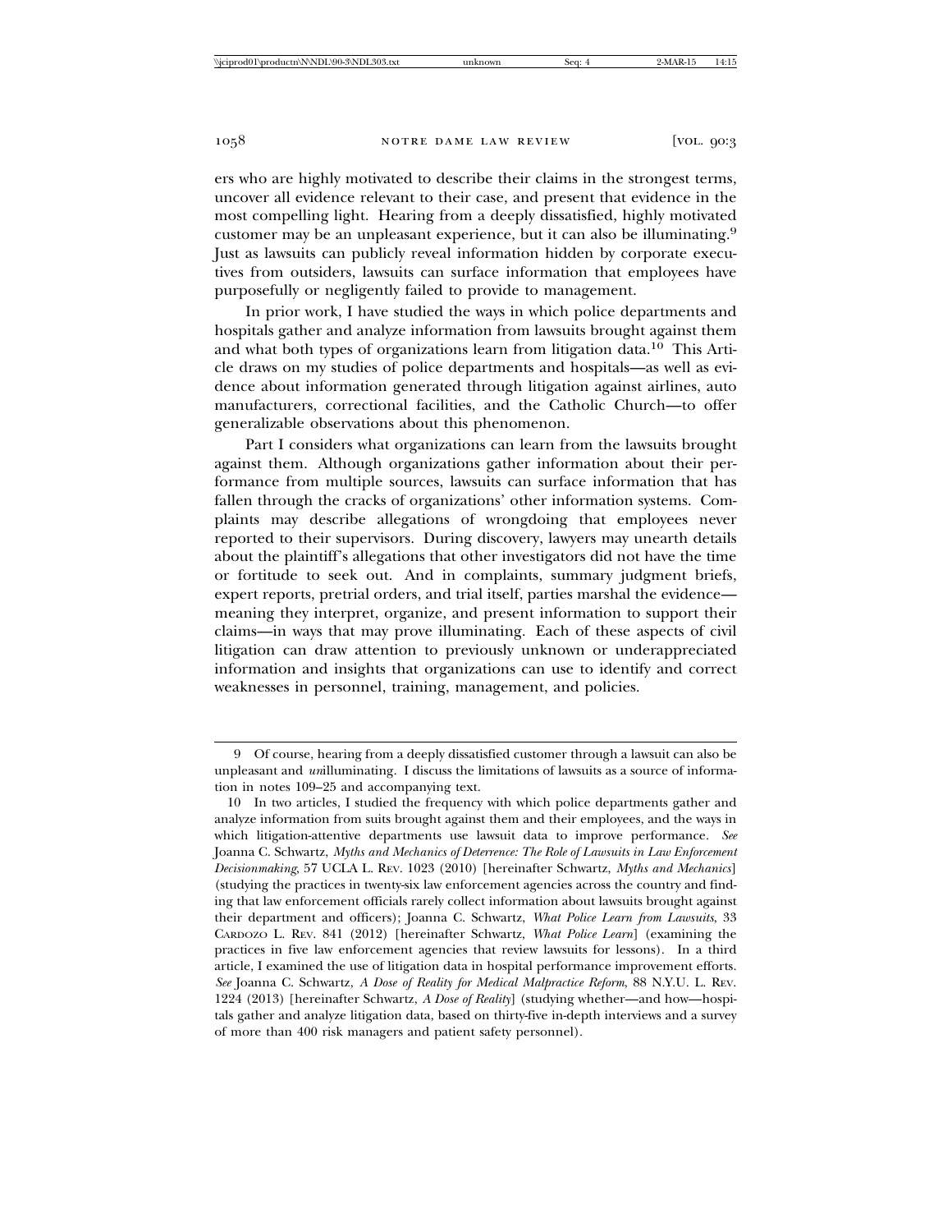ers who are highly motivated to describe their claims in the strongest terms, uncover all evidence relevant to their case, and present that evidence in the most compelling light. Hearing from a deeply dissatisfied, highly motivated customer may be an unpleasant experience, but it can also be illuminating.[9] Just as lawsuits can publicly reveal information hidden by corporate executives from outsiders, lawsuits can surface information that employees have purposefully or negligently failed to provide to management.

In prior work, I have studied the ways in which police departments and hospitals gather and analyze information from lawsuits brought against them and what both types of organizations learn from litigation data.[10] This Article draws on my studies of police departments and hospitals—as well as evidence about information generated through litigation against airlines, auto manufacturers, correctional facilities, and the Catholic Church—to offer generalizable observations about this phenomenon.

Part I considers what organizations can learn from the lawsuits brought against them. Although organizations gather information about their performance from multiple sources, lawsuits can surface information that has fallen through the cracks of organizations' other information systems. Complaints may describe allegations of wrongdoing that employees never reported to their supervisors. During discovery, lawyers may unearth details about the plaintiff's allegations that other investigators did not have the time or fortitude to seek out. And in complaints, summary judgment briefs, expert reports, pretrial orders, and trial itself, parties marshal the evidence—meaning they interpret, organize, and present information to support their claims—in ways that may prove illuminating. Each of these aspects of civil litigation can draw attention to previously unknown or underappreciated information and insights that organizations can use to identify and correct weaknesses in personnel, training, management, and policies.

---

9 Of course, hearing from a deeply dissatisfied customer through a lawsuit can also be unpleasant and *un*illuminating. I discuss the limitations of lawsuits as a source of information in notes 109–25 and accompanying text.

10 In two articles, I studied the frequency with which police departments gather and analyze information from suits brought against them and their employees, and the ways in which litigation-attentive departments use lawsuit data to improve performance. *See* Joanna C. Schwartz, *Myths and Mechanics of Deterrence: The Role of Lawsuits in Law Enforcement Decisionmaking*, 57 UCLA L. REV. 1023 (2010) [hereinafter Schwartz, *Myths and Mechanics*] (studying the practices in twenty-six law enforcement agencies across the country and finding that law enforcement officials rarely collect information about lawsuits brought against their department and officers); Joanna C. Schwartz, *What Police Learn from Lawsuits*, 33 CARDOZO L. REV. 841 (2012) [hereinafter Schwartz, *What Police Learn*] (examining the practices in five law enforcement agencies that review lawsuits for lessons). In a third article, I examined the use of litigation data in hospital performance improvement efforts. *See* Joanna C. Schwartz, *A Dose of Reality for Medical Malpractice Reform*, 88 N.Y.U. L. REV. 1224 (2013) [hereinafter Schwartz, *A Dose of Reality*] (studying whether—and how—hospitals gather and analyze litigation data, based on thirty-five in-depth interviews and a survey of more than 400 risk managers and patient safety personnel).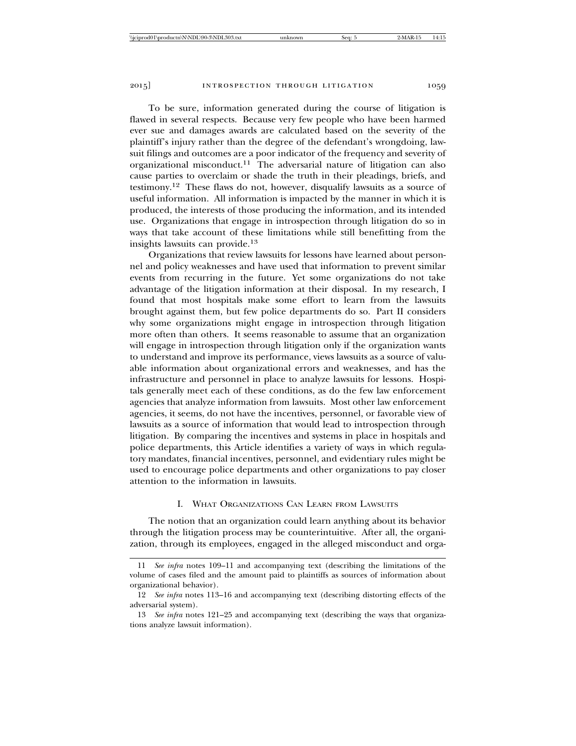To be sure, information generated during the course of litigation is flawed in several respects. Because very few people who have been harmed ever sue and damages awards are calculated based on the severity of the plaintiff's injury rather than the degree of the defendant's wrongdoing, lawsuit filings and outcomes are a poor indicator of the frequency and severity of organizational misconduct.[11] The adversarial nature of litigation can also cause parties to overclaim or shade the truth in their pleadings, briefs, and testimony.[12] These flaws do not, however, disqualify lawsuits as a source of useful information. All information is impacted by the manner in which it is produced, the interests of those producing the information, and its intended use. Organizations that engage in introspection through litigation do so in ways that take account of these limitations while still benefitting from the insights lawsuits can provide.[13]

Organizations that review lawsuits for lessons have learned about personnel and policy weaknesses and have used that information to prevent similar events from recurring in the future. Yet some organizations do not take advantage of the litigation information at their disposal. In my research, I found that most hospitals make some effort to learn from the lawsuits brought against them, but few police departments do so. Part II considers why some organizations might engage in introspection through litigation more often than others. It seems reasonable to assume that an organization will engage in introspection through litigation only if the organization wants to understand and improve its performance, views lawsuits as a source of valuable information about organizational errors and weaknesses, and has the infrastructure and personnel in place to analyze lawsuits for lessons. Hospitals generally meet each of these conditions, as do the few law enforcement agencies that analyze information from lawsuits. Most other law enforcement agencies, it seems, do not have the incentives, personnel, or favorable view of lawsuits as a source of information that would lead to introspection through litigation. By comparing the incentives and systems in place in hospitals and police departments, this Article identifies a variety of ways in which regulatory mandates, financial incentives, personnel, and evidentiary rules might be used to encourage police departments and other organizations to pay closer attention to the information in lawsuits.

## I. What Organizations Can Learn from Lawsuits

The notion that an organization could learn anything about its behavior through the litigation process may be counterintuitive. After all, the organization, through its employees, engaged in the alleged misconduct and orga-

---

11 *See infra* notes 109–11 and accompanying text (describing the limitations of the volume of cases filed and the amount paid to plaintiffs as sources of information about organizational behavior).

12 *See infra* notes 113–16 and accompanying text (describing distorting effects of the adversarial system).

13 *See infra* notes 121–25 and accompanying text (describing the ways that organizations analyze lawsuit information).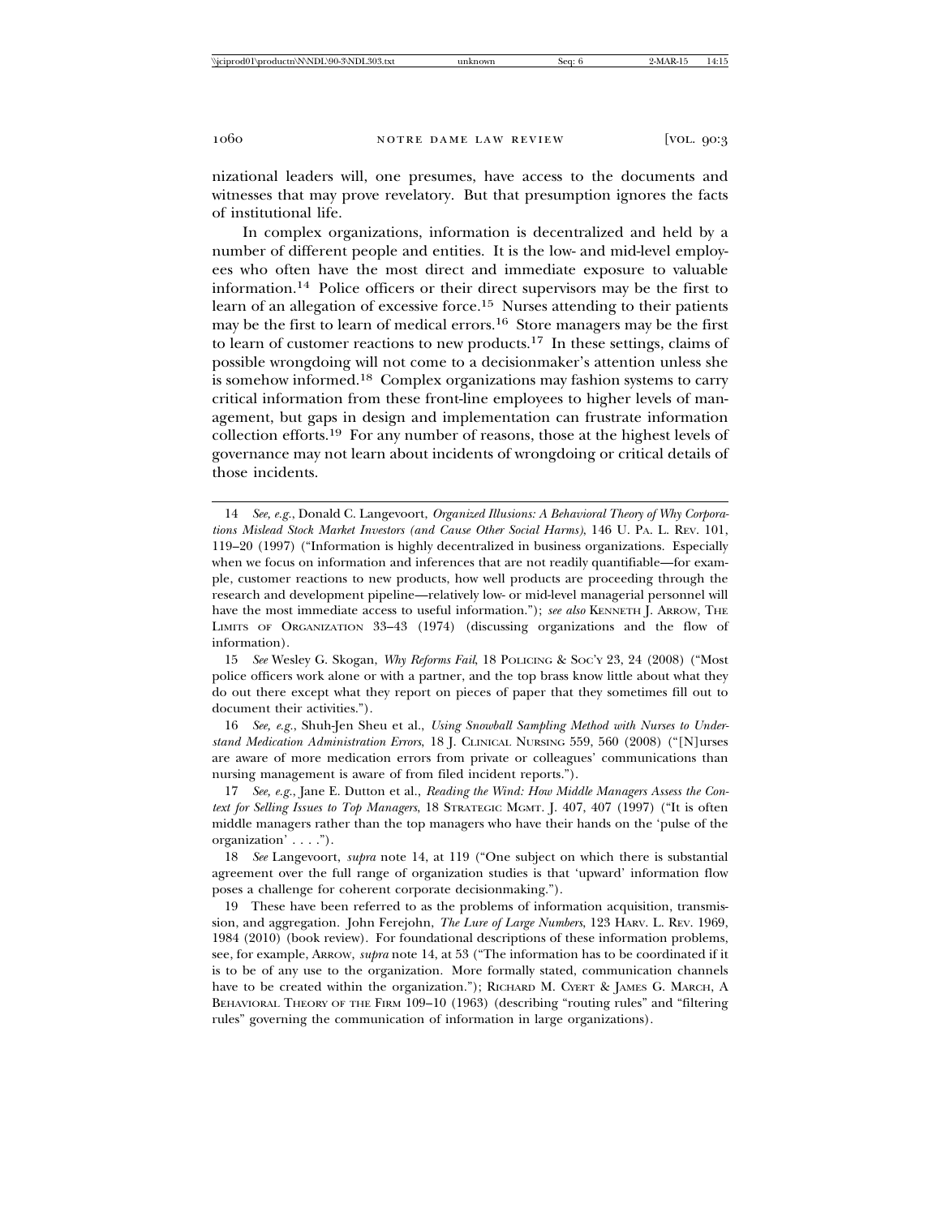nizational leaders will, one presumes, have access to the documents and witnesses that may prove revelatory. But that presumption ignores the facts of institutional life.

In complex organizations, information is decentralized and held by a number of different people and entities. It is the low- and mid-level employees who often have the most direct and immediate exposure to valuable information.[14] Police officers or their direct supervisors may be the first to learn of an allegation of excessive force.[15] Nurses attending to their patients may be the first to learn of medical errors.[16] Store managers may be the first to learn of customer reactions to new products.[17] In these settings, claims of possible wrongdoing will not come to a decisionmaker's attention unless she is somehow informed.[18] Complex organizations may fashion systems to carry critical information from these front-line employees to higher levels of management, but gaps in design and implementation can frustrate information collection efforts.[19] For any number of reasons, those at the highest levels of governance may not learn about incidents of wrongdoing or critical details of those incidents.

---

14 *See, e.g.*, Donald C. Langevoort, *Organized Illusions: A Behavioral Theory of Why Corporations Mislead Stock Market Investors (and Cause Other Social Harms)*, 146 U. PA. L. REV. 101, 119–20 (1997) ("Information is highly decentralized in business organizations. Especially when we focus on information and inferences that are not readily quantifiable—for example, customer reactions to new products, how well products are proceeding through the research and development pipeline—relatively low- or mid-level managerial personnel will have the most immediate access to useful information."); *see also* KENNETH J. ARROW, THE LIMITS OF ORGANIZATION 33–43 (1974) (discussing organizations and the flow of information).

15 *See* Wesley G. Skogan, *Why Reforms Fail*, 18 POLICING & SOC'Y 23, 24 (2008) ("Most police officers work alone or with a partner, and the top brass know little about what they do out there except what they report on pieces of paper that they sometimes fill out to document their activities.").

16 *See, e.g.*, Shuh-Jen Sheu et al., *Using Snowball Sampling Method with Nurses to Understand Medication Administration Errors*, 18 J. CLINICAL NURSING 559, 560 (2008) ("[N]urses are aware of more medication errors from private or colleagues' communications than nursing management is aware of from filed incident reports.").

17 *See, e.g.*, Jane E. Dutton et al., *Reading the Wind: How Middle Managers Assess the Context for Selling Issues to Top Managers*, 18 STRATEGIC MGMT. J. 407, 407 (1997) ("It is often middle managers rather than the top managers who have their hands on the 'pulse of the organization' . . . .").

18 *See* Langevoort, *supra* note 14, at 119 ("One subject on which there is substantial agreement over the full range of organization studies is that 'upward' information flow poses a challenge for coherent corporate decisionmaking.").

19 These have been referred to as the problems of information acquisition, transmission, and aggregation. John Ferejohn, *The Lure of Large Numbers*, 123 HARV. L. REV. 1969, 1984 (2010) (book review). For foundational descriptions of these information problems, see, for example, ARROW, *supra* note 14, at 53 ("The information has to be coordinated if it is to be of any use to the organization. More formally stated, communication channels have to be created within the organization."); RICHARD M. CYERT & JAMES G. MARCH, A BEHAVIORAL THEORY OF THE FIRM 109–10 (1963) (describing "routing rules" and "filtering rules" governing the communication of information in large organizations).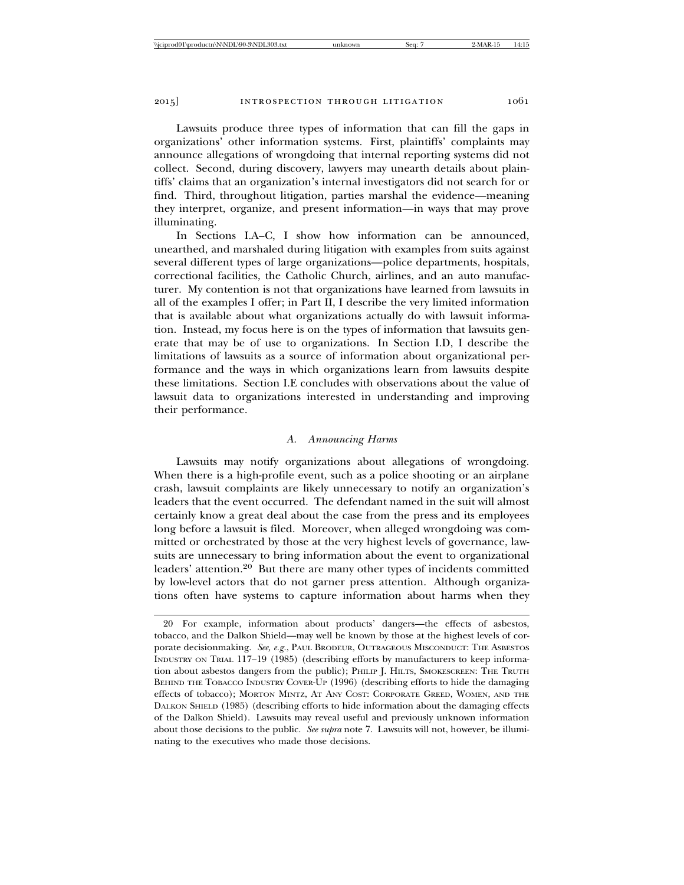Lawsuits produce three types of information that can fill the gaps in organizations' other information systems. First, plaintiffs' complaints may announce allegations of wrongdoing that internal reporting systems did not collect. Second, during discovery, lawyers may unearth details about plaintiffs' claims that an organization's internal investigators did not search for or find. Third, throughout litigation, parties marshal the evidence—meaning they interpret, organize, and present information—in ways that may prove illuminating.

In Sections I.A–C, I show how information can be announced, unearthed, and marshaled during litigation with examples from suits against several different types of large organizations—police departments, hospitals, correctional facilities, the Catholic Church, airlines, and an auto manufacturer. My contention is not that organizations have learned from lawsuits in all of the examples I offer; in Part II, I describe the very limited information that is available about what organizations actually do with lawsuit information. Instead, my focus here is on the types of information that lawsuits generate that may be of use to organizations. In Section I.D, I describe the limitations of lawsuits as a source of information about organizational performance and the ways in which organizations learn from lawsuits despite these limitations. Section I.E concludes with observations about the value of lawsuit data to organizations interested in understanding and improving their performance.

### *A. Announcing Harms*

Lawsuits may notify organizations about allegations of wrongdoing. When there is a high-profile event, such as a police shooting or an airplane crash, lawsuit complaints are likely unnecessary to notify an organization's leaders that the event occurred. The defendant named in the suit will almost certainly know a great deal about the case from the press and its employees long before a lawsuit is filed. Moreover, when alleged wrongdoing was committed or orchestrated by those at the very highest levels of governance, lawsuits are unnecessary to bring information about the event to organizational leaders' attention.[20] But there are many other types of incidents committed by low-level actors that do not garner press attention. Although organizations often have systems to capture information about harms when they

---

20 For example, information about products' dangers—the effects of asbestos, tobacco, and the Dalkon Shield—may well be known by those at the highest levels of corporate decisionmaking. *See, e.g.*, PAUL BRODEUR, OUTRAGEOUS MISCONDUCT: THE ASBESTOS INDUSTRY ON TRIAL 117–19 (1985) (describing efforts by manufacturers to keep information about asbestos dangers from the public); PHILIP J. HILTS, SMOKESCREEN: THE TRUTH BEHIND THE TOBACCO INDUSTRY COVER-UP (1996) (describing efforts to hide the damaging effects of tobacco); MORTON MINTZ, AT ANY COST: CORPORATE GREED, WOMEN, AND THE DALKON SHIELD (1985) (describing efforts to hide information about the damaging effects of the Dalkon Shield). Lawsuits may reveal useful and previously unknown information about those decisions to the public. *See supra* note 7. Lawsuits will not, however, be illuminating to the executives who made those decisions.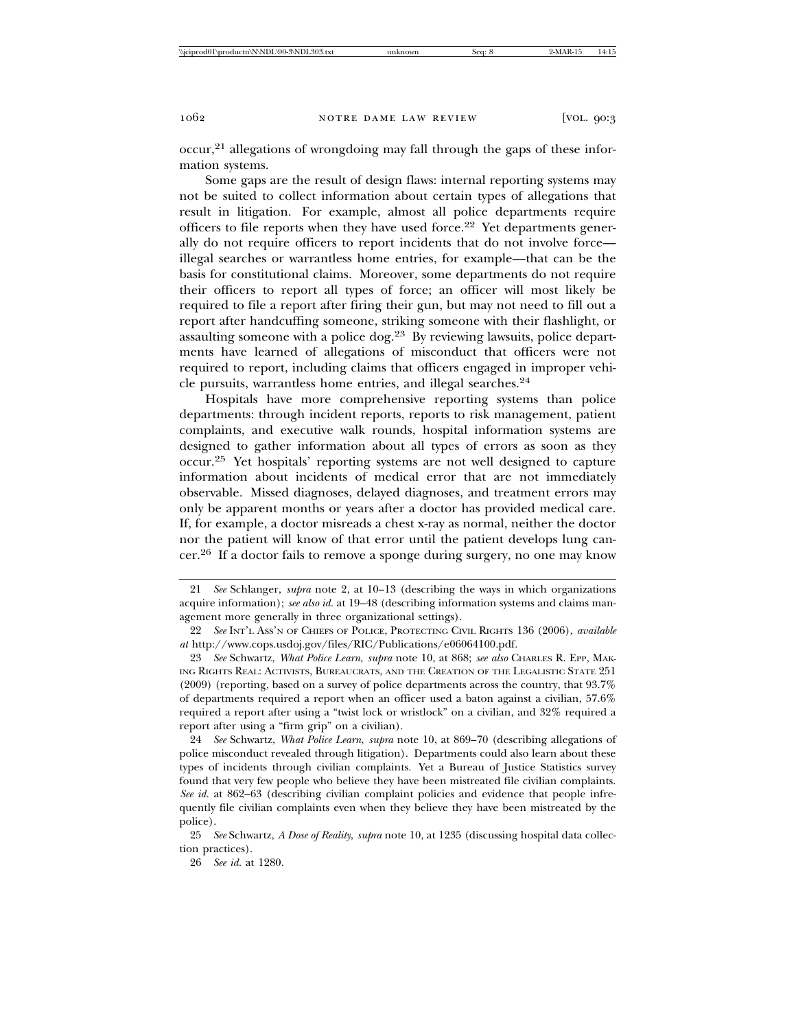occur,[21] allegations of wrongdoing may fall through the gaps of these information systems.

Some gaps are the result of design flaws: internal reporting systems may not be suited to collect information about certain types of allegations that result in litigation. For example, almost all police departments require officers to file reports when they have used force.[22] Yet departments generally do not require officers to report incidents that do not involve force—illegal searches or warrantless home entries, for example—that can be the basis for constitutional claims. Moreover, some departments do not require their officers to report all types of force; an officer will most likely be required to file a report after firing their gun, but may not need to fill out a report after handcuffing someone, striking someone with their flashlight, or assaulting someone with a police dog.[23] By reviewing lawsuits, police departments have learned of allegations of misconduct that officers were not required to report, including claims that officers engaged in improper vehicle pursuits, warrantless home entries, and illegal searches.[24]

Hospitals have more comprehensive reporting systems than police departments: through incident reports, reports to risk management, patient complaints, and executive walk rounds, hospital information systems are designed to gather information about all types of errors as soon as they occur.[25] Yet hospitals' reporting systems are not well designed to capture information about incidents of medical error that are not immediately observable. Missed diagnoses, delayed diagnoses, and treatment errors may only be apparent months or years after a doctor has provided medical care. If, for example, a doctor misreads a chest x-ray as normal, neither the doctor nor the patient will know of that error until the patient develops lung cancer.[26] If a doctor fails to remove a sponge during surgery, no one may know

---

21 *See* Schlanger, *supra* note 2, at 10–13 (describing the ways in which organizations acquire information); *see also id.* at 19–48 (describing information systems and claims management more generally in three organizational settings).

22 *See* INT'L ASS'N OF CHIEFS OF POLICE, PROTECTING CIVIL RIGHTS 136 (2006), *available at* http://www.cops.usdoj.gov/files/RIC/Publications/e06064100.pdf.

23 *See* Schwartz, *What Police Learn*, *supra* note 10, at 868; *see also* CHARLES R. EPP, MAKING RIGHTS REAL: ACTIVISTS, BUREAUCRATS, AND THE CREATION OF THE LEGALISTIC STATE 251 (2009) (reporting, based on a survey of police departments across the country, that 93.7% of departments required a report when an officer used a baton against a civilian, 57.6% required a report after using a "twist lock or wristlock" on a civilian, and 32% required a report after using a "firm grip" on a civilian).

24 *See* Schwartz, *What Police Learn*, *supra* note 10, at 869–70 (describing allegations of police misconduct revealed through litigation). Departments could also learn about these types of incidents through civilian complaints. Yet a Bureau of Justice Statistics survey found that very few people who believe they have been mistreated file civilian complaints. *See id.* at 862–63 (describing civilian complaint policies and evidence that people infrequently file civilian complaints even when they believe they have been mistreated by the police).

25 *See* Schwartz, *A Dose of Reality*, *supra* note 10, at 1235 (discussing hospital data collection practices).

26 *See id.* at 1280.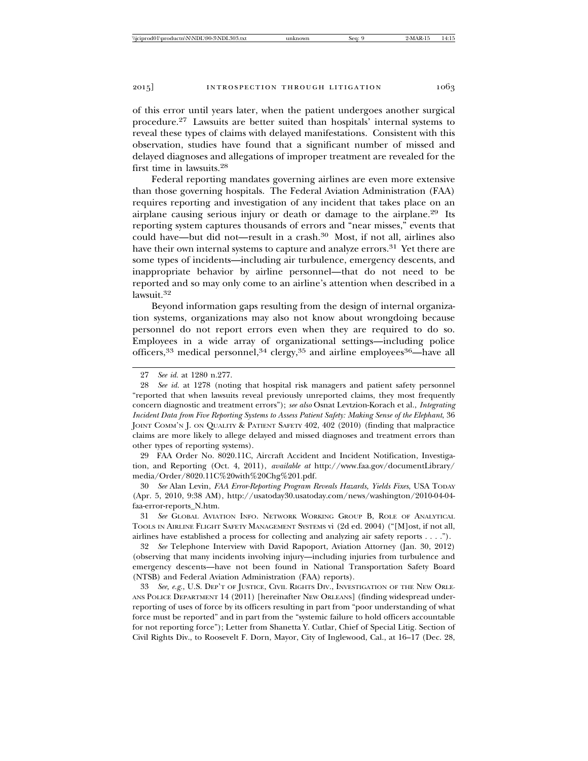of this error until years later, when the patient undergoes another surgical procedure.[27] Lawsuits are better suited than hospitals' internal systems to reveal these types of claims with delayed manifestations. Consistent with this observation, studies have found that a significant number of missed and delayed diagnoses and allegations of improper treatment are revealed for the first time in lawsuits.[28]

Federal reporting mandates governing airlines are even more extensive than those governing hospitals. The Federal Aviation Administration (FAA) requires reporting and investigation of any incident that takes place on an airplane causing serious injury or death or damage to the airplane.[29] Its reporting system captures thousands of errors and "near misses," events that could have—but did not—result in a crash.[30] Most, if not all, airlines also have their own internal systems to capture and analyze errors.[31] Yet there are some types of incidents—including air turbulence, emergency descents, and inappropriate behavior by airline personnel—that do not need to be reported and so may only come to an airline's attention when described in a lawsuit.[32]

Beyond information gaps resulting from the design of internal organization systems, organizations may also not know about wrongdoing because personnel do not report errors even when they are required to do so. Employees in a wide array of organizational settings—including police officers,[33] medical personnel,[34] clergy,[35] and airline employees[36]—have all

---

27 *See id.* at 1280 n.277.

28 *See id.* at 1278 (noting that hospital risk managers and patient safety personnel "reported that when lawsuits reveal previously unreported claims, they most frequently concern diagnostic and treatment errors"); *see also* Osnat Levtzion-Korach et al., *Integrating Incident Data from Five Reporting Systems to Assess Patient Safety: Making Sense of the Elephant*, 36 JOINT COMM'N J. ON QUALITY & PATIENT SAFETY 402, 402 (2010) (finding that malpractice claims are more likely to allege delayed and missed diagnoses and treatment errors than other types of reporting systems).

29 FAA Order No. 8020.11C, Aircraft Accident and Incident Notification, Investigation, and Reporting (Oct. 4, 2011), *available at* http://www.faa.gov/documentLibrary/media/Order/8020.11C%20with%20Chg%201.pdf.

30 *See* Alan Levin, *FAA Error-Reporting Program Reveals Hazards, Yields Fixes*, USA TODAY (Apr. 5, 2010, 9:38 AM), http://usatoday30.usatoday.com/news/washington/2010-04-04-faa-error-reports_N.htm.

31 *See* GLOBAL AVIATION INFO. NETWORK WORKING GROUP B, ROLE OF ANALYTICAL TOOLS IN AIRLINE FLIGHT SAFETY MANAGEMENT SYSTEMS vi (2d ed. 2004) ("[M]ost, if not all, airlines have established a process for collecting and analyzing air safety reports . . . .").

32 *See* Telephone Interview with David Rapoport, Aviation Attorney (Jan. 30, 2012) (observing that many incidents involving injury—including injuries from turbulence and emergency descents—have not been found in National Transportation Safety Board (NTSB) and Federal Aviation Administration (FAA) reports).

33 *See, e.g.*, U.S. DEP'T OF JUSTICE, CIVIL RIGHTS DIV., INVESTIGATION OF THE NEW ORLEANS POLICE DEPARTMENT 14 (2011) [hereinafter NEW ORLEANS] (finding widespread underreporting of uses of force by its officers resulting in part from "poor understanding of what force must be reported" and in part from the "systemic failure to hold officers accountable for not reporting force"); Letter from Shanetta Y. Cutlar, Chief of Special Litig. Section of Civil Rights Div., to Roosevelt F. Dorn, Mayor, City of Inglewood, Cal., at 16–17 (Dec. 28,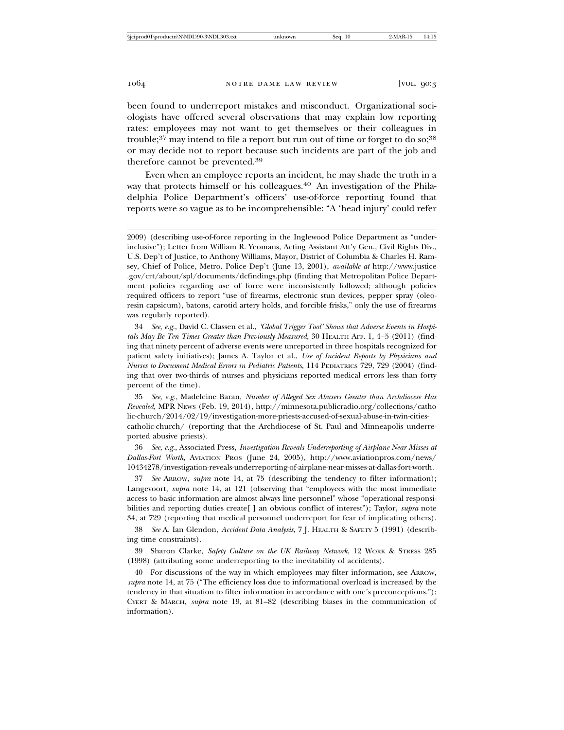been found to underreport mistakes and misconduct. Organizational sociologists have offered several observations that may explain low reporting rates: employees may not want to get themselves or their colleagues in trouble;[37] may intend to file a report but run out of time or forget to do so;[38] or may decide not to report because such incidents are part of the job and therefore cannot be prevented.[39]

Even when an employee reports an incident, he may shade the truth in a way that protects himself or his colleagues.[40] An investigation of the Philadelphia Police Department's officers' use-of-force reporting found that reports were so vague as to be incomprehensible: "A 'head injury' could refer

---

2009) (describing use-of-force reporting in the Inglewood Police Department as "underinclusive"); Letter from William R. Yeomans, Acting Assistant Att'y Gen., Civil Rights Div., U.S. Dep't of Justice, to Anthony Williams, Mayor, District of Columbia & Charles H. Ramsey, Chief of Police, Metro. Police Dep't (June 13, 2001), *available at* http://www.justice.gov/crt/about/spl/documents/dcfindings.php (finding that Metropolitan Police Department policies regarding use of force were inconsistently followed; although policies required officers to report "use of firearms, electronic stun devices, pepper spray (oleoresin capsicum), batons, carotid artery holds, and forcible frisks," only the use of firearms was regularly reported).

34 *See, e.g.*, David C. Classen et al., *'Global Trigger Tool' Shows that Adverse Events in Hospitals May Be Ten Times Greater than Previously Measured*, 30 HEALTH AFF. 1, 4–5 (2011) (finding that ninety percent of adverse events were unreported in three hospitals recognized for patient safety initiatives); James A. Taylor et al., *Use of Incident Reports by Physicians and Nurses to Document Medical Errors in Pediatric Patients*, 114 PEDIATRICS 729, 729 (2004) (finding that over two-thirds of nurses and physicians reported medical errors less than forty percent of the time).

35 *See, e.g.*, Madeleine Baran, *Number of Alleged Sex Abusers Greater than Archdiocese Has Revealed*, MPR NEWS (Feb. 19, 2014), http://minnesota.publicradio.org/collections/catholic-church/2014/02/19/investigation-more-priests-accused-of-sexual-abuse-in-twin-cities-catholic-church/ (reporting that the Archdiocese of St. Paul and Minneapolis underreported abusive priests).

36 *See, e.g.*, Associated Press, *Investigation Reveals Underreporting of Airplane Near Misses at Dallas-Fort Worth*, AVIATION PROS (June 24, 2005), http://www.aviationpros.com/news/10434278/investigation-reveals-underreporting-of-airplane-near-misses-at-dallas-fort-worth.

37 *See* ARROW, *supra* note 14, at 75 (describing the tendency to filter information); Langevoort, *supra* note 14, at 121 (observing that "employees with the most immediate access to basic information are almost always line personnel" whose "operational responsibilities and reporting duties create[ ] an obvious conflict of interest"); Taylor, *supra* note 34, at 729 (reporting that medical personnel underreport for fear of implicating others).

38 *See* A. Ian Glendon, *Accident Data Analysis*, 7 J. HEALTH & SAFETY 5 (1991) (describing time constraints).

39 Sharon Clarke, *Safety Culture on the UK Railway Network*, 12 WORK & STRESS 285 (1998) (attributing some underreporting to the inevitability of accidents).

40 For discussions of the way in which employees may filter information, see ARROW, *supra* note 14, at 75 ("The efficiency loss due to informational overload is increased by the tendency in that situation to filter information in accordance with one's preconceptions."); CYERT & MARCH, *supra* note 19, at 81–82 (describing biases in the communication of information).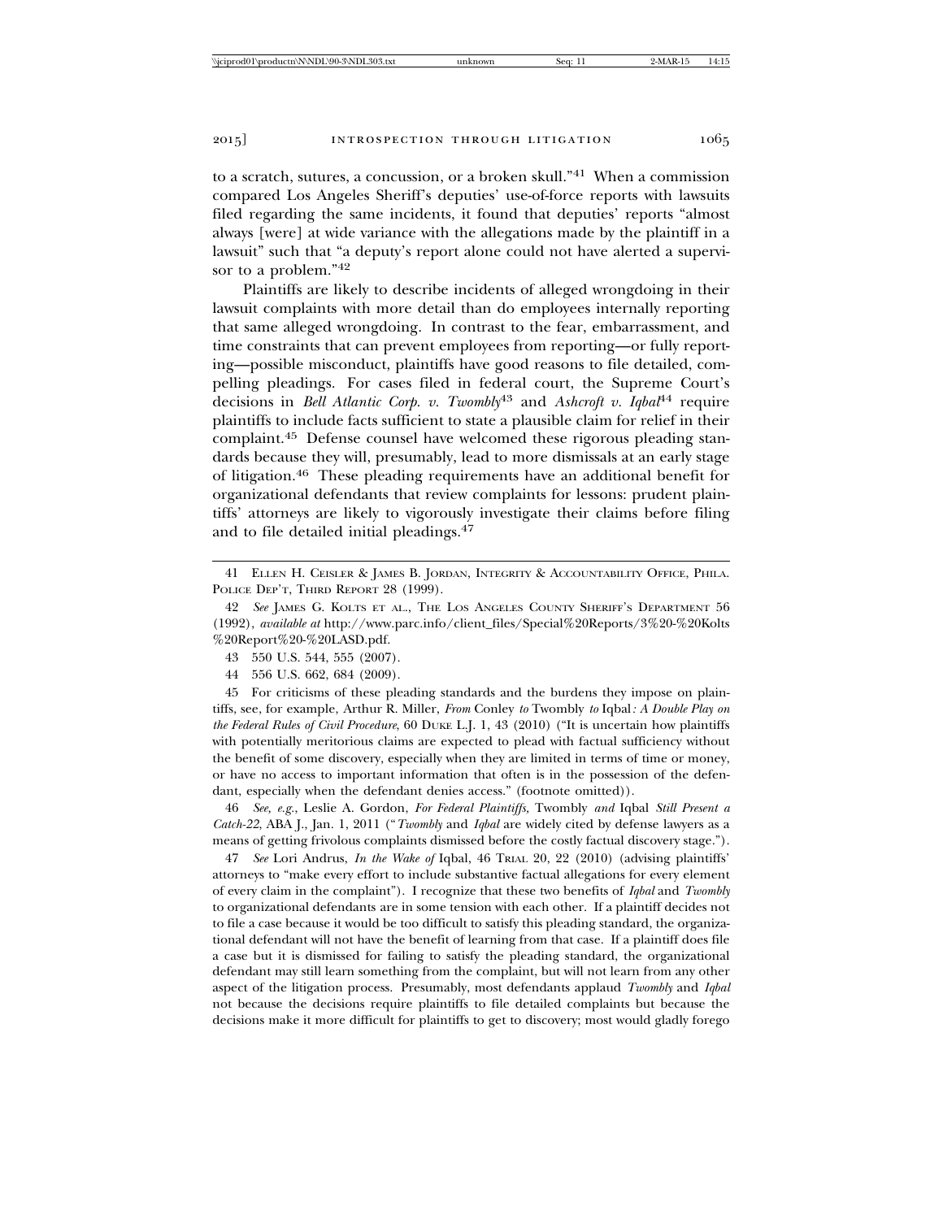to a scratch, sutures, a concussion, or a broken skull."[41] When a commission compared Los Angeles Sheriff's deputies' use-of-force reports with lawsuits filed regarding the same incidents, it found that deputies' reports "almost always [were] at wide variance with the allegations made by the plaintiff in a lawsuit" such that "a deputy's report alone could not have alerted a supervisor to a problem."[42]

Plaintiffs are likely to describe incidents of alleged wrongdoing in their lawsuit complaints with more detail than do employees internally reporting that same alleged wrongdoing. In contrast to the fear, embarrassment, and time constraints that can prevent employees from reporting—or fully reporting—possible misconduct, plaintiffs have good reasons to file detailed, compelling pleadings. For cases filed in federal court, the Supreme Court's decisions in *Bell Atlantic Corp. v. Twombly*[43] and *Ashcroft v. Iqbal*[44] require plaintiffs to include facts sufficient to state a plausible claim for relief in their complaint.[45] Defense counsel have welcomed these rigorous pleading standards because they will, presumably, lead to more dismissals at an early stage of litigation.[46] These pleading requirements have an additional benefit for organizational defendants that review complaints for lessons: prudent plaintiffs' attorneys are likely to vigorously investigate their claims before filing and to file detailed initial pleadings.[47]

---

41 Ellen H. Ceisler & James B. Jordan, Integrity & Accountability Office, Phila. Police Dep't, Third Report 28 (1999).

42 *See* James G. Kolts et al., The Los Angeles County Sheriff's Department 56 (1992), *available at* http://www.parc.info/client_files/Special%20Reports/3%20-%20Kolts%20Report%20-%20LASD.pdf.

43 550 U.S. 544, 555 (2007).

44 556 U.S. 662, 684 (2009).

45 For criticisms of these pleading standards and the burdens they impose on plaintiffs, see, for example, Arthur R. Miller, *From* Conley *to* Twombly *to* Iqbal*: A Double Play on the Federal Rules of Civil Procedure*, 60 Duke L.J. 1, 43 (2010) ("It is uncertain how plaintiffs with potentially meritorious claims are expected to plead with factual sufficiency without the benefit of some discovery, especially when they are limited in terms of time or money, or have no access to important information that often is in the possession of the defendant, especially when the defendant denies access." (footnote omitted)).

46 *See, e.g.*, Leslie A. Gordon, *For Federal Plaintiffs,* Twombly *and* Iqbal *Still Present a Catch-22*, ABA J., Jan. 1, 2011 ("*Twombly* and *Iqbal* are widely cited by defense lawyers as a means of getting frivolous complaints dismissed before the costly factual discovery stage.").

47 *See* Lori Andrus, *In the Wake of* Iqbal, 46 Trial 20, 22 (2010) (advising plaintiffs' attorneys to "make every effort to include substantive factual allegations for every element of every claim in the complaint"). I recognize that these two benefits of *Iqbal* and *Twombly* to organizational defendants are in some tension with each other. If a plaintiff decides not to file a case because it would be too difficult to satisfy this pleading standard, the organizational defendant will not have the benefit of learning from that case. If a plaintiff does file a case but it is dismissed for failing to satisfy the pleading standard, the organizational defendant may still learn something from the complaint, but will not learn from any other aspect of the litigation process. Presumably, most defendants applaud *Twombly* and *Iqbal* not because the decisions require plaintiffs to file detailed complaints but because the decisions make it more difficult for plaintiffs to get to discovery; most would gladly forego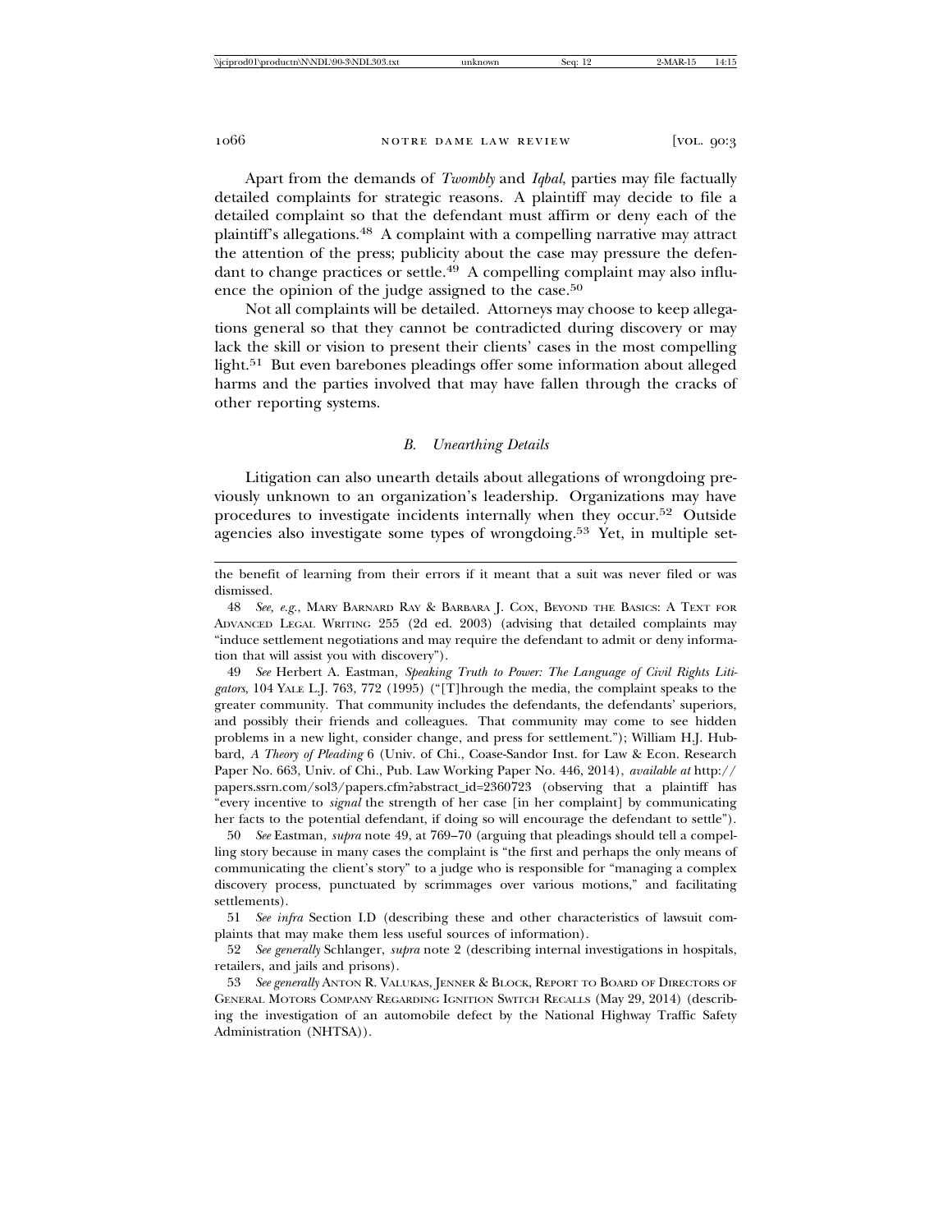Apart from the demands of *Twombly* and *Iqbal*, parties may file factually detailed complaints for strategic reasons. A plaintiff may decide to file a detailed complaint so that the defendant must affirm or deny each of the plaintiff's allegations.[48] A complaint with a compelling narrative may attract the attention of the press; publicity about the case may pressure the defendant to change practices or settle.[49] A compelling complaint may also influence the opinion of the judge assigned to the case.[50]

Not all complaints will be detailed. Attorneys may choose to keep allegations general so that they cannot be contradicted during discovery or may lack the skill or vision to present their clients' cases in the most compelling light.[51] But even barebones pleadings offer some information about alleged harms and the parties involved that may have fallen through the cracks of other reporting systems.

### *B. Unearthing Details*

Litigation can also unearth details about allegations of wrongdoing previously unknown to an organization's leadership. Organizations may have procedures to investigate incidents internally when they occur.[52] Outside agencies also investigate some types of wrongdoing.[53] Yet, in multiple set-

---

the benefit of learning from their errors if it meant that a suit was never filed or was dismissed.

48 *See, e.g.*, MARY BARNARD RAY & BARBARA J. COX, BEYOND THE BASICS: A TEXT FOR ADVANCED LEGAL WRITING 255 (2d ed. 2003) (advising that detailed complaints may "induce settlement negotiations and may require the defendant to admit or deny information that will assist you with discovery").

49 *See* Herbert A. Eastman, *Speaking Truth to Power: The Language of Civil Rights Litigators*, 104 YALE L.J. 763, 772 (1995) ("[T]hrough the media, the complaint speaks to the greater community. That community includes the defendants, the defendants' superiors, and possibly their friends and colleagues. That community may come to see hidden problems in a new light, consider change, and press for settlement."); William H.J. Hubbard, *A Theory of Pleading* 6 (Univ. of Chi., Coase-Sandor Inst. for Law & Econ. Research Paper No. 663, Univ. of Chi., Pub. Law Working Paper No. 446, 2014), *available at* http://papers.ssrn.com/sol3/papers.cfm?abstract_id=2360723 (observing that a plaintiff has "every incentive to *signal* the strength of her case [in her complaint] by communicating her facts to the potential defendant, if doing so will encourage the defendant to settle").

50 *See* Eastman, *supra* note 49, at 769–70 (arguing that pleadings should tell a compelling story because in many cases the complaint is "the first and perhaps the only means of communicating the client's story" to a judge who is responsible for "managing a complex discovery process, punctuated by scrimmages over various motions," and facilitating settlements).

51 *See infra* Section I.D (describing these and other characteristics of lawsuit complaints that may make them less useful sources of information).

52 *See generally* Schlanger, *supra* note 2 (describing internal investigations in hospitals, retailers, and jails and prisons).

53 *See generally* ANTON R. VALUKAS, JENNER & BLOCK, REPORT TO BOARD OF DIRECTORS OF GENERAL MOTORS COMPANY REGARDING IGNITION SWITCH RECALLS (May 29, 2014) (describing the investigation of an automobile defect by the National Highway Traffic Safety Administration (NHTSA)).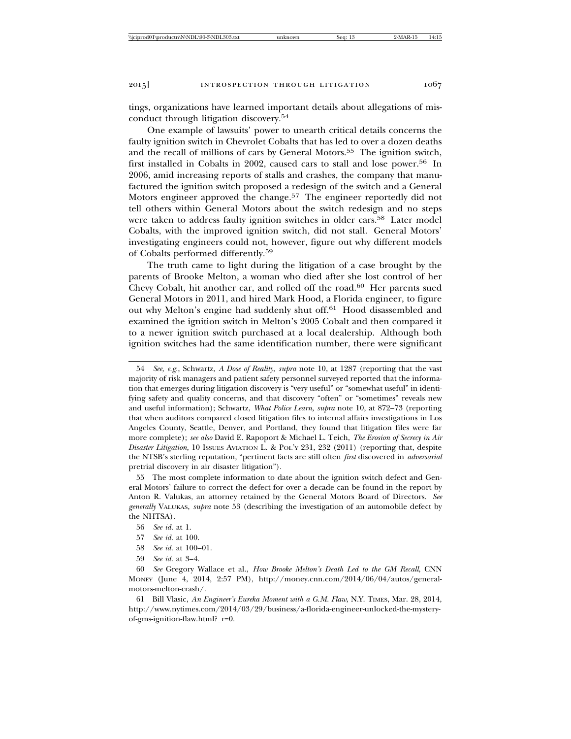tings, organizations have learned important details about allegations of misconduct through litigation discovery.[54]

One example of lawsuits' power to unearth critical details concerns the faulty ignition switch in Chevrolet Cobalts that has led to over a dozen deaths and the recall of millions of cars by General Motors.[55] The ignition switch, first installed in Cobalts in 2002, caused cars to stall and lose power.[56] In 2006, amid increasing reports of stalls and crashes, the company that manufactured the ignition switch proposed a redesign of the switch and a General Motors engineer approved the change.[57] The engineer reportedly did not tell others within General Motors about the switch redesign and no steps were taken to address faulty ignition switches in older cars.[58] Later model Cobalts, with the improved ignition switch, did not stall. General Motors' investigating engineers could not, however, figure out why different models of Cobalts performed differently.[59]

The truth came to light during the litigation of a case brought by the parents of Brooke Melton, a woman who died after she lost control of her Chevy Cobalt, hit another car, and rolled off the road.[60] Her parents sued General Motors in 2011, and hired Mark Hood, a Florida engineer, to figure out why Melton's engine had suddenly shut off.[61] Hood disassembled and examined the ignition switch in Melton's 2005 Cobalt and then compared it to a newer ignition switch purchased at a local dealership. Although both ignition switches had the same identification number, there were significant

---

54 *See, e.g.*, Schwartz, *A Dose of Reality*, *supra* note 10, at 1287 (reporting that the vast majority of risk managers and patient safety personnel surveyed reported that the information that emerges during litigation discovery is "very useful" or "somewhat useful" in identifying safety and quality concerns, and that discovery "often" or "sometimes" reveals new and useful information); Schwartz, *What Police Learn*, *supra* note 10, at 872–73 (reporting that when auditors compared closed litigation files to internal affairs investigations in Los Angeles County, Seattle, Denver, and Portland, they found that litigation files were far more complete); *see also* David E. Rapoport & Michael L. Teich, *The Erosion of Secrecy in Air Disaster Litigation*, 10 ISSUES AVIATION L. & POL'Y 231, 232 (2011) (reporting that, despite the NTSB's sterling reputation, "pertinent facts are still often *first* discovered in *adversarial* pretrial discovery in air disaster litigation").

55 The most complete information to date about the ignition switch defect and General Motors' failure to correct the defect for over a decade can be found in the report by Anton R. Valukas, an attorney retained by the General Motors Board of Directors. *See generally* VALUKAS, *supra* note 53 (describing the investigation of an automobile defect by the NHTSA).

56 *See id.* at 1.

57 *See id.* at 100.

58 *See id.* at 100–01.

59 *See id.* at 3–4.

60 *See* Gregory Wallace et al., *How Brooke Melton's Death Led to the GM Recall*, CNN MONEY (June 4, 2014, 2:57 PM), http://money.cnn.com/2014/06/04/autos/general-motors-melton-crash/.

61 Bill Vlasic, *An Engineer's Eureka Moment with a G.M. Flaw*, N.Y. TIMES, Mar. 28, 2014, http://www.nytimes.com/2014/03/29/business/a-florida-engineer-unlocked-the-mystery-of-gms-ignition-flaw.html?_r=0.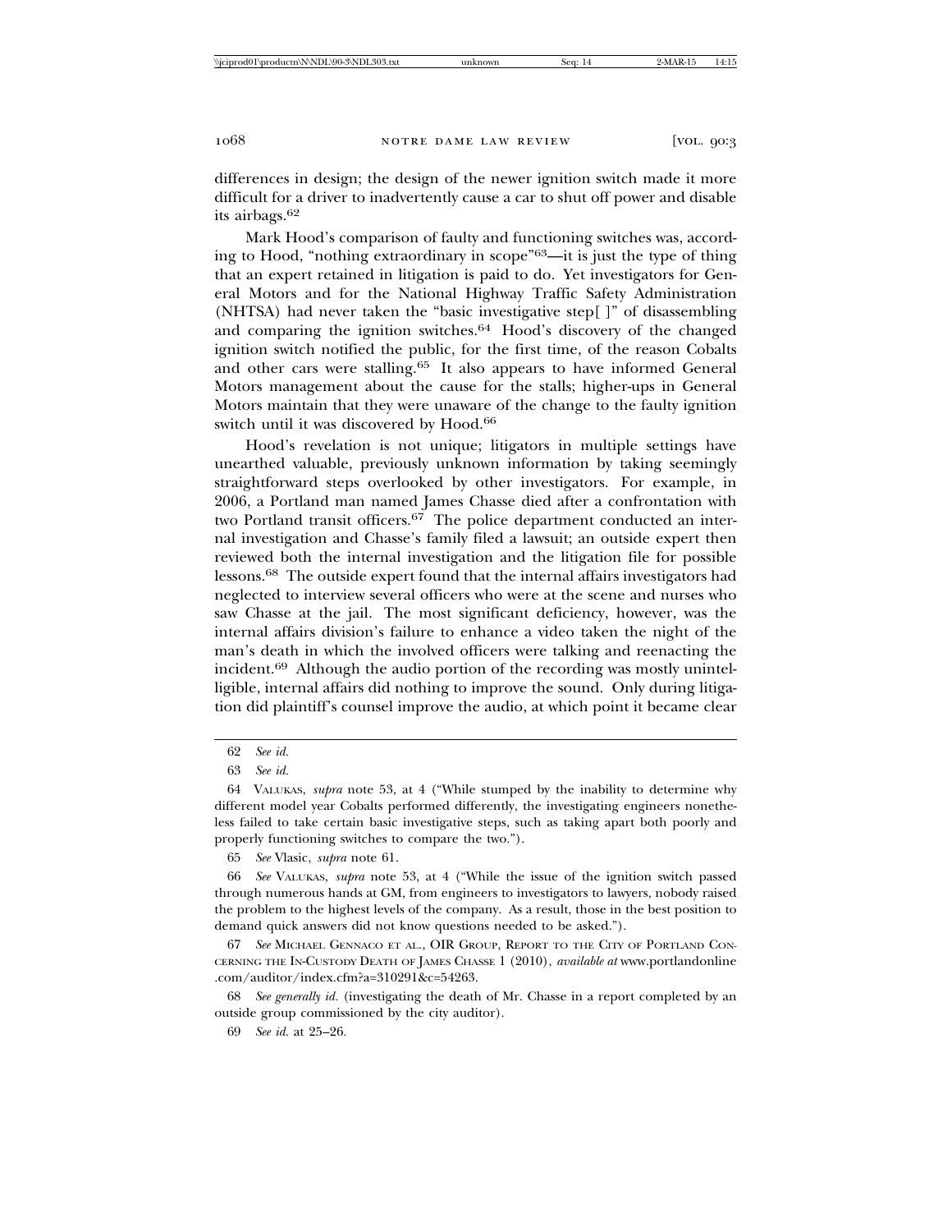differences in design; the design of the newer ignition switch made it more difficult for a driver to inadvertently cause a car to shut off power and disable its airbags.[62]

Mark Hood's comparison of faulty and functioning switches was, according to Hood, "nothing extraordinary in scope"[63]—it is just the type of thing that an expert retained in litigation is paid to do. Yet investigators for General Motors and for the National Highway Traffic Safety Administration (NHTSA) had never taken the "basic investigative step[ ]" of disassembling and comparing the ignition switches.[64] Hood's discovery of the changed ignition switch notified the public, for the first time, of the reason Cobalts and other cars were stalling.[65] It also appears to have informed General Motors management about the cause for the stalls; higher-ups in General Motors maintain that they were unaware of the change to the faulty ignition switch until it was discovered by Hood.[66]

Hood's revelation is not unique; litigators in multiple settings have unearthed valuable, previously unknown information by taking seemingly straightforward steps overlooked by other investigators. For example, in 2006, a Portland man named James Chasse died after a confrontation with two Portland transit officers.[67] The police department conducted an internal investigation and Chasse's family filed a lawsuit; an outside expert then reviewed both the internal investigation and the litigation file for possible lessons.[68] The outside expert found that the internal affairs investigators had neglected to interview several officers who were at the scene and nurses who saw Chasse at the jail. The most significant deficiency, however, was the internal affairs division's failure to enhance a video taken the night of the man's death in which the involved officers were talking and reenacting the incident.[69] Although the audio portion of the recording was mostly unintelligible, internal affairs did nothing to improve the sound. Only during litigation did plaintiff's counsel improve the audio, at which point it became clear

---

62 *See id.*

63 *See id.*

64 VALUKAS, *supra* note 53, at 4 ("While stumped by the inability to determine why different model year Cobalts performed differently, the investigating engineers nonetheless failed to take certain basic investigative steps, such as taking apart both poorly and properly functioning switches to compare the two.").

65 *See* Vlasic, *supra* note 61.

66 *See* VALUKAS, *supra* note 53, at 4 ("While the issue of the ignition switch passed through numerous hands at GM, from engineers to investigators to lawyers, nobody raised the problem to the highest levels of the company. As a result, those in the best position to demand quick answers did not know questions needed to be asked.").

67 *See* MICHAEL GENNACO ET AL., OIR GROUP, REPORT TO THE CITY OF PORTLAND CONCERNING THE IN-CUSTODY DEATH OF JAMES CHASSE 1 (2010), *available at* www.portlandonline.com/auditor/index.cfm?a=310291&c=54263.

68 *See generally id.* (investigating the death of Mr. Chasse in a report completed by an outside group commissioned by the city auditor).

69 *See id.* at 25–26.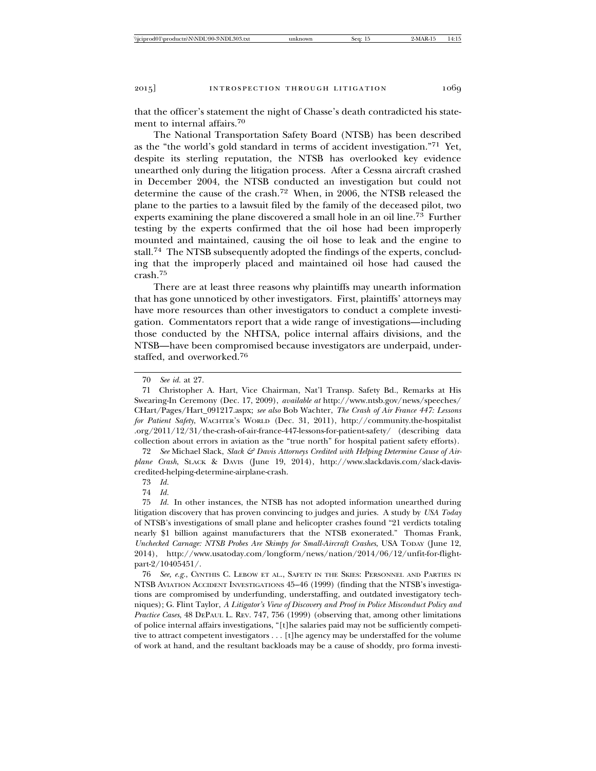that the officer's statement the night of Chasse's death contradicted his statement to internal affairs.[70]

The National Transportation Safety Board (NTSB) has been described as the "the world's gold standard in terms of accident investigation."[71] Yet, despite its sterling reputation, the NTSB has overlooked key evidence unearthed only during the litigation process. After a Cessna aircraft crashed in December 2004, the NTSB conducted an investigation but could not determine the cause of the crash.[72] When, in 2006, the NTSB released the plane to the parties to a lawsuit filed by the family of the deceased pilot, two experts examining the plane discovered a small hole in an oil line.[73] Further testing by the experts confirmed that the oil hose had been improperly mounted and maintained, causing the oil hose to leak and the engine to stall.[74] The NTSB subsequently adopted the findings of the experts, concluding that the improperly placed and maintained oil hose had caused the crash.[75]

There are at least three reasons why plaintiffs may unearth information that has gone unnoticed by other investigators. First, plaintiffs' attorneys may have more resources than other investigators to conduct a complete investigation. Commentators report that a wide range of investigations—including those conducted by the NHTSA, police internal affairs divisions, and the NTSB—have been compromised because investigators are underpaid, understaffed, and overworked.[76]

---

70 *See id.* at 27.

71 Christopher A. Hart, Vice Chairman, Nat'l Transp. Safety Bd., Remarks at His Swearing-In Ceremony (Dec. 17, 2009), *available at* http://www.ntsb.gov/news/speeches/CHart/Pages/Hart_091217.aspx; *see also* Bob Wachter, *The Crash of Air France 447: Lessons for Patient Safety*, WACHTER'S WORLD (Dec. 31, 2011), http://community.the-hospitalist.org/2011/12/31/the-crash-of-air-france-447-lessons-for-patient-safety/ (describing data collection about errors in aviation as the "true north" for hospital patient safety efforts).

72 *See* Michael Slack, *Slack & Davis Attorneys Credited with Helping Determine Cause of Airplane Crash*, SLACK & DAVIS (June 19, 2014), http://www.slackdavis.com/slack-davis-credited-helping-determine-airplane-crash.

73 *Id.*

74 *Id.*

75 *Id.* In other instances, the NTSB has not adopted information unearthed during litigation discovery that has proven convincing to judges and juries. A study by *USA Today* of NTSB's investigations of small plane and helicopter crashes found "21 verdicts totaling nearly $1 billion against manufacturers that the NTSB exonerated." Thomas Frank, *Unchecked Carnage: NTSB Probes Are Skimpy for Small-Aircraft Crashes*, USA TODAY (June 12, 2014), http://www.usatoday.com/longform/news/nation/2014/06/12/unfit-for-flight-part-2/10405451/.

76 *See, e.g.*, CYNTHIS C. LEBOW ET AL., SAFETY IN THE SKIES: PERSONNEL AND PARTIES IN NTSB AVIATION ACCIDENT INVESTIGATIONS 45–46 (1999) (finding that the NTSB's investigations are compromised by underfunding, understaffing, and outdated investigatory techniques); G. Flint Taylor, *A Litigator's View of Discovery and Proof in Police Misconduct Policy and Practice Cases*, 48 DEPAUL L. REV. 747, 756 (1999) (observing that, among other limitations of police internal affairs investigations, "[t]he salaries paid may not be sufficiently competitive to attract competent investigators . . . [t]he agency may be understaffed for the volume of work at hand, and the resultant backloads may be a cause of shoddy, pro forma investi-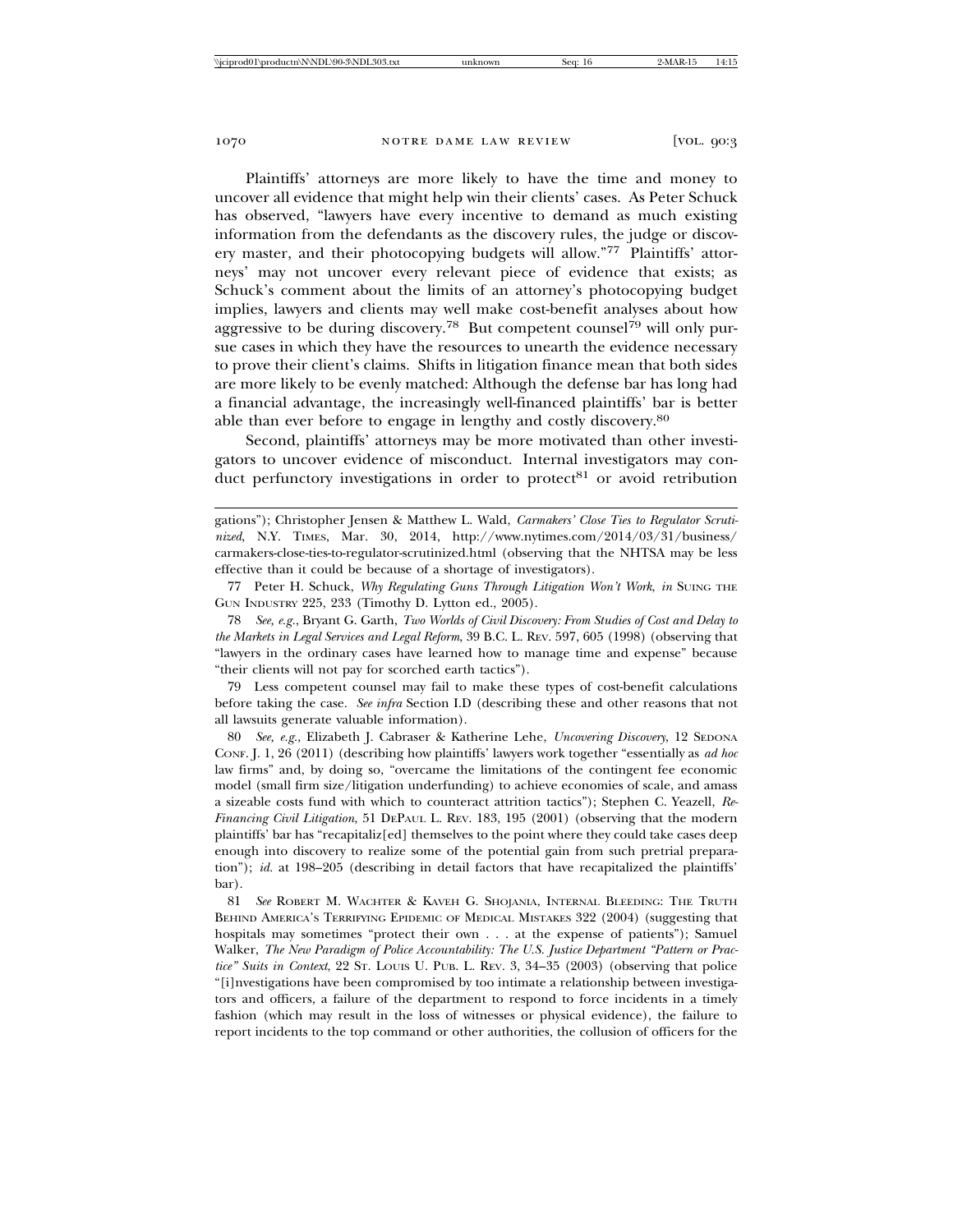Plaintiffs' attorneys are more likely to have the time and money to uncover all evidence that might help win their clients' cases. As Peter Schuck has observed, "lawyers have every incentive to demand as much existing information from the defendants as the discovery rules, the judge or discovery master, and their photocopying budgets will allow."[77] Plaintiffs' attorneys' may not uncover every relevant piece of evidence that exists; as Schuck's comment about the limits of an attorney's photocopying budget implies, lawyers and clients may well make cost-benefit analyses about how aggressive to be during discovery.[78] But competent counsel[79] will only pursue cases in which they have the resources to unearth the evidence necessary to prove their client's claims. Shifts in litigation finance mean that both sides are more likely to be evenly matched: Although the defense bar has long had a financial advantage, the increasingly well-financed plaintiffs' bar is better able than ever before to engage in lengthy and costly discovery.[80]

Second, plaintiffs' attorneys may be more motivated than other investigators to uncover evidence of misconduct. Internal investigators may conduct perfunctory investigations in order to protect[81] or avoid retribution

---

gations"); Christopher Jensen & Matthew L. Wald, *Carmakers' Close Ties to Regulator Scrutinized*, N.Y. TIMES, Mar. 30, 2014, http://www.nytimes.com/2014/03/31/business/carmakers-close-ties-to-regulator-scrutinized.html (observing that the NHTSA may be less effective than it could be because of a shortage of investigators).

77 Peter H. Schuck, *Why Regulating Guns Through Litigation Won't Work*, *in* SUING THE GUN INDUSTRY 225, 233 (Timothy D. Lytton ed., 2005).

78 *See, e.g.*, Bryant G. Garth, *Two Worlds of Civil Discovery: From Studies of Cost and Delay to the Markets in Legal Services and Legal Reform*, 39 B.C. L. REV. 597, 605 (1998) (observing that "lawyers in the ordinary cases have learned how to manage time and expense" because "their clients will not pay for scorched earth tactics").

79 Less competent counsel may fail to make these types of cost-benefit calculations before taking the case. *See infra* Section I.D (describing these and other reasons that not all lawsuits generate valuable information).

80 *See, e.g.*, Elizabeth J. Cabraser & Katherine Lehe, *Uncovering Discovery*, 12 SEDONA CONF. J. 1, 26 (2011) (describing how plaintiffs' lawyers work together "essentially as *ad hoc* law firms" and, by doing so, "overcame the limitations of the contingent fee economic model (small firm size/litigation underfunding) to achieve economies of scale, and amass a sizeable costs fund with which to counteract attrition tactics"); Stephen C. Yeazell, *Re-Financing Civil Litigation*, 51 DEPAUL L. REV. 183, 195 (2001) (observing that the modern plaintiffs' bar has "recapitaliz[ed] themselves to the point where they could take cases deep enough into discovery to realize some of the potential gain from such pretrial preparation"); *id.* at 198–205 (describing in detail factors that have recapitalized the plaintiffs' bar).

81 *See* ROBERT M. WACHTER & KAVEH G. SHOJANIA, INTERNAL BLEEDING: THE TRUTH BEHIND AMERICA'S TERRIFYING EPIDEMIC OF MEDICAL MISTAKES 322 (2004) (suggesting that hospitals may sometimes "protect their own . . . at the expense of patients"); Samuel Walker, *The New Paradigm of Police Accountability: The U.S. Justice Department "Pattern or Practice" Suits in Context*, 22 ST. LOUIS U. PUB. L. REV. 3, 34–35 (2003) (observing that police "[i]nvestigations have been compromised by too intimate a relationship between investigators and officers, a failure of the department to respond to force incidents in a timely fashion (which may result in the loss of witnesses or physical evidence), the failure to report incidents to the top command or other authorities, the collusion of officers for the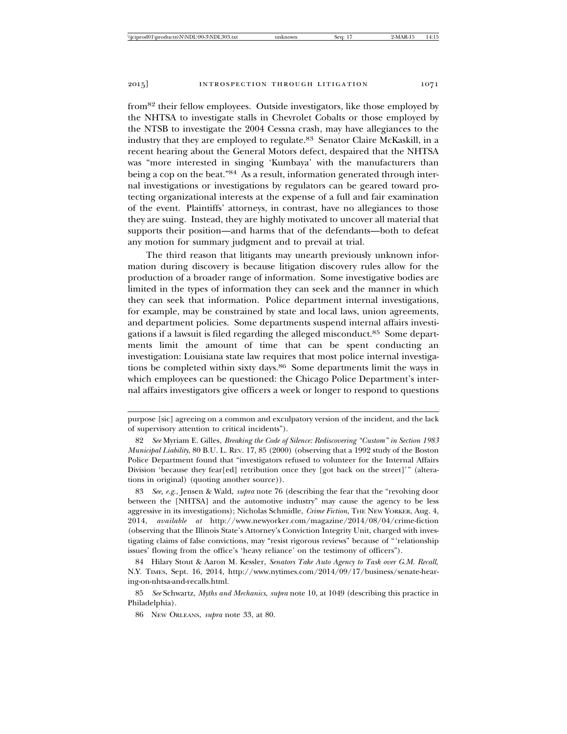from[82] their fellow employees. Outside investigators, like those employed by the NHTSA to investigate stalls in Chevrolet Cobalts or those employed by the NTSB to investigate the 2004 Cessna crash, may have allegiances to the industry that they are employed to regulate.[83] Senator Claire McKaskill, in a recent hearing about the General Motors defect, despaired that the NHTSA was "more interested in singing 'Kumbaya' with the manufacturers than being a cop on the beat."[84] As a result, information generated through internal investigations or investigations by regulators can be geared toward protecting organizational interests at the expense of a full and fair examination of the event. Plaintiffs' attorneys, in contrast, have no allegiances to those they are suing. Instead, they are highly motivated to uncover all material that supports their position—and harms that of the defendants—both to defeat any motion for summary judgment and to prevail at trial.

The third reason that litigants may unearth previously unknown information during discovery is because litigation discovery rules allow for the production of a broader range of information. Some investigative bodies are limited in the types of information they can seek and the manner in which they can seek that information. Police department internal investigations, for example, may be constrained by state and local laws, union agreements, and department policies. Some departments suspend internal affairs investigations if a lawsuit is filed regarding the alleged misconduct.[85] Some departments limit the amount of time that can be spent conducting an investigation: Louisiana state law requires that most police internal investigations be completed within sixty days.[86] Some departments limit the ways in which employees can be questioned: the Chicago Police Department's internal affairs investigators give officers a week or longer to respond to questions

---

purpose [sic] agreeing on a common and exculpatory version of the incident, and the lack of supervisory attention to critical incidents").

82 *See* Myriam E. Gilles, *Breaking the Code of Silence: Rediscovering "Custom" in Section 1983 Municipal Liability*, 80 B.U. L. REV. 17, 85 (2000) (observing that a 1992 study of the Boston Police Department found that "investigators refused to volunteer for the Internal Affairs Division 'because they fear[ed] retribution once they [got back on the street]'" (alterations in original) (quoting another source)).

83 *See, e.g.*, Jensen & Wald, *supra* note 76 (describing the fear that the "revolving door between the [NHTSA] and the automotive industry" may cause the agency to be less aggressive in its investigations); Nicholas Schmidle, *Crime Fiction*, THE NEW YORKER, Aug. 4, 2014, *available at* http://www.newyorker.com/magazine/2014/08/04/crime-fiction (observing that the Illinois State's Attorney's Conviction Integrity Unit, charged with investigating claims of false convictions, may "resist rigorous reviews" because of "'relationship issues' flowing from the office's 'heavy reliance' on the testimony of officers").

84 Hilary Stout & Aaron M. Kessler, *Senators Take Auto Agency to Task over G.M. Recall*, N.Y. TIMES, Sept. 16, 2014, http://www.nytimes.com/2014/09/17/business/senate-hearing-on-nhtsa-and-recalls.html.

85 *See* Schwartz, *Myths and Mechanics*, *supra* note 10, at 1049 (describing this practice in Philadelphia).

86 NEW ORLEANS, *supra* note 33, at 80.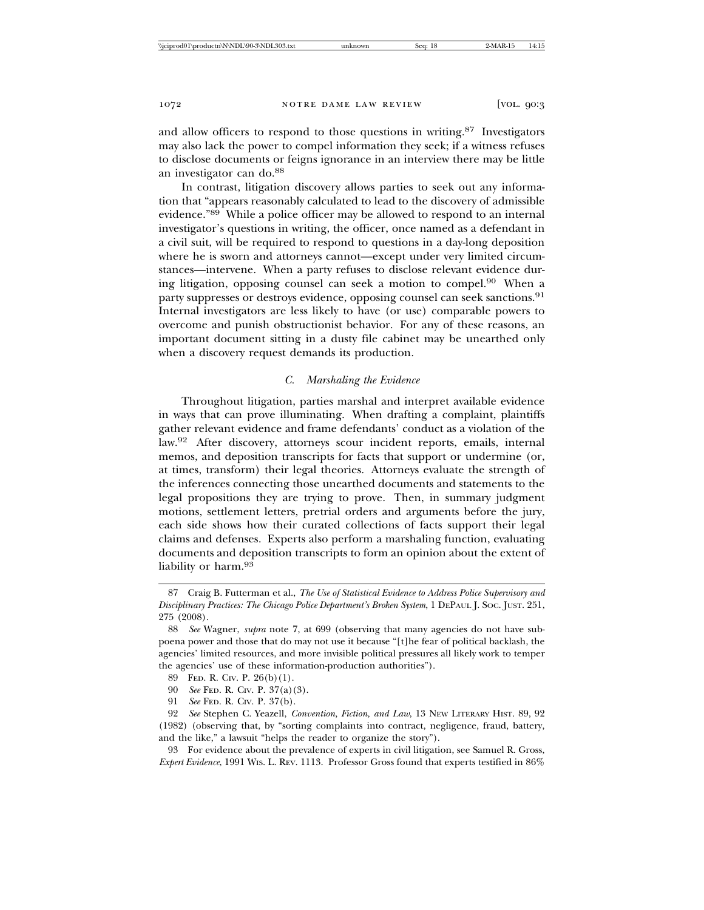and allow officers to respond to those questions in writing.[87] Investigators may also lack the power to compel information they seek; if a witness refuses to disclose documents or feigns ignorance in an interview there may be little an investigator can do.[88]

In contrast, litigation discovery allows parties to seek out any information that "appears reasonably calculated to lead to the discovery of admissible evidence."[89] While a police officer may be allowed to respond to an internal investigator's questions in writing, the officer, once named as a defendant in a civil suit, will be required to respond to questions in a day-long deposition where he is sworn and attorneys cannot—except under very limited circumstances—intervene. When a party refuses to disclose relevant evidence during litigation, opposing counsel can seek a motion to compel.[90] When a party suppresses or destroys evidence, opposing counsel can seek sanctions.[91] Internal investigators are less likely to have (or use) comparable powers to overcome and punish obstructionist behavior. For any of these reasons, an important document sitting in a dusty file cabinet may be unearthed only when a discovery request demands its production.

### *C. Marshaling the Evidence*

Throughout litigation, parties marshal and interpret available evidence in ways that can prove illuminating. When drafting a complaint, plaintiffs gather relevant evidence and frame defendants' conduct as a violation of the law.[92] After discovery, attorneys scour incident reports, emails, internal memos, and deposition transcripts for facts that support or undermine (or, at times, transform) their legal theories. Attorneys evaluate the strength of the inferences connecting those unearthed documents and statements to the legal propositions they are trying to prove. Then, in summary judgment motions, settlement letters, pretrial orders and arguments before the jury, each side shows how their curated collections of facts support their legal claims and defenses. Experts also perform a marshaling function, evaluating documents and deposition transcripts to form an opinion about the extent of liability or harm.[93]

---

87 Craig B. Futterman et al., *The Use of Statistical Evidence to Address Police Supervisory and Disciplinary Practices: The Chicago Police Department's Broken System*, 1 DePaul J. Soc. Just. 251, 275 (2008).

88 *See* Wagner, *supra* note 7, at 699 (observing that many agencies do not have subpoena power and those that do may not use it because "[t]he fear of political backlash, the agencies' limited resources, and more invisible political pressures all likely work to temper the agencies' use of these information-production authorities").

89 Fed. R. Civ. P. 26(b)(1).

90 *See* Fed. R. Civ. P. 37(a)(3).

91 *See* Fed. R. Civ. P. 37(b).

92 *See* Stephen C. Yeazell, *Convention, Fiction, and Law*, 13 New Literary Hist. 89, 92 (1982) (observing that, by "sorting complaints into contract, negligence, fraud, battery, and the like," a lawsuit "helps the reader to organize the story").

93 For evidence about the prevalence of experts in civil litigation, see Samuel R. Gross, *Expert Evidence*, 1991 Wis. L. Rev. 1113. Professor Gross found that experts testified in 86%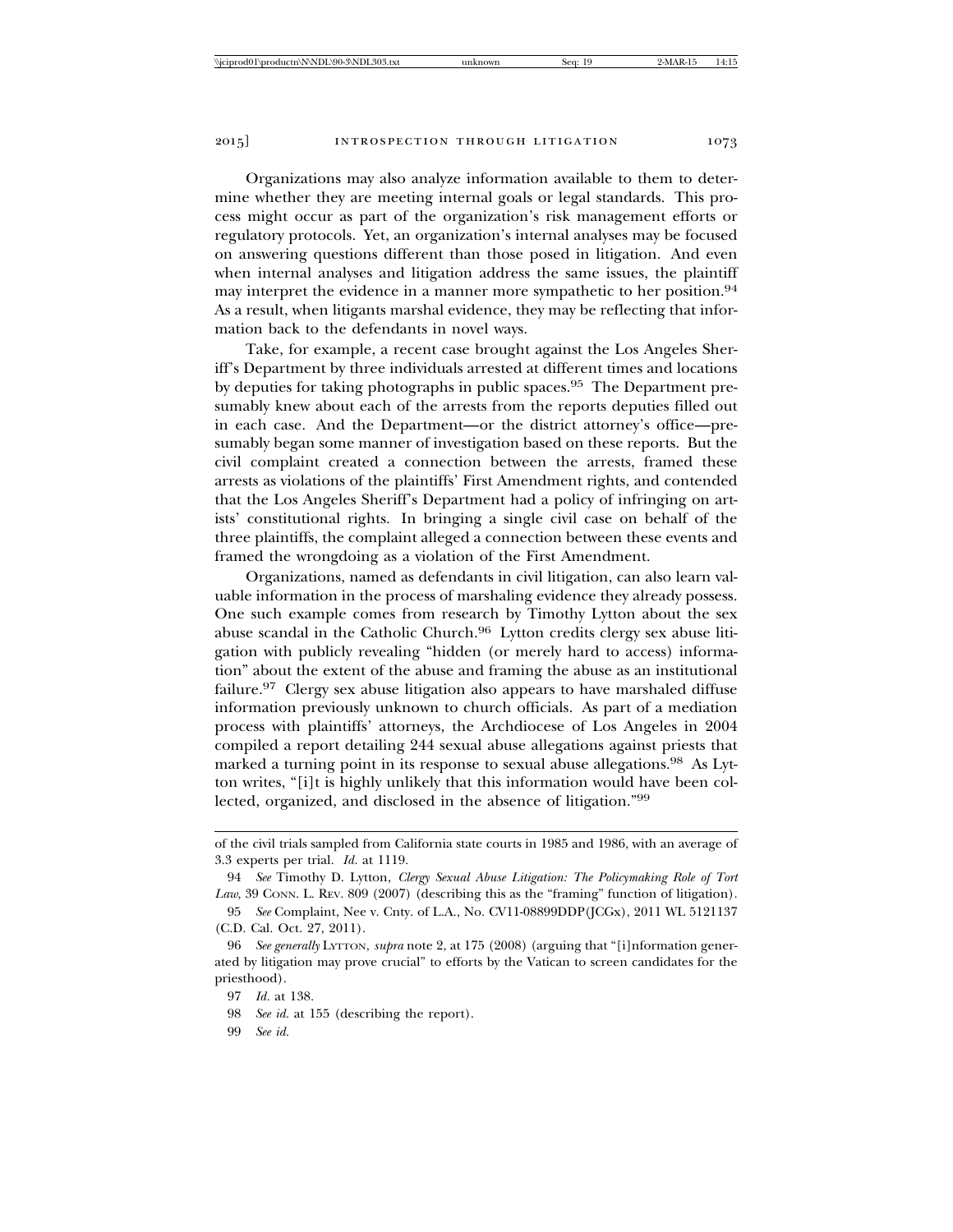Organizations may also analyze information available to them to determine whether they are meeting internal goals or legal standards. This process might occur as part of the organization's risk management efforts or regulatory protocols. Yet, an organization's internal analyses may be focused on answering questions different than those posed in litigation. And even when internal analyses and litigation address the same issues, the plaintiff may interpret the evidence in a manner more sympathetic to her position.[94] As a result, when litigants marshal evidence, they may be reflecting that information back to the defendants in novel ways.

Take, for example, a recent case brought against the Los Angeles Sheriff's Department by three individuals arrested at different times and locations by deputies for taking photographs in public spaces.[95] The Department presumably knew about each of the arrests from the reports deputies filled out in each case. And the Department—or the district attorney's office—presumably began some manner of investigation based on these reports. But the civil complaint created a connection between the arrests, framed these arrests as violations of the plaintiffs' First Amendment rights, and contended that the Los Angeles Sheriff's Department had a policy of infringing on artists' constitutional rights. In bringing a single civil case on behalf of the three plaintiffs, the complaint alleged a connection between these events and framed the wrongdoing as a violation of the First Amendment.

Organizations, named as defendants in civil litigation, can also learn valuable information in the process of marshaling evidence they already possess. One such example comes from research by Timothy Lytton about the sex abuse scandal in the Catholic Church.[96] Lytton credits clergy sex abuse litigation with publicly revealing "hidden (or merely hard to access) information" about the extent of the abuse and framing the abuse as an institutional failure.[97] Clergy sex abuse litigation also appears to have marshaled diffuse information previously unknown to church officials. As part of a mediation process with plaintiffs' attorneys, the Archdiocese of Los Angeles in 2004 compiled a report detailing 244 sexual abuse allegations against priests that marked a turning point in its response to sexual abuse allegations.[98] As Lytton writes, "[i]t is highly unlikely that this information would have been collected, organized, and disclosed in the absence of litigation."[99]

---

of the civil trials sampled from California state courts in 1985 and 1986, with an average of 3.3 experts per trial. *Id.* at 1119.

94 *See* Timothy D. Lytton, *Clergy Sexual Abuse Litigation: The Policymaking Role of Tort Law*, 39 CONN. L. REV. 809 (2007) (describing this as the "framing" function of litigation).

95 *See* Complaint, Nee v. Cnty. of L.A., No. CV11-08899DDP(JCGx), 2011 WL 5121137 (C.D. Cal. Oct. 27, 2011).

96 *See generally* LYTTON, *supra* note 2, at 175 (2008) (arguing that "[i]nformation generated by litigation may prove crucial" to efforts by the Vatican to screen candidates for the priesthood).

97 *Id.* at 138.

98 *See id.* at 155 (describing the report).

99 *See id.*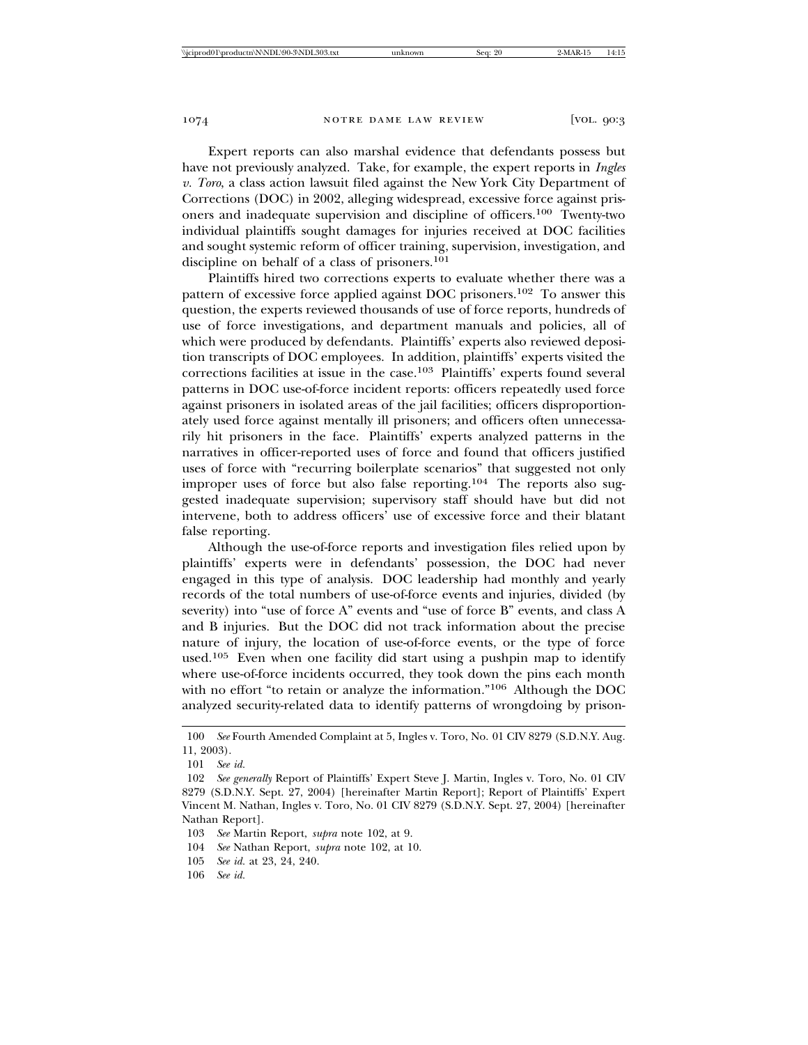Expert reports can also marshal evidence that defendants possess but have not previously analyzed. Take, for example, the expert reports in *Ingles v. Toro*, a class action lawsuit filed against the New York City Department of Corrections (DOC) in 2002, alleging widespread, excessive force against prisoners and inadequate supervision and discipline of officers.[100] Twenty-two individual plaintiffs sought damages for injuries received at DOC facilities and sought systemic reform of officer training, supervision, investigation, and discipline on behalf of a class of prisoners.[101]

Plaintiffs hired two corrections experts to evaluate whether there was a pattern of excessive force applied against DOC prisoners.[102] To answer this question, the experts reviewed thousands of use of force reports, hundreds of use of force investigations, and department manuals and policies, all of which were produced by defendants. Plaintiffs' experts also reviewed deposition transcripts of DOC employees. In addition, plaintiffs' experts visited the corrections facilities at issue in the case.[103] Plaintiffs' experts found several patterns in DOC use-of-force incident reports: officers repeatedly used force against prisoners in isolated areas of the jail facilities; officers disproportionately used force against mentally ill prisoners; and officers often unnecessarily hit prisoners in the face. Plaintiffs' experts analyzed patterns in the narratives in officer-reported uses of force and found that officers justified uses of force with "recurring boilerplate scenarios" that suggested not only improper uses of force but also false reporting.[104] The reports also suggested inadequate supervision; supervisory staff should have but did not intervene, both to address officers' use of excessive force and their blatant false reporting.

Although the use-of-force reports and investigation files relied upon by plaintiffs' experts were in defendants' possession, the DOC had never engaged in this type of analysis. DOC leadership had monthly and yearly records of the total numbers of use-of-force events and injuries, divided (by severity) into "use of force A" events and "use of force B" events, and class A and B injuries. But the DOC did not track information about the precise nature of injury, the location of use-of-force events, or the type of force used.[105] Even when one facility did start using a pushpin map to identify where use-of-force incidents occurred, they took down the pins each month with no effort "to retain or analyze the information."[106] Although the DOC analyzed security-related data to identify patterns of wrongdoing by prison-

---

100 *See* Fourth Amended Complaint at 5, Ingles v. Toro, No. 01 CIV 8279 (S.D.N.Y. Aug. 11, 2003).

101 *See id.*

102 *See generally* Report of Plaintiffs' Expert Steve J. Martin, Ingles v. Toro, No. 01 CIV 8279 (S.D.N.Y. Sept. 27, 2004) [hereinafter Martin Report]; Report of Plaintiffs' Expert Vincent M. Nathan, Ingles v. Toro, No. 01 CIV 8279 (S.D.N.Y. Sept. 27, 2004) [hereinafter Nathan Report].

103 *See* Martin Report, *supra* note 102, at 9.

104 *See* Nathan Report, *supra* note 102, at 10.

105 *See id.* at 23, 24, 240.

106 *See id.*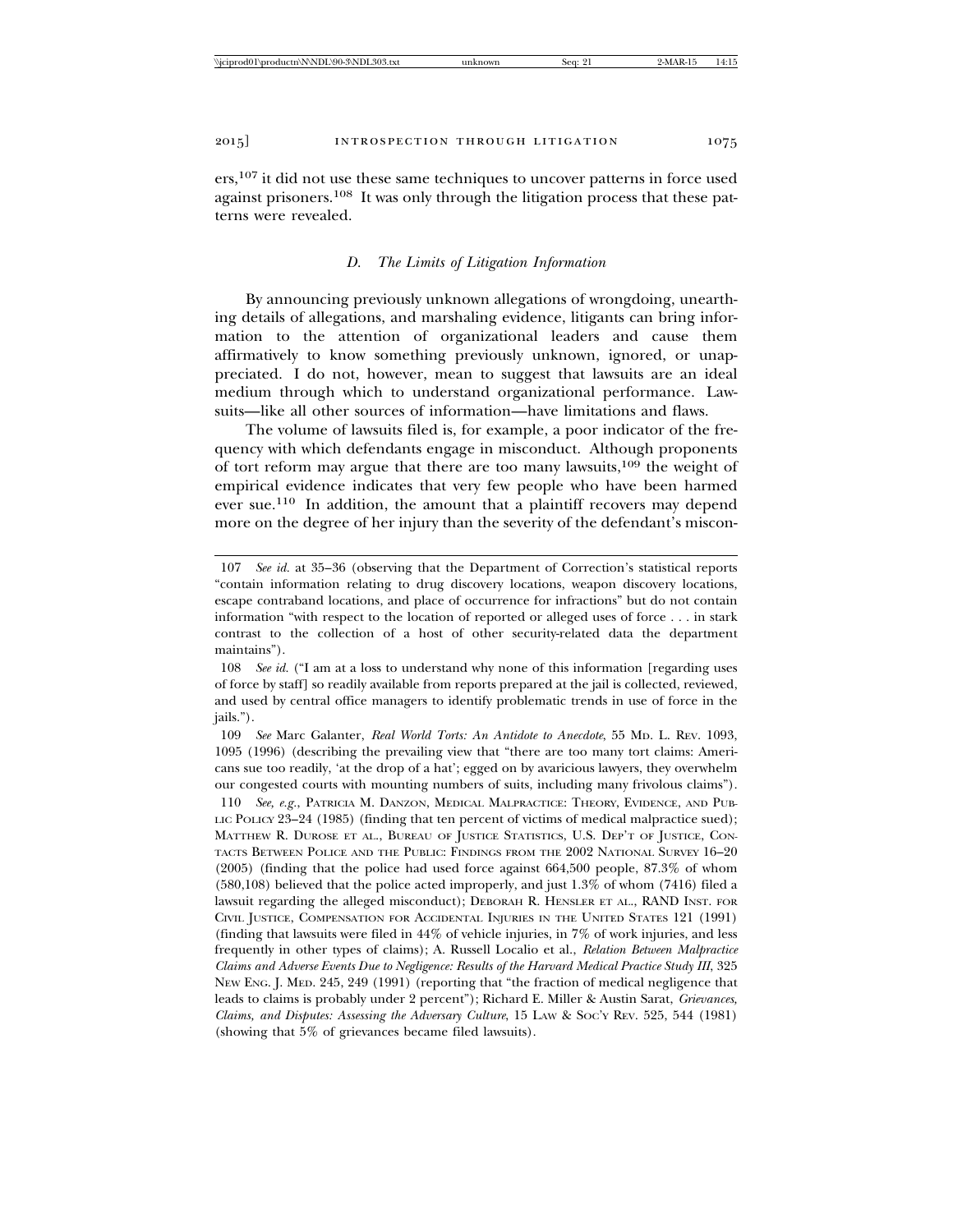ers,[107] it did not use these same techniques to uncover patterns in force used against prisoners.[108] It was only through the litigation process that these patterns were revealed.

### *D. The Limits of Litigation Information*

By announcing previously unknown allegations of wrongdoing, unearthing details of allegations, and marshaling evidence, litigants can bring information to the attention of organizational leaders and cause them affirmatively to know something previously unknown, ignored, or unappreciated. I do not, however, mean to suggest that lawsuits are an ideal medium through which to understand organizational performance. Lawsuits—like all other sources of information—have limitations and flaws.

The volume of lawsuits filed is, for example, a poor indicator of the frequency with which defendants engage in misconduct. Although proponents of tort reform may argue that there are too many lawsuits,[109] the weight of empirical evidence indicates that very few people who have been harmed ever sue.[110] In addition, the amount that a plaintiff recovers may depend more on the degree of her injury than the severity of the defendant's miscon-

---

107 *See id.* at 35–36 (observing that the Department of Correction's statistical reports "contain information relating to drug discovery locations, weapon discovery locations, escape contraband locations, and place of occurrence for infractions" but do not contain information "with respect to the location of reported or alleged uses of force . . . in stark contrast to the collection of a host of other security-related data the department maintains").

108 *See id.* ("I am at a loss to understand why none of this information [regarding uses of force by staff] so readily available from reports prepared at the jail is collected, reviewed, and used by central office managers to identify problematic trends in use of force in the jails.").

109 *See* Marc Galanter, *Real World Torts: An Antidote to Anecdote*, 55 MD. L. REV. 1093, 1095 (1996) (describing the prevailing view that "there are too many tort claims: Americans sue too readily, 'at the drop of a hat'; egged on by avaricious lawyers, they overwhelm our congested courts with mounting numbers of suits, including many frivolous claims").

110 *See, e.g.*, PATRICIA M. DANZON, MEDICAL MALPRACTICE: THEORY, EVIDENCE, AND PUBLIC POLICY 23–24 (1985) (finding that ten percent of victims of medical malpractice sued); MATTHEW R. DUROSE ET AL., BUREAU OF JUSTICE STATISTICS, U.S. DEP'T OF JUSTICE, CONTACTS BETWEEN POLICE AND THE PUBLIC: FINDINGS FROM THE 2002 NATIONAL SURVEY 16–20 (2005) (finding that the police had used force against 664,500 people, 87.3% of whom (580,108) believed that the police acted improperly, and just 1.3% of whom (7416) filed a lawsuit regarding the alleged misconduct); DEBORAH R. HENSLER ET AL., RAND INST. FOR CIVIL JUSTICE, COMPENSATION FOR ACCIDENTAL INJURIES IN THE UNITED STATES 121 (1991) (finding that lawsuits were filed in 44% of vehicle injuries, in 7% of work injuries, and less frequently in other types of claims); A. Russell Localio et al., *Relation Between Malpractice Claims and Adverse Events Due to Negligence: Results of the Harvard Medical Practice Study III*, 325 NEW ENG. J. MED. 245, 249 (1991) (reporting that "the fraction of medical negligence that leads to claims is probably under 2 percent"); Richard E. Miller & Austin Sarat, *Grievances, Claims, and Disputes: Assessing the Adversary Culture*, 15 LAW & SOC'Y REV. 525, 544 (1981) (showing that 5% of grievances became filed lawsuits).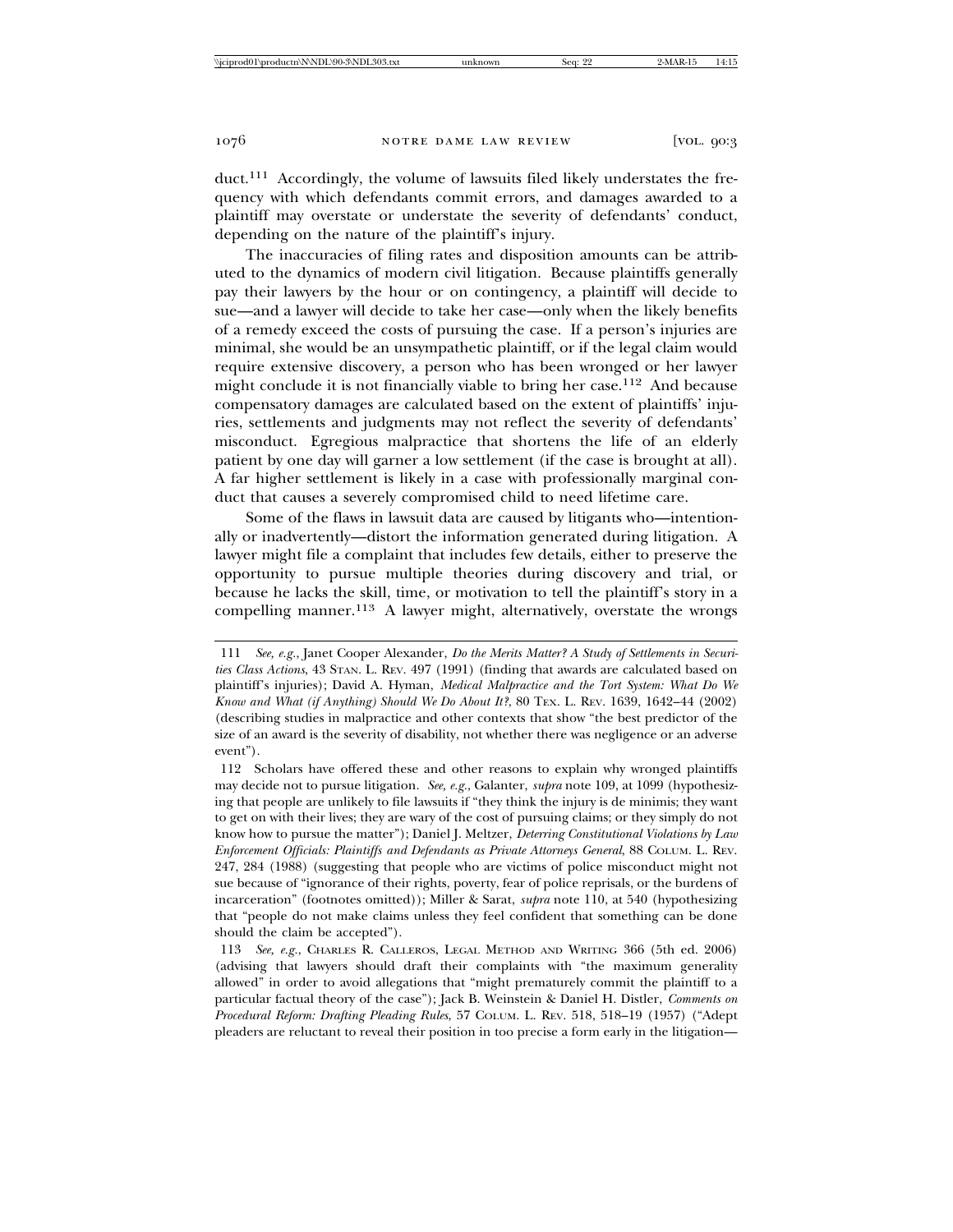duct.[111] Accordingly, the volume of lawsuits filed likely understates the frequency with which defendants commit errors, and damages awarded to a plaintiff may overstate or understate the severity of defendants' conduct, depending on the nature of the plaintiff's injury.

The inaccuracies of filing rates and disposition amounts can be attributed to the dynamics of modern civil litigation. Because plaintiffs generally pay their lawyers by the hour or on contingency, a plaintiff will decide to sue—and a lawyer will decide to take her case—only when the likely benefits of a remedy exceed the costs of pursuing the case. If a person's injuries are minimal, she would be an unsympathetic plaintiff, or if the legal claim would require extensive discovery, a person who has been wronged or her lawyer might conclude it is not financially viable to bring her case.[112] And because compensatory damages are calculated based on the extent of plaintiffs' injuries, settlements and judgments may not reflect the severity of defendants' misconduct. Egregious malpractice that shortens the life of an elderly patient by one day will garner a low settlement (if the case is brought at all). A far higher settlement is likely in a case with professionally marginal conduct that causes a severely compromised child to need lifetime care.

Some of the flaws in lawsuit data are caused by litigants who—intentionally or inadvertently—distort the information generated during litigation. A lawyer might file a complaint that includes few details, either to preserve the opportunity to pursue multiple theories during discovery and trial, or because he lacks the skill, time, or motivation to tell the plaintiff's story in a compelling manner.[113] A lawyer might, alternatively, overstate the wrongs

---

111 *See, e.g.*, Janet Cooper Alexander, *Do the Merits Matter? A Study of Settlements in Securities Class Actions*, 43 STAN. L. REV. 497 (1991) (finding that awards are calculated based on plaintiff's injuries); David A. Hyman, *Medical Malpractice and the Tort System: What Do We Know and What (if Anything) Should We Do About It?*, 80 TEX. L. REV. 1639, 1642–44 (2002) (describing studies in malpractice and other contexts that show "the best predictor of the size of an award is the severity of disability, not whether there was negligence or an adverse event").

112 Scholars have offered these and other reasons to explain why wronged plaintiffs may decide not to pursue litigation. *See, e.g.*, Galanter, *supra* note 109, at 1099 (hypothesizing that people are unlikely to file lawsuits if "they think the injury is de minimis; they want to get on with their lives; they are wary of the cost of pursuing claims; or they simply do not know how to pursue the matter"); Daniel J. Meltzer, *Deterring Constitutional Violations by Law Enforcement Officials: Plaintiffs and Defendants as Private Attorneys General*, 88 COLUM. L. REV. 247, 284 (1988) (suggesting that people who are victims of police misconduct might not sue because of "ignorance of their rights, poverty, fear of police reprisals, or the burdens of incarceration" (footnotes omitted)); Miller & Sarat, *supra* note 110, at 540 (hypothesizing that "people do not make claims unless they feel confident that something can be done should the claim be accepted").

113 *See, e.g.*, CHARLES R. CALLEROS, LEGAL METHOD AND WRITING 366 (5th ed. 2006) (advising that lawyers should draft their complaints with "the maximum generality allowed" in order to avoid allegations that "might prematurely commit the plaintiff to a particular factual theory of the case"); Jack B. Weinstein & Daniel H. Distler, *Comments on Procedural Reform: Drafting Pleading Rules*, 57 COLUM. L. REV. 518, 518–19 (1957) ("Adept pleaders are reluctant to reveal their position in too precise a form early in the litigation—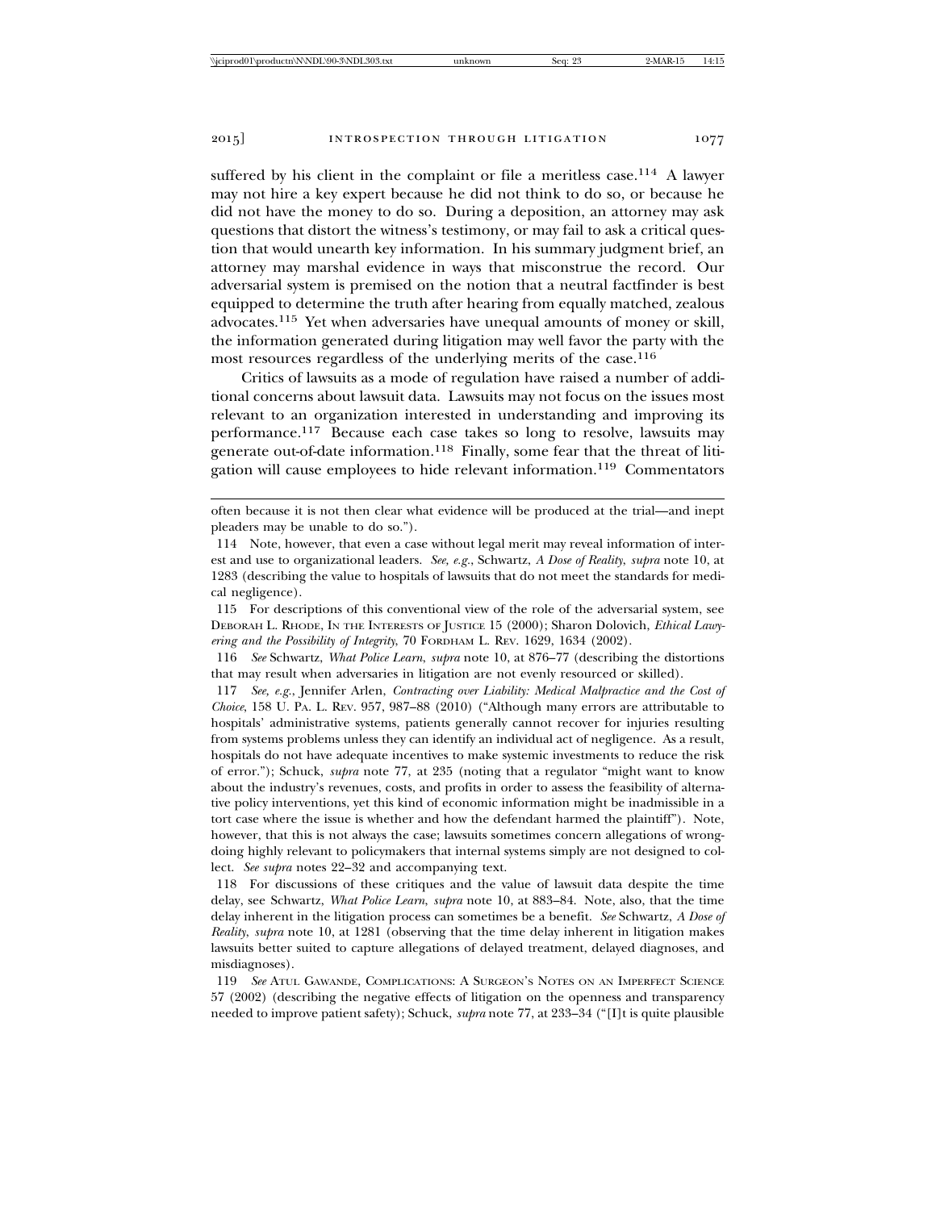suffered by his client in the complaint or file a meritless case.[114] A lawyer may not hire a key expert because he did not think to do so, or because he did not have the money to do so. During a deposition, an attorney may ask questions that distort the witness's testimony, or may fail to ask a critical question that would unearth key information. In his summary judgment brief, an attorney may marshal evidence in ways that misconstrue the record. Our adversarial system is premised on the notion that a neutral factfinder is best equipped to determine the truth after hearing from equally matched, zealous advocates.[115] Yet when adversaries have unequal amounts of money or skill, the information generated during litigation may well favor the party with the most resources regardless of the underlying merits of the case.[116]

Critics of lawsuits as a mode of regulation have raised a number of additional concerns about lawsuit data. Lawsuits may not focus on the issues most relevant to an organization interested in understanding and improving its performance.[117] Because each case takes so long to resolve, lawsuits may generate out-of-date information.[118] Finally, some fear that the threat of litigation will cause employees to hide relevant information.[119] Commentators

---

often because it is not then clear what evidence will be produced at the trial—and inept pleaders may be unable to do so.").

114 Note, however, that even a case without legal merit may reveal information of interest and use to organizational leaders. *See, e.g.*, Schwartz, *A Dose of Reality*, *supra* note 10, at 1283 (describing the value to hospitals of lawsuits that do not meet the standards for medical negligence).

115 For descriptions of this conventional view of the role of the adversarial system, see DEBORAH L. RHODE, IN THE INTERESTS OF JUSTICE 15 (2000); Sharon Dolovich, *Ethical Lawyering and the Possibility of Integrity*, 70 FORDHAM L. REV. 1629, 1634 (2002).

116 *See* Schwartz, *What Police Learn*, *supra* note 10, at 876–77 (describing the distortions that may result when adversaries in litigation are not evenly resourced or skilled).

117 *See, e.g.*, Jennifer Arlen, *Contracting over Liability: Medical Malpractice and the Cost of Choice*, 158 U. PA. L. REV. 957, 987–88 (2010) ("Although many errors are attributable to hospitals' administrative systems, patients generally cannot recover for injuries resulting from systems problems unless they can identify an individual act of negligence. As a result, hospitals do not have adequate incentives to make systemic investments to reduce the risk of error."); Schuck, *supra* note 77, at 235 (noting that a regulator "might want to know about the industry's revenues, costs, and profits in order to assess the feasibility of alternative policy interventions, yet this kind of economic information might be inadmissible in a tort case where the issue is whether and how the defendant harmed the plaintiff"). Note, however, that this is not always the case; lawsuits sometimes concern allegations of wrongdoing highly relevant to policymakers that internal systems simply are not designed to collect. *See supra* notes 22–32 and accompanying text.

118 For discussions of these critiques and the value of lawsuit data despite the time delay, see Schwartz, *What Police Learn*, *supra* note 10, at 883–84. Note, also, that the time delay inherent in the litigation process can sometimes be a benefit. *See* Schwartz, *A Dose of Reality*, *supra* note 10, at 1281 (observing that the time delay inherent in litigation makes lawsuits better suited to capture allegations of delayed treatment, delayed diagnoses, and misdiagnoses).

119 *See* ATUL GAWANDE, COMPLICATIONS: A SURGEON'S NOTES ON AN IMPERFECT SCIENCE 57 (2002) (describing the negative effects of litigation on the openness and transparency needed to improve patient safety); Schuck, *supra* note 77, at 233–34 ("[I]t is quite plausible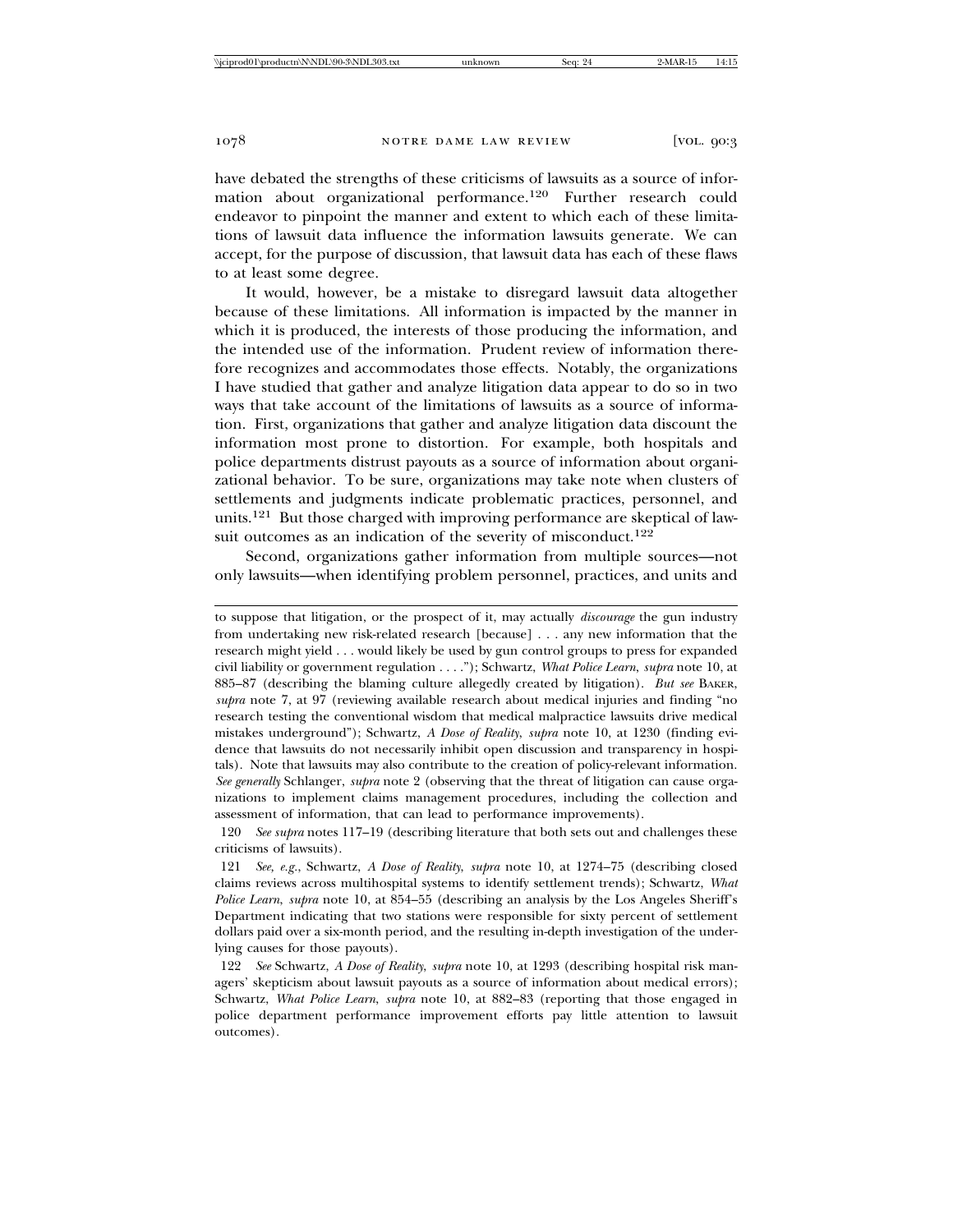have debated the strengths of these criticisms of lawsuits as a source of information about organizational performance.[120] Further research could endeavor to pinpoint the manner and extent to which each of these limitations of lawsuit data influence the information lawsuits generate. We can accept, for the purpose of discussion, that lawsuit data has each of these flaws to at least some degree.

It would, however, be a mistake to disregard lawsuit data altogether because of these limitations. All information is impacted by the manner in which it is produced, the interests of those producing the information, and the intended use of the information. Prudent review of information therefore recognizes and accommodates those effects. Notably, the organizations I have studied that gather and analyze litigation data appear to do so in two ways that take account of the limitations of lawsuits as a source of information. First, organizations that gather and analyze litigation data discount the information most prone to distortion. For example, both hospitals and police departments distrust payouts as a source of information about organizational behavior. To be sure, organizations may take note when clusters of settlements and judgments indicate problematic practices, personnel, and units.[121] But those charged with improving performance are skeptical of lawsuit outcomes as an indication of the severity of misconduct.[122]

Second, organizations gather information from multiple sources—not only lawsuits—when identifying problem personnel, practices, and units and

---

to suppose that litigation, or the prospect of it, may actually *discourage* the gun industry from undertaking new risk-related research [because] . . . any new information that the research might yield . . . would likely be used by gun control groups to press for expanded civil liability or government regulation . . . ."); Schwartz, *What Police Learn*, *supra* note 10, at 885–87 (describing the blaming culture allegedly created by litigation). *But see* BAKER, *supra* note 7, at 97 (reviewing available research about medical injuries and finding "no research testing the conventional wisdom that medical malpractice lawsuits drive medical mistakes underground"); Schwartz, *A Dose of Reality*, *supra* note 10, at 1230 (finding evidence that lawsuits do not necessarily inhibit open discussion and transparency in hospitals). Note that lawsuits may also contribute to the creation of policy-relevant information. *See generally* Schlanger, *supra* note 2 (observing that the threat of litigation can cause organizations to implement claims management procedures, including the collection and assessment of information, that can lead to performance improvements).

120 *See supra* notes 117–19 (describing literature that both sets out and challenges these criticisms of lawsuits).

121 *See, e.g.*, Schwartz, *A Dose of Reality*, *supra* note 10, at 1274–75 (describing closed claims reviews across multihospital systems to identify settlement trends); Schwartz, *What Police Learn*, *supra* note 10, at 854–55 (describing an analysis by the Los Angeles Sheriff's Department indicating that two stations were responsible for sixty percent of settlement dollars paid over a six-month period, and the resulting in-depth investigation of the underlying causes for those payouts).

122 *See* Schwartz, *A Dose of Reality*, *supra* note 10, at 1293 (describing hospital risk managers' skepticism about lawsuit payouts as a source of information about medical errors); Schwartz, *What Police Learn*, *supra* note 10, at 882–83 (reporting that those engaged in police department performance improvement efforts pay little attention to lawsuit outcomes).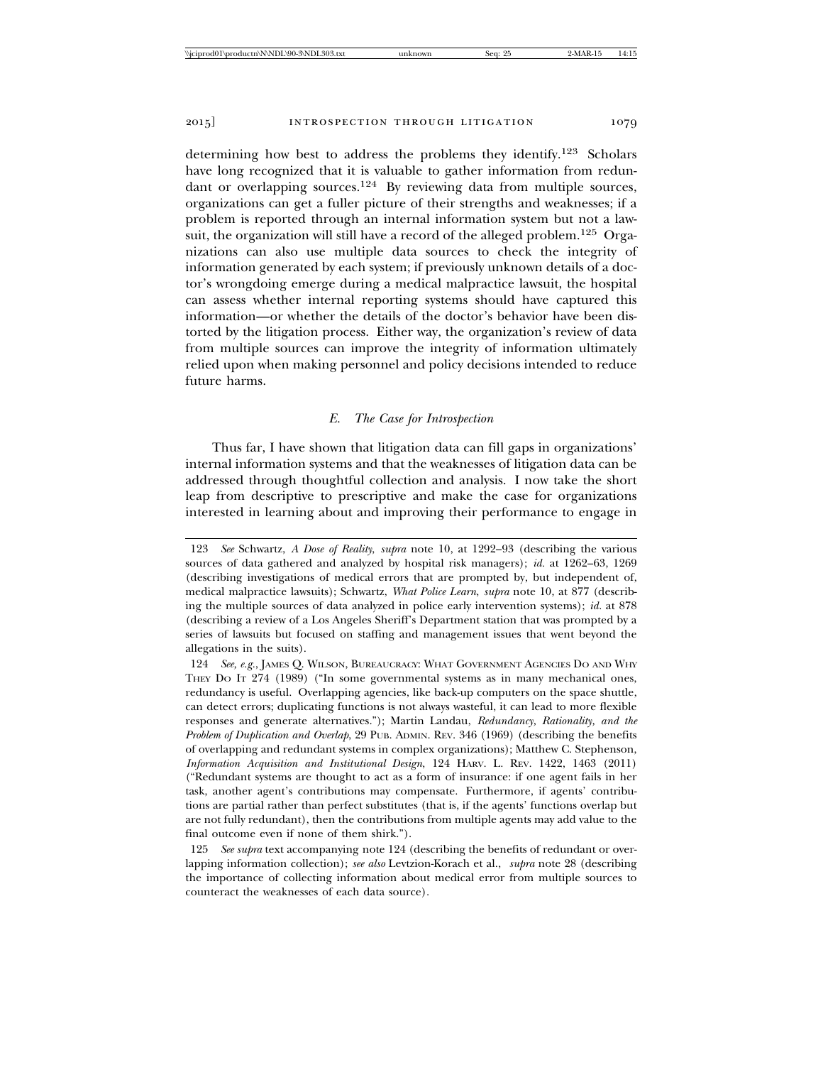determining how best to address the problems they identify.[123] Scholars have long recognized that it is valuable to gather information from redundant or overlapping sources.[124] By reviewing data from multiple sources, organizations can get a fuller picture of their strengths and weaknesses; if a problem is reported through an internal information system but not a lawsuit, the organization will still have a record of the alleged problem.[125] Organizations can also use multiple data sources to check the integrity of information generated by each system; if previously unknown details of a doctor's wrongdoing emerge during a medical malpractice lawsuit, the hospital can assess whether internal reporting systems should have captured this information—or whether the details of the doctor's behavior have been distorted by the litigation process. Either way, the organization's review of data from multiple sources can improve the integrity of information ultimately relied upon when making personnel and policy decisions intended to reduce future harms.

### *E. The Case for Introspection*

Thus far, I have shown that litigation data can fill gaps in organizations' internal information systems and that the weaknesses of litigation data can be addressed through thoughtful collection and analysis. I now take the short leap from descriptive to prescriptive and make the case for organizations interested in learning about and improving their performance to engage in

---

123 *See* Schwartz, *A Dose of Reality*, *supra* note 10, at 1292–93 (describing the various sources of data gathered and analyzed by hospital risk managers); *id.* at 1262–63, 1269 (describing investigations of medical errors that are prompted by, but independent of, medical malpractice lawsuits); Schwartz, *What Police Learn*, *supra* note 10, at 877 (describing the multiple sources of data analyzed in police early intervention systems); *id.* at 878 (describing a review of a Los Angeles Sheriff's Department station that was prompted by a series of lawsuits but focused on staffing and management issues that went beyond the allegations in the suits).

124 *See, e.g.*, JAMES Q. WILSON, BUREAUCRACY: WHAT GOVERNMENT AGENCIES DO AND WHY THEY DO IT 274 (1989) ("In some governmental systems as in many mechanical ones, redundancy is useful. Overlapping agencies, like back-up computers on the space shuttle, can detect errors; duplicating functions is not always wasteful, it can lead to more flexible responses and generate alternatives."); Martin Landau, *Redundancy, Rationality, and the Problem of Duplication and Overlap*, 29 PUB. ADMIN. REV. 346 (1969) (describing the benefits of overlapping and redundant systems in complex organizations); Matthew C. Stephenson, *Information Acquisition and Institutional Design*, 124 HARV. L. REV. 1422, 1463 (2011) ("Redundant systems are thought to act as a form of insurance: if one agent fails in her task, another agent's contributions may compensate. Furthermore, if agents' contributions are partial rather than perfect substitutes (that is, if the agents' functions overlap but are not fully redundant), then the contributions from multiple agents may add value to the final outcome even if none of them shirk.").

125 *See supra* text accompanying note 124 (describing the benefits of redundant or overlapping information collection); *see also* Levtzion-Korach et al., *supra* note 28 (describing the importance of collecting information about medical error from multiple sources to counteract the weaknesses of each data source).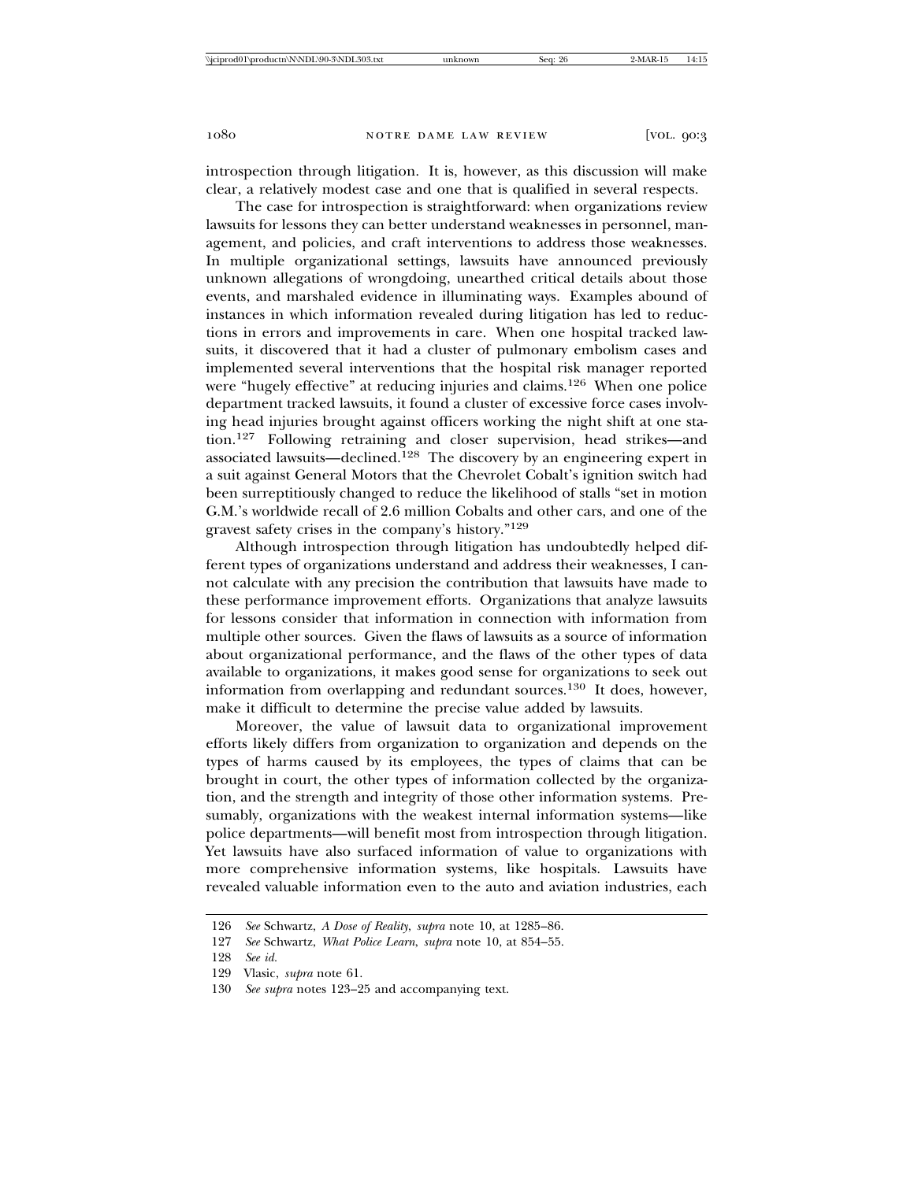introspection through litigation. It is, however, as this discussion will make clear, a relatively modest case and one that is qualified in several respects.

The case for introspection is straightforward: when organizations review lawsuits for lessons they can better understand weaknesses in personnel, management, and policies, and craft interventions to address those weaknesses. In multiple organizational settings, lawsuits have announced previously unknown allegations of wrongdoing, unearthed critical details about those events, and marshaled evidence in illuminating ways. Examples abound of instances in which information revealed during litigation has led to reductions in errors and improvements in care. When one hospital tracked lawsuits, it discovered that it had a cluster of pulmonary embolism cases and implemented several interventions that the hospital risk manager reported were "hugely effective" at reducing injuries and claims.[126] When one police department tracked lawsuits, it found a cluster of excessive force cases involving head injuries brought against officers working the night shift at one station.[127] Following retraining and closer supervision, head strikes—and associated lawsuits—declined.[128] The discovery by an engineering expert in a suit against General Motors that the Chevrolet Cobalt's ignition switch had been surreptitiously changed to reduce the likelihood of stalls "set in motion G.M.'s worldwide recall of 2.6 million Cobalts and other cars, and one of the gravest safety crises in the company's history."[129]

Although introspection through litigation has undoubtedly helped different types of organizations understand and address their weaknesses, I cannot calculate with any precision the contribution that lawsuits have made to these performance improvement efforts. Organizations that analyze lawsuits for lessons consider that information in connection with information from multiple other sources. Given the flaws of lawsuits as a source of information about organizational performance, and the flaws of the other types of data available to organizations, it makes good sense for organizations to seek out information from overlapping and redundant sources.[130] It does, however, make it difficult to determine the precise value added by lawsuits.

Moreover, the value of lawsuit data to organizational improvement efforts likely differs from organization to organization and depends on the types of harms caused by its employees, the types of claims that can be brought in court, the other types of information collected by the organization, and the strength and integrity of those other information systems. Presumably, organizations with the weakest internal information systems—like police departments—will benefit most from introspection through litigation. Yet lawsuits have also surfaced information of value to organizations with more comprehensive information systems, like hospitals. Lawsuits have revealed valuable information even to the auto and aviation industries, each

---

126 *See* Schwartz, *A Dose of Reality*, *supra* note 10, at 1285–86.

127 *See* Schwartz, *What Police Learn*, *supra* note 10, at 854–55.

128 *See id.*

129 Vlasic, *supra* note 61.

130 *See supra* notes 123–25 and accompanying text.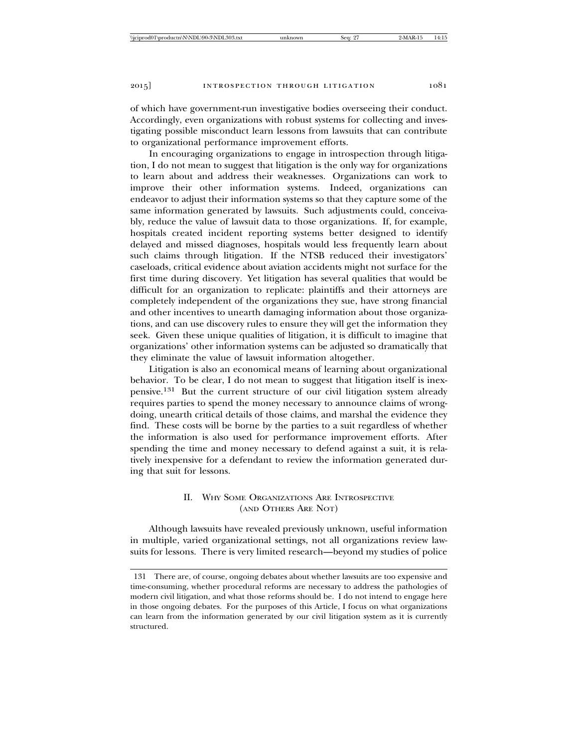of which have government-run investigative bodies overseeing their conduct. Accordingly, even organizations with robust systems for collecting and investigating possible misconduct learn lessons from lawsuits that can contribute to organizational performance improvement efforts.

In encouraging organizations to engage in introspection through litigation, I do not mean to suggest that litigation is the only way for organizations to learn about and address their weaknesses. Organizations can work to improve their other information systems. Indeed, organizations can endeavor to adjust their information systems so that they capture some of the same information generated by lawsuits. Such adjustments could, conceivably, reduce the value of lawsuit data to those organizations. If, for example, hospitals created incident reporting systems better designed to identify delayed and missed diagnoses, hospitals would less frequently learn about such claims through litigation. If the NTSB reduced their investigators' caseloads, critical evidence about aviation accidents might not surface for the first time during discovery. Yet litigation has several qualities that would be difficult for an organization to replicate: plaintiffs and their attorneys are completely independent of the organizations they sue, have strong financial and other incentives to unearth damaging information about those organizations, and can use discovery rules to ensure they will get the information they seek. Given these unique qualities of litigation, it is difficult to imagine that organizations' other information systems can be adjusted so dramatically that they eliminate the value of lawsuit information altogether.

Litigation is also an economical means of learning about organizational behavior. To be clear, I do not mean to suggest that litigation itself is inexpensive.[131] But the current structure of our civil litigation system already requires parties to spend the money necessary to announce claims of wrongdoing, unearth critical details of those claims, and marshal the evidence they find. These costs will be borne by the parties to a suit regardless of whether the information is also used for performance improvement efforts. After spending the time and money necessary to defend against a suit, it is relatively inexpensive for a defendant to review the information generated during that suit for lessons.

## II. Why Some Organizations Are Introspective (and Others Are Not)

Although lawsuits have revealed previously unknown, useful information in multiple, varied organizational settings, not all organizations review lawsuits for lessons. There is very limited research—beyond my studies of police

---

131 There are, of course, ongoing debates about whether lawsuits are too expensive and time-consuming, whether procedural reforms are necessary to address the pathologies of modern civil litigation, and what those reforms should be. I do not intend to engage here in those ongoing debates. For the purposes of this Article, I focus on what organizations can learn from the information generated by our civil litigation system as it is currently structured.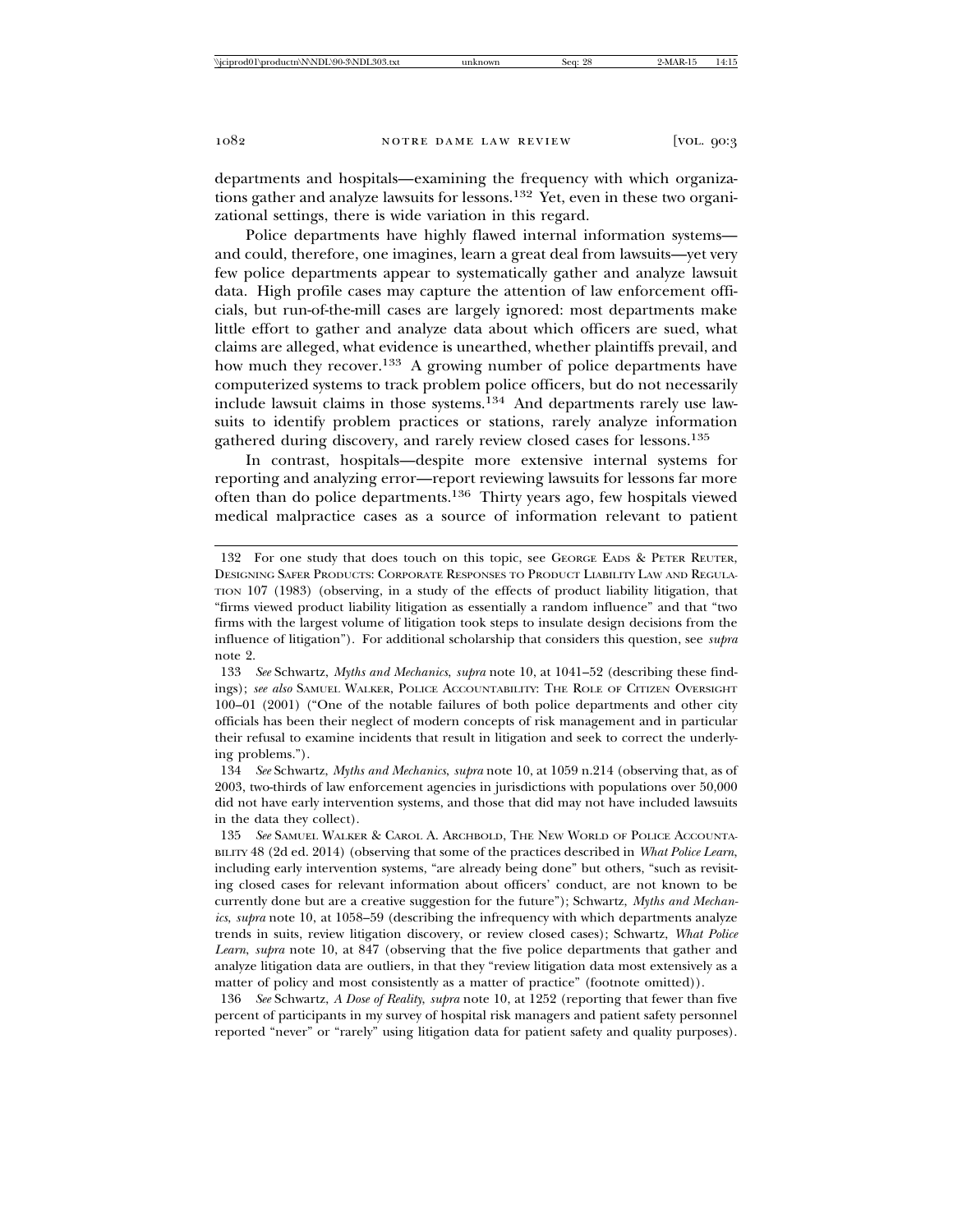departments and hospitals—examining the frequency with which organizations gather and analyze lawsuits for lessons.[132] Yet, even in these two organizational settings, there is wide variation in this regard.

Police departments have highly flawed internal information systems—and could, therefore, one imagines, learn a great deal from lawsuits—yet very few police departments appear to systematically gather and analyze lawsuit data. High profile cases may capture the attention of law enforcement officials, but run-of-the-mill cases are largely ignored: most departments make little effort to gather and analyze data about which officers are sued, what claims are alleged, what evidence is unearthed, whether plaintiffs prevail, and how much they recover.[133] A growing number of police departments have computerized systems to track problem police officers, but do not necessarily include lawsuit claims in those systems.[134] And departments rarely use lawsuits to identify problem practices or stations, rarely analyze information gathered during discovery, and rarely review closed cases for lessons.[135]

In contrast, hospitals—despite more extensive internal systems for reporting and analyzing error—report reviewing lawsuits for lessons far more often than do police departments.[136] Thirty years ago, few hospitals viewed medical malpractice cases as a source of information relevant to patient

---

132 For one study that does touch on this topic, see GEORGE EADS & PETER REUTER, DESIGNING SAFER PRODUCTS: CORPORATE RESPONSES TO PRODUCT LIABILITY LAW AND REGULATION 107 (1983) (observing, in a study of the effects of product liability litigation, that "firms viewed product liability litigation as essentially a random influence" and that "two firms with the largest volume of litigation took steps to insulate design decisions from the influence of litigation"). For additional scholarship that considers this question, see *supra* note 2.

133 *See* Schwartz, *Myths and Mechanics*, *supra* note 10, at 1041–52 (describing these findings); *see also* SAMUEL WALKER, POLICE ACCOUNTABILITY: THE ROLE OF CITIZEN OVERSIGHT 100–01 (2001) ("One of the notable failures of both police departments and other city officials has been their neglect of modern concepts of risk management and in particular their refusal to examine incidents that result in litigation and seek to correct the underlying problems.").

134 *See* Schwartz, *Myths and Mechanics*, *supra* note 10, at 1059 n.214 (observing that, as of 2003, two-thirds of law enforcement agencies in jurisdictions with populations over 50,000 did not have early intervention systems, and those that did may not have included lawsuits in the data they collect).

135 *See* SAMUEL WALKER & CAROL A. ARCHBOLD, THE NEW WORLD OF POLICE ACCOUNTABILITY 48 (2d ed. 2014) (observing that some of the practices described in *What Police Learn*, including early intervention systems, "are already being done" but others, "such as revisiting closed cases for relevant information about officers' conduct, are not known to be currently done but are a creative suggestion for the future"); Schwartz, *Myths and Mechanics*, *supra* note 10, at 1058–59 (describing the infrequency with which departments analyze trends in suits, review litigation discovery, or review closed cases); Schwartz, *What Police Learn*, *supra* note 10, at 847 (observing that the five police departments that gather and analyze litigation data are outliers, in that they "review litigation data most extensively as a matter of policy and most consistently as a matter of practice" (footnote omitted)).

136 *See* Schwartz, *A Dose of Reality*, *supra* note 10, at 1252 (reporting that fewer than five percent of participants in my survey of hospital risk managers and patient safety personnel reported "never" or "rarely" using litigation data for patient safety and quality purposes).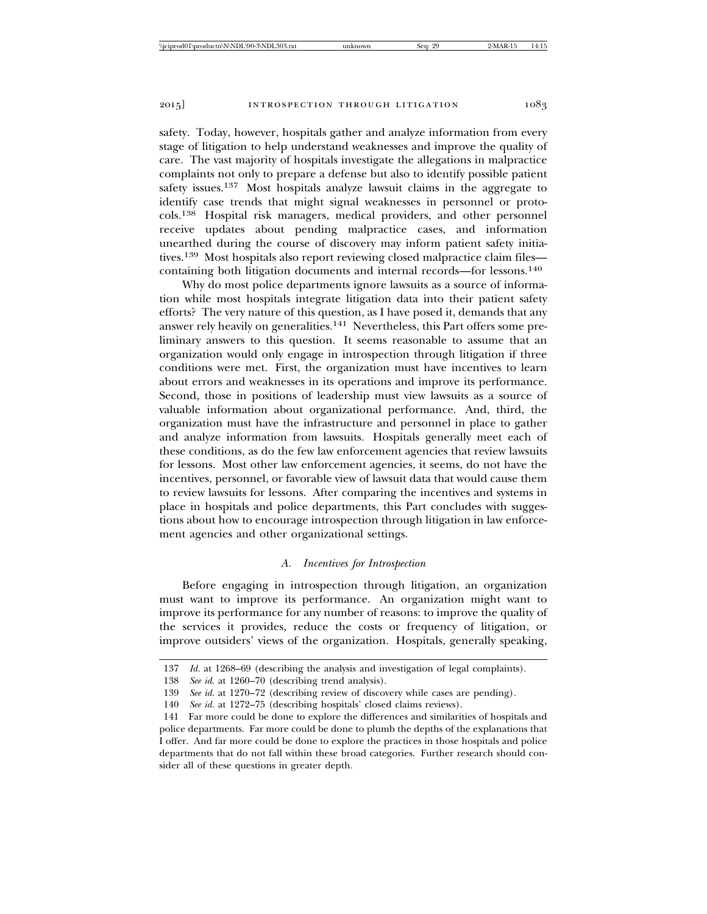safety. Today, however, hospitals gather and analyze information from every stage of litigation to help understand weaknesses and improve the quality of care. The vast majority of hospitals investigate the allegations in malpractice complaints not only to prepare a defense but also to identify possible patient safety issues.[137] Most hospitals analyze lawsuit claims in the aggregate to identify case trends that might signal weaknesses in personnel or protocols.[138] Hospital risk managers, medical providers, and other personnel receive updates about pending malpractice cases, and information unearthed during the course of discovery may inform patient safety initiatives.[139] Most hospitals also report reviewing closed malpractice claim files—containing both litigation documents and internal records—for lessons.[140]

Why do most police departments ignore lawsuits as a source of information while most hospitals integrate litigation data into their patient safety efforts? The very nature of this question, as I have posed it, demands that any answer rely heavily on generalities.[141] Nevertheless, this Part offers some preliminary answers to this question. It seems reasonable to assume that an organization would only engage in introspection through litigation if three conditions were met. First, the organization must have incentives to learn about errors and weaknesses in its operations and improve its performance. Second, those in positions of leadership must view lawsuits as a source of valuable information about organizational performance. And, third, the organization must have the infrastructure and personnel in place to gather and analyze information from lawsuits. Hospitals generally meet each of these conditions, as do the few law enforcement agencies that review lawsuits for lessons. Most other law enforcement agencies, it seems, do not have the incentives, personnel, or favorable view of lawsuit data that would cause them to review lawsuits for lessons. After comparing the incentives and systems in place in hospitals and police departments, this Part concludes with suggestions about how to encourage introspection through litigation in law enforcement agencies and other organizational settings.

### *A. Incentives for Introspection*

Before engaging in introspection through litigation, an organization must want to improve its performance. An organization might want to improve its performance for any number of reasons: to improve the quality of the services it provides, reduce the costs or frequency of litigation, or improve outsiders' views of the organization. Hospitals, generally speaking,

---

137 *Id.* at 1268–69 (describing the analysis and investigation of legal complaints).

138 *See id.* at 1260–70 (describing trend analysis).

139 *See id.* at 1270–72 (describing review of discovery while cases are pending).

140 *See id.* at 1272–75 (describing hospitals' closed claims reviews).

141 Far more could be done to explore the differences and similarities of hospitals and police departments. Far more could be done to plumb the depths of the explanations that I offer. And far more could be done to explore the practices in those hospitals and police departments that do not fall within these broad categories. Further research should consider all of these questions in greater depth.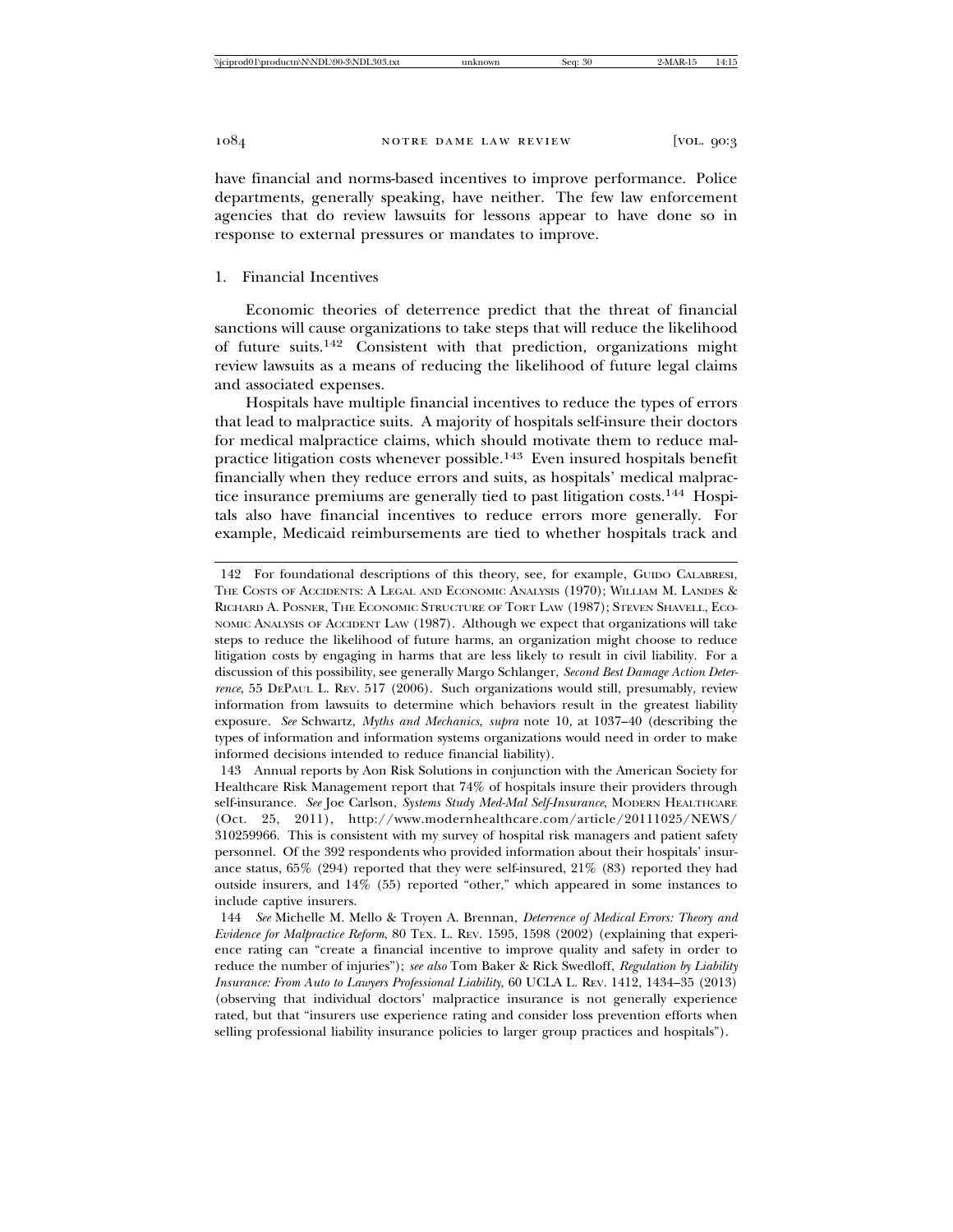have financial and norms-based incentives to improve performance. Police departments, generally speaking, have neither. The few law enforcement agencies that do review lawsuits for lessons appear to have done so in response to external pressures or mandates to improve.

1. Financial Incentives

Economic theories of deterrence predict that the threat of financial sanctions will cause organizations to take steps that will reduce the likelihood of future suits.[142] Consistent with that prediction, organizations might review lawsuits as a means of reducing the likelihood of future legal claims and associated expenses.

Hospitals have multiple financial incentives to reduce the types of errors that lead to malpractice suits. A majority of hospitals self-insure their doctors for medical malpractice claims, which should motivate them to reduce malpractice litigation costs whenever possible.[143] Even insured hospitals benefit financially when they reduce errors and suits, as hospitals' medical malpractice insurance premiums are generally tied to past litigation costs.[144] Hospitals also have financial incentives to reduce errors more generally. For example, Medicaid reimbursements are tied to whether hospitals track and

---

142 For foundational descriptions of this theory, see, for example, GUIDO CALABRESI, THE COSTS OF ACCIDENTS: A LEGAL AND ECONOMIC ANALYSIS (1970); WILLIAM M. LANDES & RICHARD A. POSNER, THE ECONOMIC STRUCTURE OF TORT LAW (1987); STEVEN SHAVELL, ECONOMIC ANALYSIS OF ACCIDENT LAW (1987). Although we expect that organizations will take steps to reduce the likelihood of future harms, an organization might choose to reduce litigation costs by engaging in harms that are less likely to result in civil liability. For a discussion of this possibility, see generally Margo Schlanger, *Second Best Damage Action Deterrence*, 55 DEPAUL L. REV. 517 (2006). Such organizations would still, presumably, review information from lawsuits to determine which behaviors result in the greatest liability exposure. *See* Schwartz, *Myths and Mechanics*, *supra* note 10, at 1037–40 (describing the types of information and information systems organizations would need in order to make informed decisions intended to reduce financial liability).

143 Annual reports by Aon Risk Solutions in conjunction with the American Society for Healthcare Risk Management report that 74% of hospitals insure their providers through self-insurance. *See* Joe Carlson, *Systems Study Med-Mal Self-Insurance*, MODERN HEALTHCARE (Oct. 25, 2011), http://www.modernhealthcare.com/article/20111025/NEWS/310259966. This is consistent with my survey of hospital risk managers and patient safety personnel. Of the 392 respondents who provided information about their hospitals' insurance status, 65% (294) reported that they were self-insured, 21% (83) reported they had outside insurers, and 14% (55) reported "other," which appeared in some instances to include captive insurers.

144 *See* Michelle M. Mello & Troyen A. Brennan, *Deterrence of Medical Errors: Theory and Evidence for Malpractice Reform*, 80 TEX. L. REV. 1595, 1598 (2002) (explaining that experience rating can "create a financial incentive to improve quality and safety in order to reduce the number of injuries"); *see also* Tom Baker & Rick Swedloff, *Regulation by Liability Insurance: From Auto to Lawyers Professional Liability*, 60 UCLA L. REV. 1412, 1434–35 (2013) (observing that individual doctors' malpractice insurance is not generally experience rated, but that "insurers use experience rating and consider loss prevention efforts when selling professional liability insurance policies to larger group practices and hospitals").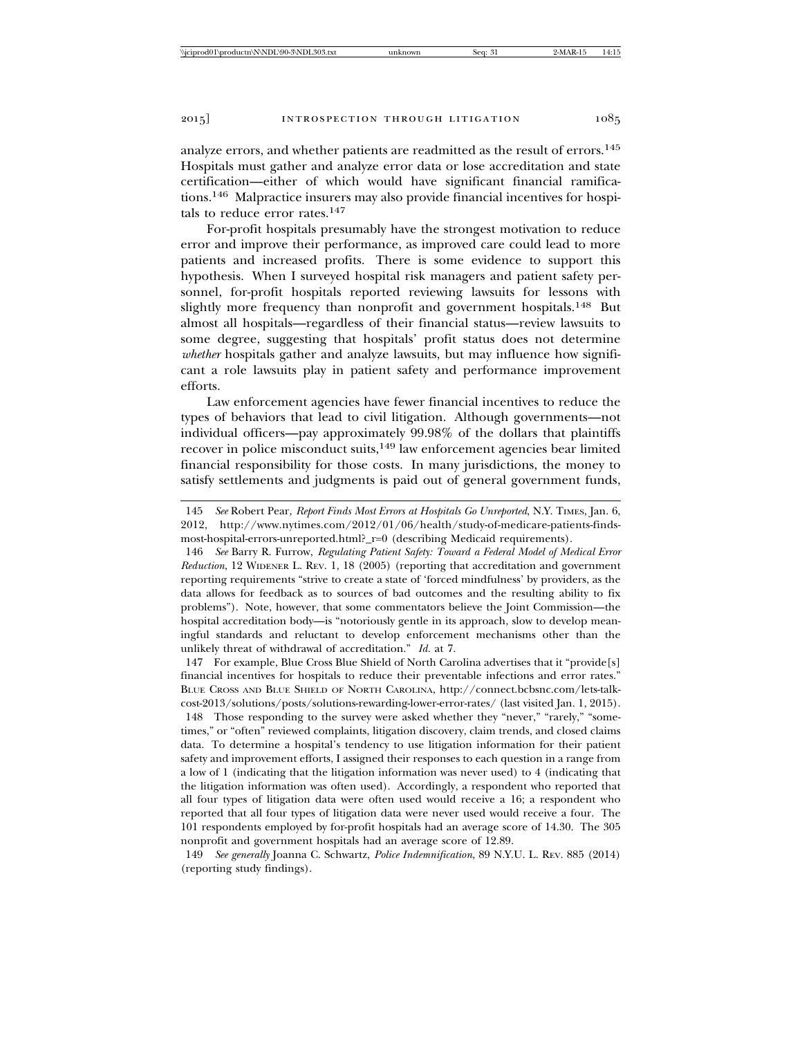analyze errors, and whether patients are readmitted as the result of errors.[145] Hospitals must gather and analyze error data or lose accreditation and state certification—either of which would have significant financial ramifications.[146] Malpractice insurers may also provide financial incentives for hospitals to reduce error rates.[147]

For-profit hospitals presumably have the strongest motivation to reduce error and improve their performance, as improved care could lead to more patients and increased profits. There is some evidence to support this hypothesis. When I surveyed hospital risk managers and patient safety personnel, for-profit hospitals reported reviewing lawsuits for lessons with slightly more frequency than nonprofit and government hospitals.[148] But almost all hospitals—regardless of their financial status—review lawsuits to some degree, suggesting that hospitals' profit status does not determine *whether* hospitals gather and analyze lawsuits, but may influence how significant a role lawsuits play in patient safety and performance improvement efforts.

Law enforcement agencies have fewer financial incentives to reduce the types of behaviors that lead to civil litigation. Although governments—not individual officers—pay approximately 99.98% of the dollars that plaintiffs recover in police misconduct suits,[149] law enforcement agencies bear limited financial responsibility for those costs. In many jurisdictions, the money to satisfy settlements and judgments is paid out of general government funds,

---

145 *See* Robert Pear, *Report Finds Most Errors at Hospitals Go Unreported*, N.Y. TIMES, Jan. 6, 2012, http://www.nytimes.com/2012/01/06/health/study-of-medicare-patients-finds-most-hospital-errors-unreported.html?_r=0 (describing Medicaid requirements).

146 *See* Barry R. Furrow, *Regulating Patient Safety: Toward a Federal Model of Medical Error Reduction*, 12 WIDENER L. REV. 1, 18 (2005) (reporting that accreditation and government reporting requirements "strive to create a state of 'forced mindfulness' by providers, as the data allows for feedback as to sources of bad outcomes and the resulting ability to fix problems"). Note, however, that some commentators believe the Joint Commission—the hospital accreditation body—is "notoriously gentle in its approach, slow to develop meaningful standards and reluctant to develop enforcement mechanisms other than the unlikely threat of withdrawal of accreditation." *Id.* at 7.

147 For example, Blue Cross Blue Shield of North Carolina advertises that it "provide[s] financial incentives for hospitals to reduce their preventable infections and error rates." BLUE CROSS AND BLUE SHIELD OF NORTH CAROLINA, http://connect.bcbsnc.com/lets-talk-cost-2013/solutions/posts/solutions-rewarding-lower-error-rates/ (last visited Jan. 1, 2015).

148 Those responding to the survey were asked whether they "never," "rarely," "sometimes," or "often" reviewed complaints, litigation discovery, claim trends, and closed claims data. To determine a hospital's tendency to use litigation information for their patient safety and improvement efforts, I assigned their responses to each question in a range from a low of 1 (indicating that the litigation information was never used) to 4 (indicating that the litigation information was often used). Accordingly, a respondent who reported that all four types of litigation data were often used would receive a 16; a respondent who reported that all four types of litigation data were never used would receive a four. The 101 respondents employed by for-profit hospitals had an average score of 14.30. The 305 nonprofit and government hospitals had an average score of 12.89.

149 *See generally* Joanna C. Schwartz, *Police Indemnification*, 89 N.Y.U. L. REV. 885 (2014) (reporting study findings).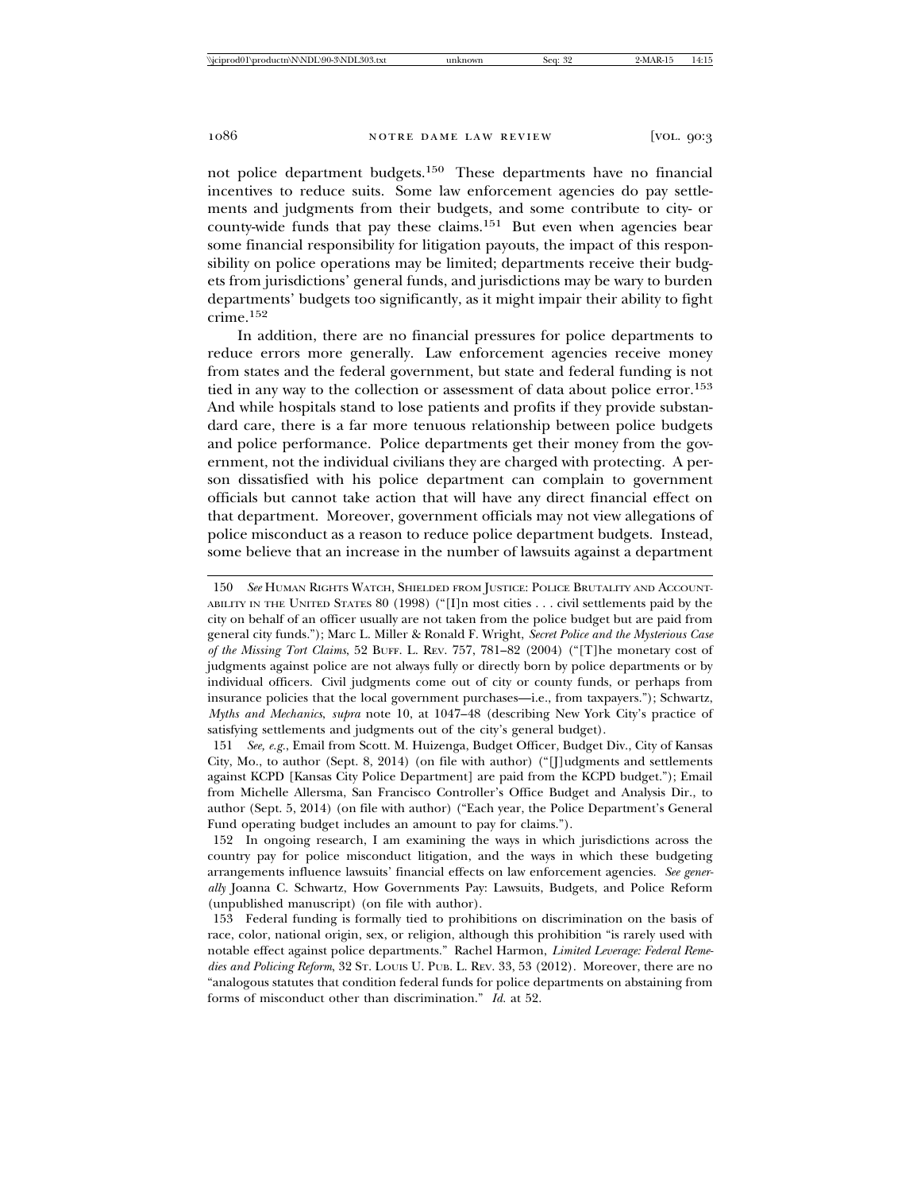not police department budgets.[150] These departments have no financial incentives to reduce suits. Some law enforcement agencies do pay settlements and judgments from their budgets, and some contribute to city- or county-wide funds that pay these claims.[151] But even when agencies bear some financial responsibility for litigation payouts, the impact of this responsibility on police operations may be limited; departments receive their budgets from jurisdictions' general funds, and jurisdictions may be wary to burden departments' budgets too significantly, as it might impair their ability to fight crime.[152]

In addition, there are no financial pressures for police departments to reduce errors more generally. Law enforcement agencies receive money from states and the federal government, but state and federal funding is not tied in any way to the collection or assessment of data about police error.[153] And while hospitals stand to lose patients and profits if they provide substandard care, there is a far more tenuous relationship between police budgets and police performance. Police departments get their money from the government, not the individual civilians they are charged with protecting. A person dissatisfied with his police department can complain to government officials but cannot take action that will have any direct financial effect on that department. Moreover, government officials may not view allegations of police misconduct as a reason to reduce police department budgets. Instead, some believe that an increase in the number of lawsuits against a department

---

150 *See* Human Rights Watch, Shielded from Justice: Police Brutality and Accountability in the United States 80 (1998) ("[I]n most cities . . . civil settlements paid by the city on behalf of an officer usually are not taken from the police budget but are paid from general city funds."); Marc L. Miller & Ronald F. Wright, *Secret Police and the Mysterious Case of the Missing Tort Claims*, 52 Buff. L. Rev. 757, 781–82 (2004) ("[T]he monetary cost of judgments against police are not always fully or directly born by police departments or by individual officers. Civil judgments come out of city or county funds, or perhaps from insurance policies that the local government purchases—i.e., from taxpayers."); Schwartz, *Myths and Mechanics*, *supra* note 10, at 1047–48 (describing New York City's practice of satisfying settlements and judgments out of the city's general budget).

151 *See, e.g.*, Email from Scott. M. Huizenga, Budget Officer, Budget Div., City of Kansas City, Mo., to author (Sept. 8, 2014) (on file with author) ("[J]udgments and settlements against KCPD [Kansas City Police Department] are paid from the KCPD budget."); Email from Michelle Allersma, San Francisco Controller's Office Budget and Analysis Dir., to author (Sept. 5, 2014) (on file with author) ("Each year, the Police Department's General Fund operating budget includes an amount to pay for claims.").

152 In ongoing research, I am examining the ways in which jurisdictions across the country pay for police misconduct litigation, and the ways in which these budgeting arrangements influence lawsuits' financial effects on law enforcement agencies. *See generally* Joanna C. Schwartz, How Governments Pay: Lawsuits, Budgets, and Police Reform (unpublished manuscript) (on file with author).

153 Federal funding is formally tied to prohibitions on discrimination on the basis of race, color, national origin, sex, or religion, although this prohibition "is rarely used with notable effect against police departments." Rachel Harmon, *Limited Leverage: Federal Remedies and Policing Reform*, 32 St. Louis U. Pub. L. Rev. 33, 53 (2012). Moreover, there are no "analogous statutes that condition federal funds for police departments on abstaining from forms of misconduct other than discrimination." *Id.* at 52.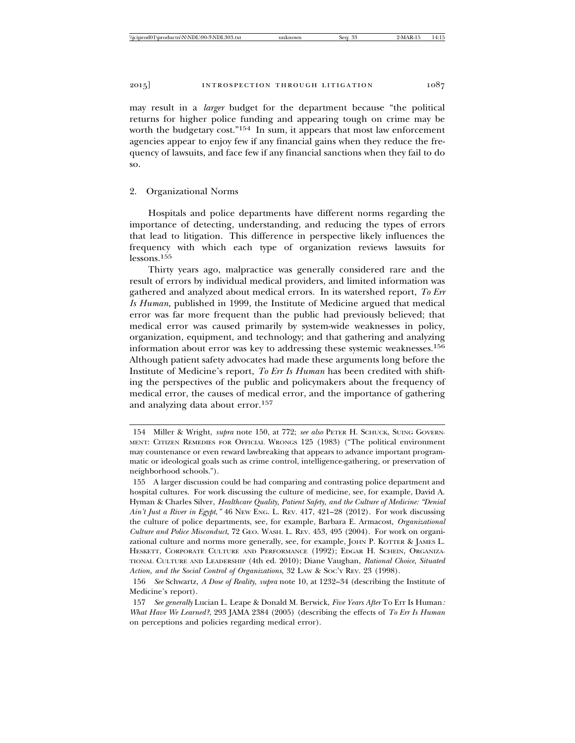may result in a *larger* budget for the department because "the political returns for higher police funding and appearing tough on crime may be worth the budgetary cost."[154] In sum, it appears that most law enforcement agencies appear to enjoy few if any financial gains when they reduce the frequency of lawsuits, and face few if any financial sanctions when they fail to do so.

### 2. Organizational Norms

Hospitals and police departments have different norms regarding the importance of detecting, understanding, and reducing the types of errors that lead to litigation. This difference in perspective likely influences the frequency with which each type of organization reviews lawsuits for lessons.[155]

Thirty years ago, malpractice was generally considered rare and the result of errors by individual medical providers, and limited information was gathered and analyzed about medical errors. In its watershed report, *To Err Is Human*, published in 1999, the Institute of Medicine argued that medical error was far more frequent than the public had previously believed; that medical error was caused primarily by system-wide weaknesses in policy, organization, equipment, and technology; and that gathering and analyzing information about error was key to addressing these systemic weaknesses.[156] Although patient safety advocates had made these arguments long before the Institute of Medicine's report, *To Err Is Human* has been credited with shifting the perspectives of the public and policymakers about the frequency of medical error, the causes of medical error, and the importance of gathering and analyzing data about error.[157]

---

154 Miller & Wright, *supra* note 150, at 772; *see also* Peter H. Schuck, Suing Government: Citizen Remedies for Official Wrongs 125 (1983) ("The political environment may countenance or even reward lawbreaking that appears to advance important programmatic or ideological goals such as crime control, intelligence-gathering, or preservation of neighborhood schools.").

155 A larger discussion could be had comparing and contrasting police department and hospital cultures. For work discussing the culture of medicine, see, for example, David A. Hyman & Charles Silver, *Healthcare Quality, Patient Safety, and the Culture of Medicine: "Denial Ain't Just a River in Egypt*,*"* 46 New Eng. L. Rev. 417, 421–28 (2012). For work discussing the culture of police departments, see, for example, Barbara E. Armacost, *Organizational Culture and Police Misconduct*, 72 Geo. Wash. L. Rev. 453, 495 (2004). For work on organizational culture and norms more generally, see, for example, John P. Kotter & James L. Heskett, Corporate Culture and Performance (1992); Edgar H. Schein, Organizational Culture and Leadership (4th ed. 2010); Diane Vaughan, *Rational Choice, Situated Action, and the Social Control of Organizations*, 32 Law & Soc'y Rev. 23 (1998).

156 *See* Schwartz, *A Dose of Reality*, *supra* note 10, at 1232–34 (describing the Institute of Medicine's report).

157 *See generally* Lucian L. Leape & Donald M. Berwick, *Five Years After* To Err Is Human*: What Have We Learned?*, 293 JAMA 2384 (2005) (describing the effects of *To Err Is Human* on perceptions and policies regarding medical error).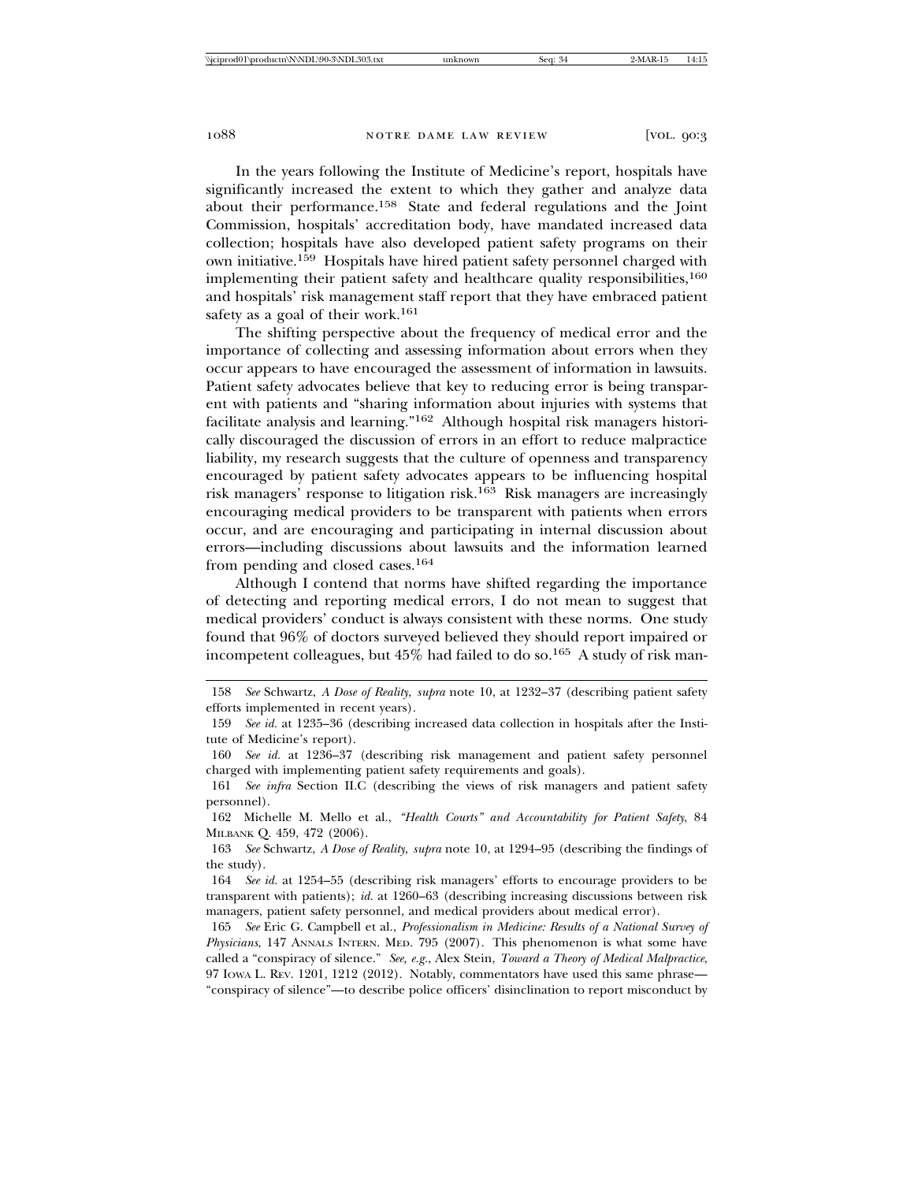In the years following the Institute of Medicine's report, hospitals have significantly increased the extent to which they gather and analyze data about their performance.[158] State and federal regulations and the Joint Commission, hospitals' accreditation body, have mandated increased data collection; hospitals have also developed patient safety programs on their own initiative.[159] Hospitals have hired patient safety personnel charged with implementing their patient safety and healthcare quality responsibilities,[160] and hospitals' risk management staff report that they have embraced patient safety as a goal of their work.[161]

The shifting perspective about the frequency of medical error and the importance of collecting and assessing information about errors when they occur appears to have encouraged the assessment of information in lawsuits. Patient safety advocates believe that key to reducing error is being transparent with patients and "sharing information about injuries with systems that facilitate analysis and learning."[162] Although hospital risk managers historically discouraged the discussion of errors in an effort to reduce malpractice liability, my research suggests that the culture of openness and transparency encouraged by patient safety advocates appears to be influencing hospital risk managers' response to litigation risk.[163] Risk managers are increasingly encouraging medical providers to be transparent with patients when errors occur, and are encouraging and participating in internal discussion about errors—including discussions about lawsuits and the information learned from pending and closed cases.[164]

Although I contend that norms have shifted regarding the importance of detecting and reporting medical errors, I do not mean to suggest that medical providers' conduct is always consistent with these norms. One study found that 96% of doctors surveyed believed they should report impaired or incompetent colleagues, but 45% had failed to do so.[165] A study of risk man-

---

158 *See* Schwartz, *A Dose of Reality*, *supra* note 10, at 1232–37 (describing patient safety efforts implemented in recent years).

159 *See id.* at 1235–36 (describing increased data collection in hospitals after the Institute of Medicine's report).

160 *See id.* at 1236–37 (describing risk management and patient safety personnel charged with implementing patient safety requirements and goals).

161 *See infra* Section II.C (describing the views of risk managers and patient safety personnel).

162 Michelle M. Mello et al., *"Health Courts" and Accountability for Patient Safety*, 84 MILBANK Q. 459, 472 (2006).

163 *See* Schwartz, *A Dose of Reality*, *supra* note 10, at 1294–95 (describing the findings of the study).

164 *See id.* at 1254–55 (describing risk managers' efforts to encourage providers to be transparent with patients); *id.* at 1260–63 (describing increasing discussions between risk managers, patient safety personnel, and medical providers about medical error).

165 *See* Eric G. Campbell et al., *Professionalism in Medicine: Results of a National Survey of Physicians*, 147 ANNALS INTERN. MED. 795 (2007). This phenomenon is what some have called a "conspiracy of silence." *See, e.g.*, Alex Stein, *Toward a Theory of Medical Malpractice*, 97 IOWA L. REV. 1201, 1212 (2012). Notably, commentators have used this same phrase—"conspiracy of silence"—to describe police officers' disinclination to report misconduct by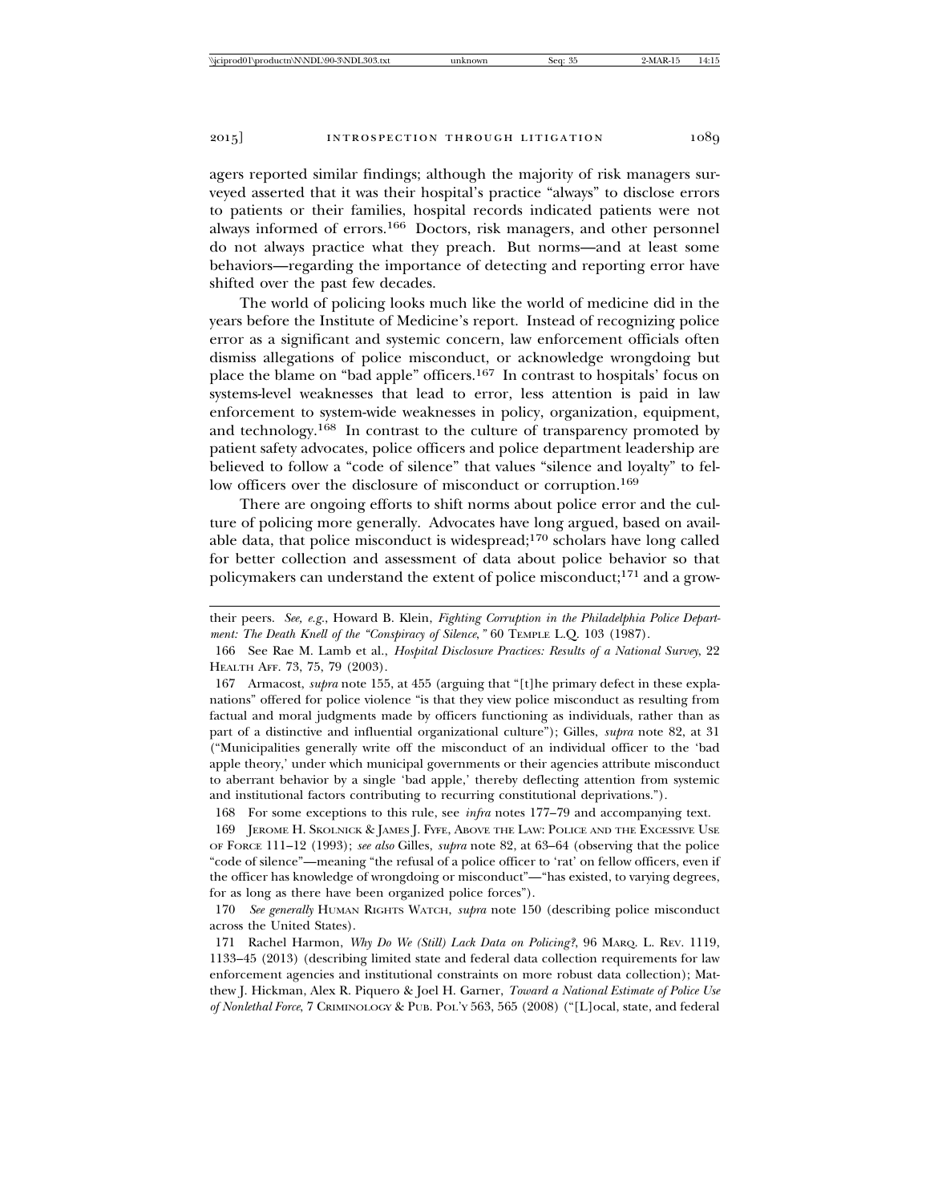agers reported similar findings; although the majority of risk managers surveyed asserted that it was their hospital's practice "always" to disclose errors to patients or their families, hospital records indicated patients were not always informed of errors.[166] Doctors, risk managers, and other personnel do not always practice what they preach. But norms—and at least some behaviors—regarding the importance of detecting and reporting error have shifted over the past few decades.

The world of policing looks much like the world of medicine did in the years before the Institute of Medicine's report. Instead of recognizing police error as a significant and systemic concern, law enforcement officials often dismiss allegations of police misconduct, or acknowledge wrongdoing but place the blame on "bad apple" officers.[167] In contrast to hospitals' focus on systems-level weaknesses that lead to error, less attention is paid in law enforcement to system-wide weaknesses in policy, organization, equipment, and technology.[168] In contrast to the culture of transparency promoted by patient safety advocates, police officers and police department leadership are believed to follow a "code of silence" that values "silence and loyalty" to fellow officers over the disclosure of misconduct or corruption.[169]

There are ongoing efforts to shift norms about police error and the culture of policing more generally. Advocates have long argued, based on available data, that police misconduct is widespread;[170] scholars have long called for better collection and assessment of data about police behavior so that policymakers can understand the extent of police misconduct;[171] and a grow-

---

their peers. *See, e.g.*, Howard B. Klein, *Fighting Corruption in the Philadelphia Police Department: The Death Knell of the "Conspiracy of Silence,"* 60 Temple L.Q. 103 (1987).

166 See Rae M. Lamb et al., *Hospital Disclosure Practices: Results of a National Survey*, 22 Health Aff. 73, 75, 79 (2003).

167 Armacost, *supra* note 155, at 455 (arguing that "[t]he primary defect in these explanations" offered for police violence "is that they view police misconduct as resulting from factual and moral judgments made by officers functioning as individuals, rather than as part of a distinctive and influential organizational culture"); Gilles, *supra* note 82, at 31 ("Municipalities generally write off the misconduct of an individual officer to the 'bad apple theory,' under which municipal governments or their agencies attribute misconduct to aberrant behavior by a single 'bad apple,' thereby deflecting attention from systemic and institutional factors contributing to recurring constitutional deprivations.").

168 For some exceptions to this rule, see *infra* notes 177–79 and accompanying text.

169 Jerome H. Skolnick & James J. Fyfe, Above the Law: Police and the Excessive Use of Force 111–12 (1993); *see also* Gilles, *supra* note 82, at 63–64 (observing that the police "code of silence"—meaning "the refusal of a police officer to 'rat' on fellow officers, even if the officer has knowledge of wrongdoing or misconduct"—"has existed, to varying degrees, for as long as there have been organized police forces").

170 *See generally* Human Rights Watch, *supra* note 150 (describing police misconduct across the United States).

171 Rachel Harmon, *Why Do We (Still) Lack Data on Policing?*, 96 Marq. L. Rev. 1119, 1133–45 (2013) (describing limited state and federal data collection requirements for law enforcement agencies and institutional constraints on more robust data collection); Matthew J. Hickman, Alex R. Piquero & Joel H. Garner, *Toward a National Estimate of Police Use of Nonlethal Force*, 7 Criminology & Pub. Pol'y 563, 565 (2008) ("[L]ocal, state, and federal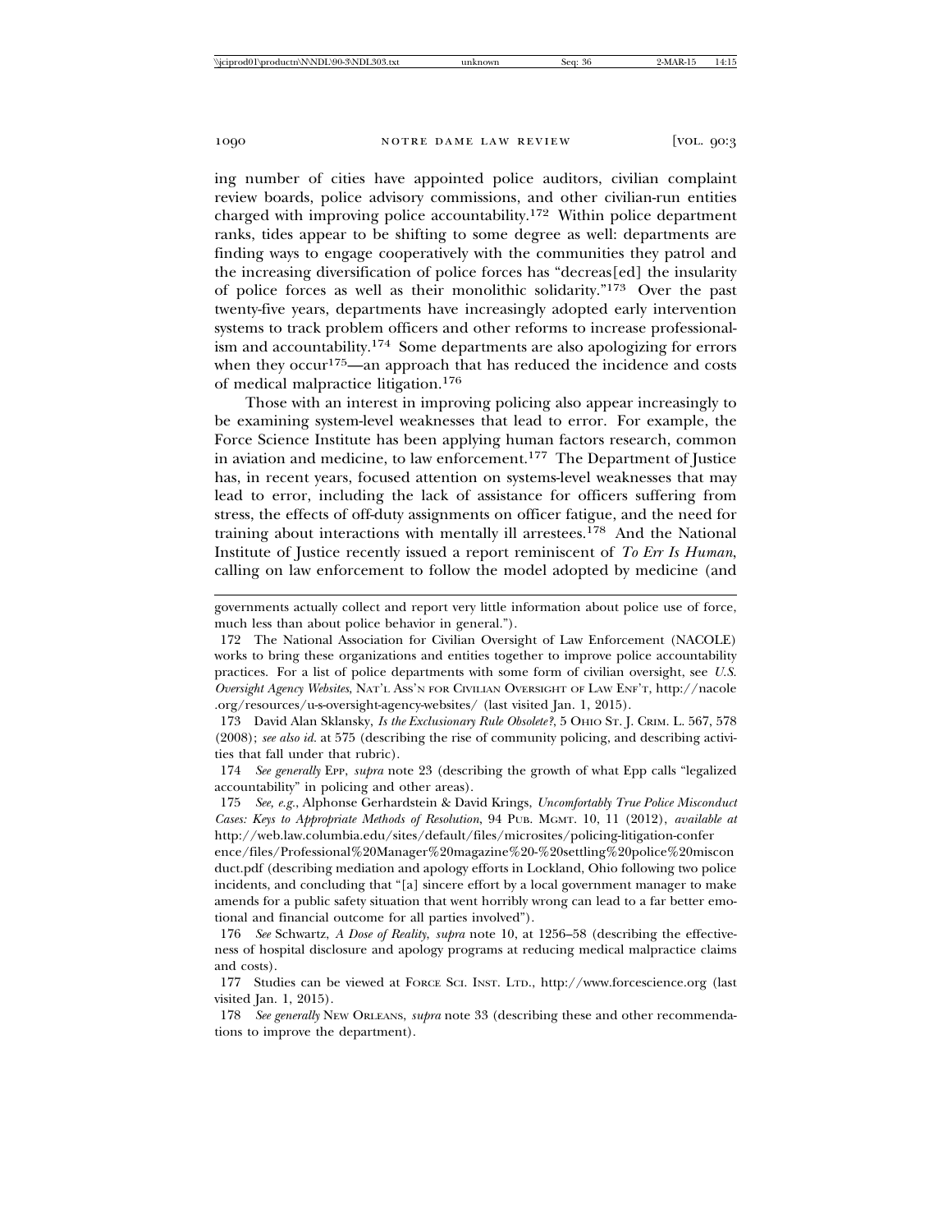ing number of cities have appointed police auditors, civilian complaint review boards, police advisory commissions, and other civilian-run entities charged with improving police accountability.[172] Within police department ranks, tides appear to be shifting to some degree as well: departments are finding ways to engage cooperatively with the communities they patrol and the increasing diversification of police forces has "decreas[ed] the insularity of police forces as well as their monolithic solidarity."[173] Over the past twenty-five years, departments have increasingly adopted early intervention systems to track problem officers and other reforms to increase professionalism and accountability.[174] Some departments are also apologizing for errors when they occur[175]—an approach that has reduced the incidence and costs of medical malpractice litigation.[176]

Those with an interest in improving policing also appear increasingly to be examining system-level weaknesses that lead to error. For example, the Force Science Institute has been applying human factors research, common in aviation and medicine, to law enforcement.[177] The Department of Justice has, in recent years, focused attention on systems-level weaknesses that may lead to error, including the lack of assistance for officers suffering from stress, the effects of off-duty assignments on officer fatigue, and the need for training about interactions with mentally ill arrestees.[178] And the National Institute of Justice recently issued a report reminiscent of *To Err Is Human*, calling on law enforcement to follow the model adopted by medicine (and

---

governments actually collect and report very little information about police use of force, much less than about police behavior in general.").

172 The National Association for Civilian Oversight of Law Enforcement (NACOLE) works to bring these organizations and entities together to improve police accountability practices. For a list of police departments with some form of civilian oversight, see *U.S. Oversight Agency Websites*, NAT'L ASS'N FOR CIVILIAN OVERSIGHT OF LAW ENF'T, http://nacole.org/resources/u-s-oversight-agency-websites/ (last visited Jan. 1, 2015).

173 David Alan Sklansky, *Is the Exclusionary Rule Obsolete?*, 5 OHIO ST. J. CRIM. L. 567, 578 (2008); *see also id.* at 575 (describing the rise of community policing, and describing activities that fall under that rubric).

174 *See generally* EPP, *supra* note 23 (describing the growth of what Epp calls "legalized accountability" in policing and other areas).

175 *See, e.g.*, Alphonse Gerhardstein & David Krings, *Uncomfortably True Police Misconduct Cases: Keys to Appropriate Methods of Resolution*, 94 PUB. MGMT. 10, 11 (2012), *available at* http://web.law.columbia.edu/sites/default/files/microsites/policing-litigation-conference/files/Professional%20Manager%20magazine%20-%20settling%20police%20misconduct.pdf (describing mediation and apology efforts in Lockland, Ohio following two police incidents, and concluding that "[a] sincere effort by a local government manager to make amends for a public safety situation that went horribly wrong can lead to a far better emotional and financial outcome for all parties involved").

176 *See* Schwartz, *A Dose of Reality*, *supra* note 10, at 1256–58 (describing the effectiveness of hospital disclosure and apology programs at reducing medical malpractice claims and costs).

177 Studies can be viewed at FORCE SCI. INST. LTD., http://www.forcescience.org (last visited Jan. 1, 2015).

178 *See generally* NEW ORLEANS, *supra* note 33 (describing these and other recommendations to improve the department).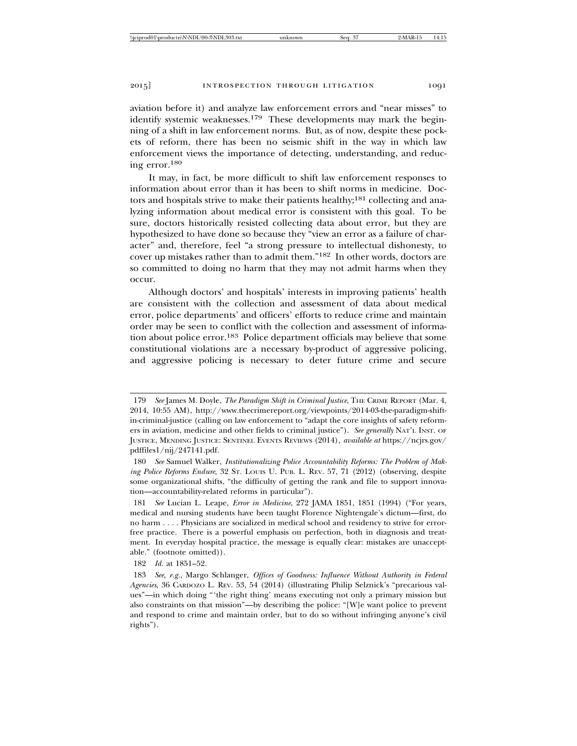aviation before it) and analyze law enforcement errors and "near misses" to identify systemic weaknesses.[179] These developments may mark the beginning of a shift in law enforcement norms. But, as of now, despite these pockets of reform, there has been no seismic shift in the way in which law enforcement views the importance of detecting, understanding, and reducing error.[180]

It may, in fact, be more difficult to shift law enforcement responses to information about error than it has been to shift norms in medicine. Doctors and hospitals strive to make their patients healthy;[181] collecting and analyzing information about medical error is consistent with this goal. To be sure, doctors historically resisted collecting data about error, but they are hypothesized to have done so because they "view an error as a failure of character" and, therefore, feel "a strong pressure to intellectual dishonesty, to cover up mistakes rather than to admit them."[182] In other words, doctors are so committed to doing no harm that they may not admit harms when they occur.

Although doctors' and hospitals' interests in improving patients' health are consistent with the collection and assessment of data about medical error, police departments' and officers' efforts to reduce crime and maintain order may be seen to conflict with the collection and assessment of information about police error.[183] Police department officials may believe that some constitutional violations are a necessary by-product of aggressive policing, and aggressive policing is necessary to deter future crime and secure

---

179 *See* James M. Doyle, *The Paradigm Shift in Criminal Justice*, THE CRIME REPORT (Mar. 4, 2014, 10:55 AM), http://www.thecrimereport.org/viewpoints/2014-03-the-paradigm-shift-in-criminal-justice (calling on law enforcement to "adapt the core insights of safety reformers in aviation, medicine and other fields to criminal justice"). *See generally* NAT'L INST. OF JUSTICE, MENDING JUSTICE: SENTINEL EVENTS REVIEWS (2014), *available at* https://ncjrs.gov/pdffiles1/nij/247141.pdf.

180 *See* Samuel Walker, *Institutionalizing Police Accountability Reforms: The Problem of Making Police Reforms Endure*, 32 ST. LOUIS U. PUB. L. REV. 57, 71 (2012) (observing, despite some organizational shifts, "the difficulty of getting the rank and file to support innovation—accountability-related reforms in particular").

181 *See* Lucian L. Leape, *Error in Medicine*, 272 JAMA 1851, 1851 (1994) ("For years, medical and nursing students have been taught Florence Nightengale's dictum—first, do no harm . . . . Physicians are socialized in medical school and residency to strive for error-free practice. There is a powerful emphasis on perfection, both in diagnosis and treatment. In everyday hospital practice, the message is equally clear: mistakes are unacceptable." (footnote omitted)).

182 *Id.* at 1851–52.

183 *See, e.g.*, Margo Schlanger, *Offices of Goodness: Influence Without Authority in Federal Agencies*, 36 CARDOZO L. REV. 53, 54 (2014) (illustrating Philip Selznick's "precarious values"—in which doing "'the right thing' means executing not only a primary mission but also constraints on that mission"—by describing the police: "[W]e want police to prevent and respond to crime and maintain order, but to do so without infringing anyone's civil rights").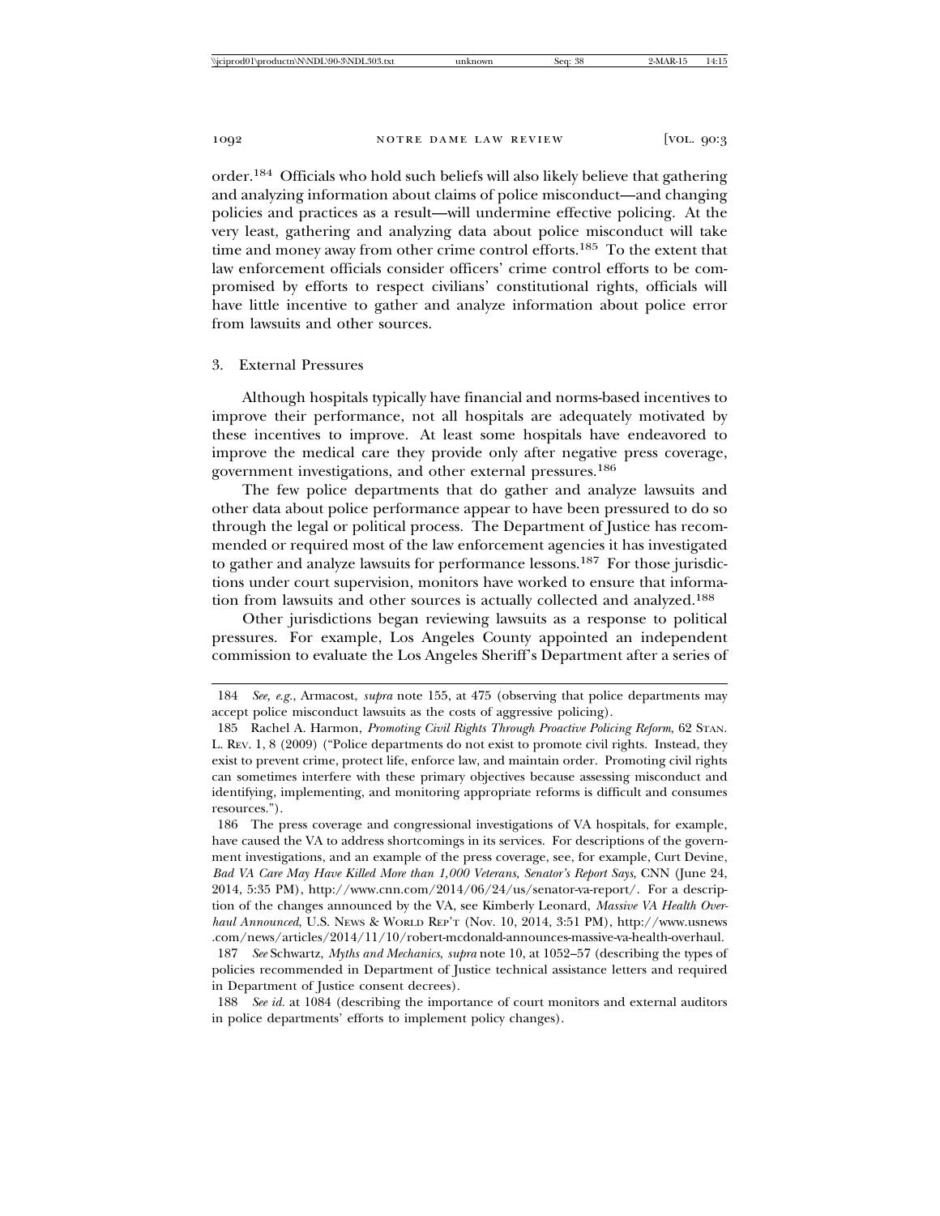order.[184] Officials who hold such beliefs will also likely believe that gathering and analyzing information about claims of police misconduct—and changing policies and practices as a result—will undermine effective policing. At the very least, gathering and analyzing data about police misconduct will take time and money away from other crime control efforts.[185] To the extent that law enforcement officials consider officers' crime control efforts to be compromised by efforts to respect civilians' constitutional rights, officials will have little incentive to gather and analyze information about police error from lawsuits and other sources.

### 3. External Pressures

Although hospitals typically have financial and norms-based incentives to improve their performance, not all hospitals are adequately motivated by these incentives to improve. At least some hospitals have endeavored to improve the medical care they provide only after negative press coverage, government investigations, and other external pressures.[186]

The few police departments that do gather and analyze lawsuits and other data about police performance appear to have been pressured to do so through the legal or political process. The Department of Justice has recommended or required most of the law enforcement agencies it has investigated to gather and analyze lawsuits for performance lessons.[187] For those jurisdictions under court supervision, monitors have worked to ensure that information from lawsuits and other sources is actually collected and analyzed.[188]

Other jurisdictions began reviewing lawsuits as a response to political pressures. For example, Los Angeles County appointed an independent commission to evaluate the Los Angeles Sheriff's Department after a series of

---

184 *See, e.g.*, Armacost, *supra* note 155, at 475 (observing that police departments may accept police misconduct lawsuits as the costs of aggressive policing).

185 Rachel A. Harmon, *Promoting Civil Rights Through Proactive Policing Reform*, 62 STAN. L. REV. 1, 8 (2009) ("Police departments do not exist to promote civil rights. Instead, they exist to prevent crime, protect life, enforce law, and maintain order. Promoting civil rights can sometimes interfere with these primary objectives because assessing misconduct and identifying, implementing, and monitoring appropriate reforms is difficult and consumes resources.").

186 The press coverage and congressional investigations of VA hospitals, for example, have caused the VA to address shortcomings in its services. For descriptions of the government investigations, and an example of the press coverage, see, for example, Curt Devine, *Bad VA Care May Have Killed More than 1,000 Veterans, Senator's Report Says*, CNN (June 24, 2014, 5:35 PM), http://www.cnn.com/2014/06/24/us/senator-va-report/. For a description of the changes announced by the VA, see Kimberly Leonard, *Massive VA Health Overhaul Announced*, U.S. NEWS & WORLD REP'T (Nov. 10, 2014, 3:51 PM), http://www.usnews.com/news/articles/2014/11/10/robert-mcdonald-announces-massive-va-health-overhaul.

187 *See* Schwartz, *Myths and Mechanics*, *supra* note 10, at 1052–57 (describing the types of policies recommended in Department of Justice technical assistance letters and required in Department of Justice consent decrees).

188 *See id.* at 1084 (describing the importance of court monitors and external auditors in police departments' efforts to implement policy changes).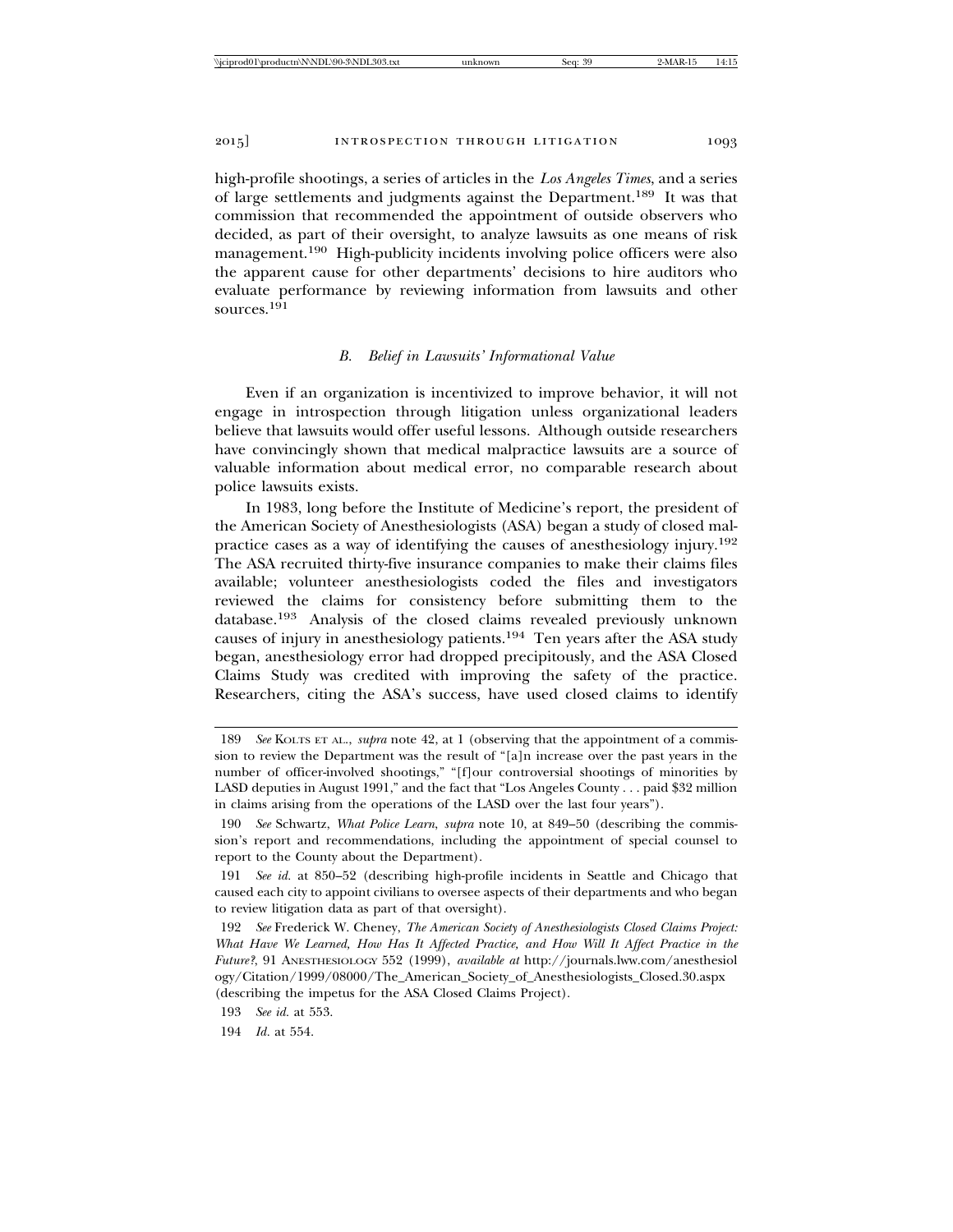high-profile shootings, a series of articles in the *Los Angeles Times*, and a series of large settlements and judgments against the Department.[189] It was that commission that recommended the appointment of outside observers who decided, as part of their oversight, to analyze lawsuits as one means of risk management.[190] High-publicity incidents involving police officers were also the apparent cause for other departments' decisions to hire auditors who evaluate performance by reviewing information from lawsuits and other sources.[191]

### *B. Belief in Lawsuits' Informational Value*

Even if an organization is incentivized to improve behavior, it will not engage in introspection through litigation unless organizational leaders believe that lawsuits would offer useful lessons. Although outside researchers have convincingly shown that medical malpractice lawsuits are a source of valuable information about medical error, no comparable research about police lawsuits exists.

In 1983, long before the Institute of Medicine's report, the president of the American Society of Anesthesiologists (ASA) began a study of closed malpractice cases as a way of identifying the causes of anesthesiology injury.[192] The ASA recruited thirty-five insurance companies to make their claims files available; volunteer anesthesiologists coded the files and investigators reviewed the claims for consistency before submitting them to the database.[193] Analysis of the closed claims revealed previously unknown causes of injury in anesthesiology patients.[194] Ten years after the ASA study began, anesthesiology error had dropped precipitously, and the ASA Closed Claims Study was credited with improving the safety of the practice. Researchers, citing the ASA's success, have used closed claims to identify

---

189 *See* KOLTS ET AL., *supra* note 42, at 1 (observing that the appointment of a commission to review the Department was the result of "[a]n increase over the past years in the number of officer-involved shootings," "[f]our controversial shootings of minorities by LASD deputies in August 1991," and the fact that "Los Angeles County . . . paid $32 million in claims arising from the operations of the LASD over the last four years").

190 *See* Schwartz, *What Police Learn*, *supra* note 10, at 849–50 (describing the commission's report and recommendations, including the appointment of special counsel to report to the County about the Department).

191 *See id.* at 850–52 (describing high-profile incidents in Seattle and Chicago that caused each city to appoint civilians to oversee aspects of their departments and who began to review litigation data as part of that oversight).

192 *See* Frederick W. Cheney, *The American Society of Anesthesiologists Closed Claims Project: What Have We Learned, How Has It Affected Practice, and How Will It Affect Practice in the Future?*, 91 ANESTHESIOLOGY 552 (1999), *available at* http://journals.lww.com/anesthesiology/Citation/1999/08000/The_American_Society_of_Anesthesiologists_Closed.30.aspx (describing the impetus for the ASA Closed Claims Project).

193 *See id.* at 553.

194 *Id.* at 554.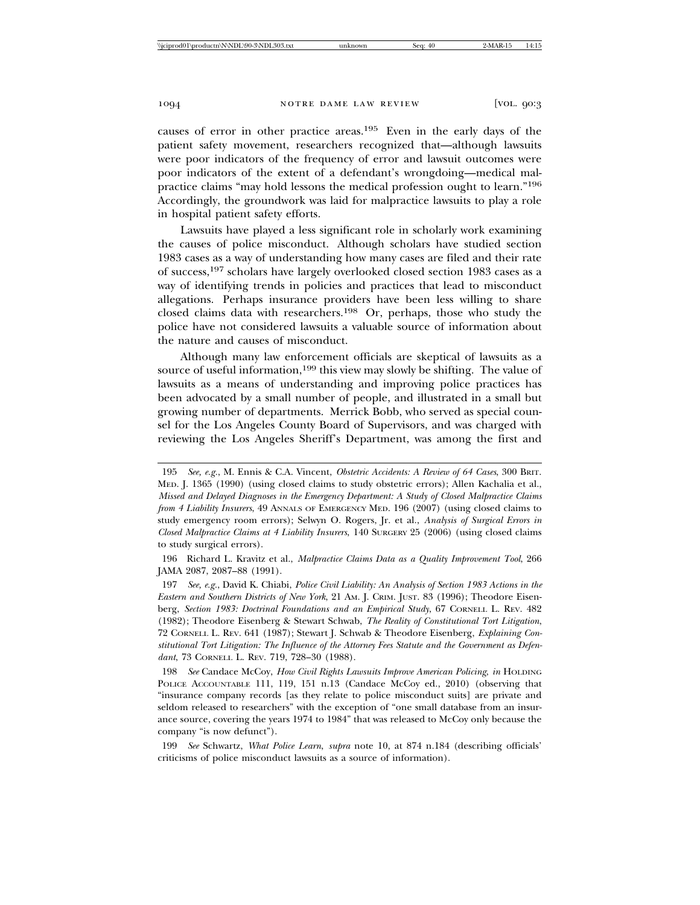causes of error in other practice areas.[195] Even in the early days of the patient safety movement, researchers recognized that—although lawsuits were poor indicators of the frequency of error and lawsuit outcomes were poor indicators of the extent of a defendant's wrongdoing—medical malpractice claims "may hold lessons the medical profession ought to learn."[196] Accordingly, the groundwork was laid for malpractice lawsuits to play a role in hospital patient safety efforts.

Lawsuits have played a less significant role in scholarly work examining the causes of police misconduct. Although scholars have studied section 1983 cases as a way of understanding how many cases are filed and their rate of success,[197] scholars have largely overlooked closed section 1983 cases as a way of identifying trends in policies and practices that lead to misconduct allegations. Perhaps insurance providers have been less willing to share closed claims data with researchers.[198] Or, perhaps, those who study the police have not considered lawsuits a valuable source of information about the nature and causes of misconduct.

Although many law enforcement officials are skeptical of lawsuits as a source of useful information,[199] this view may slowly be shifting. The value of lawsuits as a means of understanding and improving police practices has been advocated by a small number of people, and illustrated in a small but growing number of departments. Merrick Bobb, who served as special counsel for the Los Angeles County Board of Supervisors, and was charged with reviewing the Los Angeles Sheriff's Department, was among the first and

---

195 *See, e.g.*, M. Ennis & C.A. Vincent, *Obstetric Accidents: A Review of 64 Cases*, 300 BRIT. MED. J. 1365 (1990) (using closed claims to study obstetric errors); Allen Kachalia et al., *Missed and Delayed Diagnoses in the Emergency Department: A Study of Closed Malpractice Claims from 4 Liability Insurers*, 49 ANNALS OF EMERGENCY MED. 196 (2007) (using closed claims to study emergency room errors); Selwyn O. Rogers, Jr. et al., *Analysis of Surgical Errors in Closed Malpractice Claims at 4 Liability Insurers*, 140 SURGERY 25 (2006) (using closed claims to study surgical errors).

196 Richard L. Kravitz et al., *Malpractice Claims Data as a Quality Improvement Tool*, 266 JAMA 2087, 2087–88 (1991).

197 *See, e.g.*, David K. Chiabi, *Police Civil Liability: An Analysis of Section 1983 Actions in the Eastern and Southern Districts of New York*, 21 AM. J. CRIM. JUST. 83 (1996); Theodore Eisenberg, *Section 1983: Doctrinal Foundations and an Empirical Study*, 67 CORNELL L. REV. 482 (1982); Theodore Eisenberg & Stewart Schwab, *The Reality of Constitutional Tort Litigation*, 72 CORNELL L. REV. 641 (1987); Stewart J. Schwab & Theodore Eisenberg, *Explaining Constitutional Tort Litigation: The Influence of the Attorney Fees Statute and the Government as Defendant*, 73 CORNELL L. REV. 719, 728–30 (1988).

198 *See* Candace McCoy, *How Civil Rights Lawsuits Improve American Policing*, *in* HOLDING POLICE ACCOUNTABLE 111, 119, 151 n.13 (Candace McCoy ed., 2010) (observing that "insurance company records [as they relate to police misconduct suits] are private and seldom released to researchers" with the exception of "one small database from an insurance source, covering the years 1974 to 1984" that was released to McCoy only because the company "is now defunct").

199 *See* Schwartz, *What Police Learn*, *supra* note 10, at 874 n.184 (describing officials' criticisms of police misconduct lawsuits as a source of information).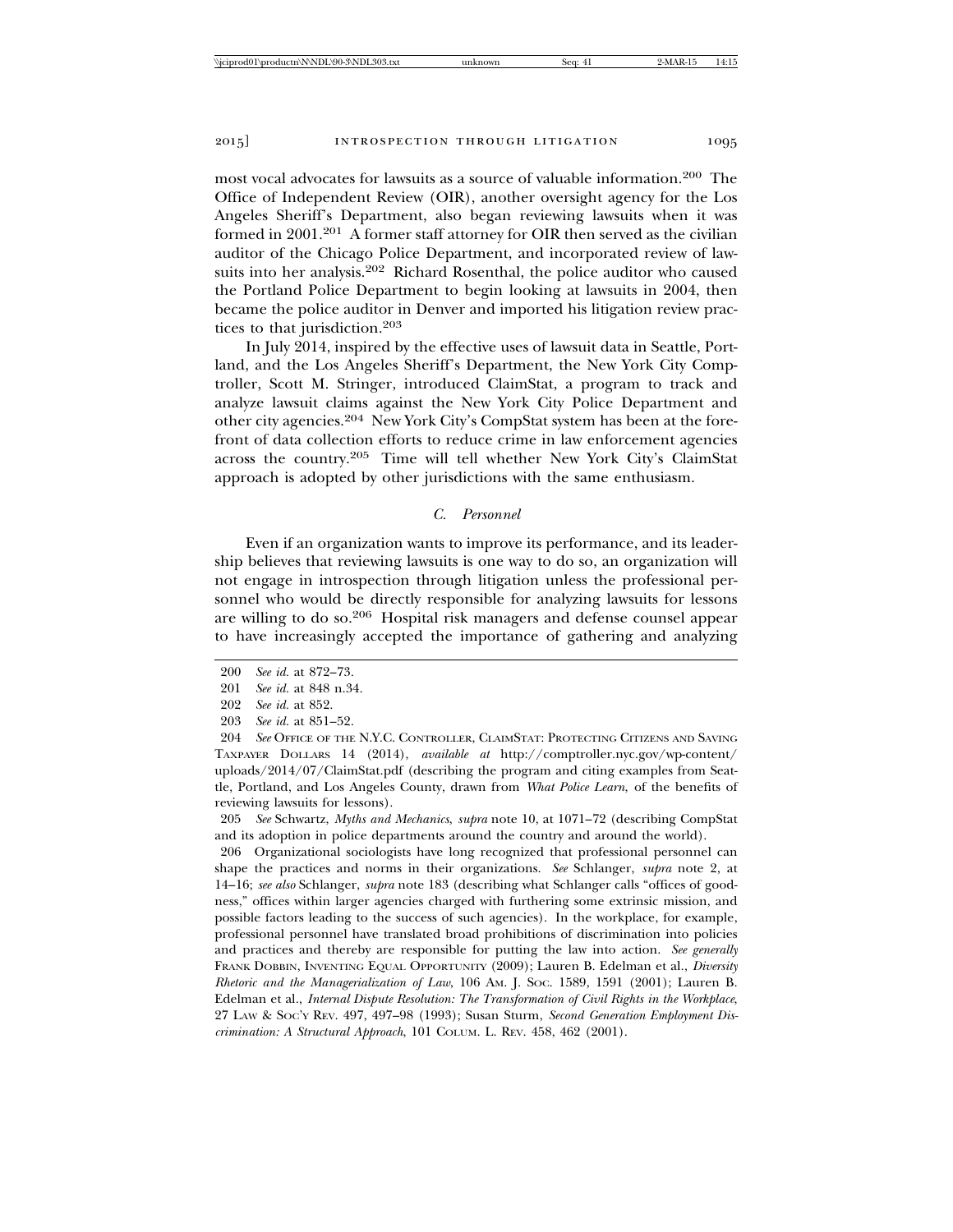most vocal advocates for lawsuits as a source of valuable information.[200] The Office of Independent Review (OIR), another oversight agency for the Los Angeles Sheriff's Department, also began reviewing lawsuits when it was formed in 2001.[201] A former staff attorney for OIR then served as the civilian auditor of the Chicago Police Department, and incorporated review of lawsuits into her analysis.[202] Richard Rosenthal, the police auditor who caused the Portland Police Department to begin looking at lawsuits in 2004, then became the police auditor in Denver and imported his litigation review practices to that jurisdiction.[203]

In July 2014, inspired by the effective uses of lawsuit data in Seattle, Portland, and the Los Angeles Sheriff's Department, the New York City Comptroller, Scott M. Stringer, introduced ClaimStat, a program to track and analyze lawsuit claims against the New York City Police Department and other city agencies.[204] New York City's CompStat system has been at the forefront of data collection efforts to reduce crime in law enforcement agencies across the country.[205] Time will tell whether New York City's ClaimStat approach is adopted by other jurisdictions with the same enthusiasm.

### *C. Personnel*

Even if an organization wants to improve its performance, and its leadership believes that reviewing lawsuits is one way to do so, an organization will not engage in introspection through litigation unless the professional personnel who would be directly responsible for analyzing lawsuits for lessons are willing to do so.[206] Hospital risk managers and defense counsel appear to have increasingly accepted the importance of gathering and analyzing

---

200 *See id.* at 872–73.

201 *See id.* at 848 n.34.

202 *See id.* at 852.

203 *See id.* at 851–52.

204 *See* OFFICE OF THE N.Y.C. CONTROLLER, CLAIMSTAT: PROTECTING CITIZENS AND SAVING TAXPAYER DOLLARS 14 (2014), *available at* http://comptroller.nyc.gov/wp-content/uploads/2014/07/ClaimStat.pdf (describing the program and citing examples from Seattle, Portland, and Los Angeles County, drawn from *What Police Learn*, of the benefits of reviewing lawsuits for lessons).

205 *See* Schwartz, *Myths and Mechanics*, *supra* note 10, at 1071–72 (describing CompStat and its adoption in police departments around the country and around the world).

206 Organizational sociologists have long recognized that professional personnel can shape the practices and norms in their organizations. *See* Schlanger, *supra* note 2, at 14–16; *see also* Schlanger, *supra* note 183 (describing what Schlanger calls "offices of goodness," offices within larger agencies charged with furthering some extrinsic mission, and possible factors leading to the success of such agencies). In the workplace, for example, professional personnel have translated broad prohibitions of discrimination into policies and practices and thereby are responsible for putting the law into action. *See generally* FRANK DOBBIN, INVENTING EQUAL OPPORTUNITY (2009); Lauren B. Edelman et al., *Diversity Rhetoric and the Managerialization of Law*, 106 AM. J. SOC. 1589, 1591 (2001); Lauren B. Edelman et al., *Internal Dispute Resolution: The Transformation of Civil Rights in the Workplace*, 27 LAW & SOC'Y REV. 497, 497–98 (1993); Susan Sturm, *Second Generation Employment Discrimination: A Structural Approach*, 101 COLUM. L. REV. 458, 462 (2001).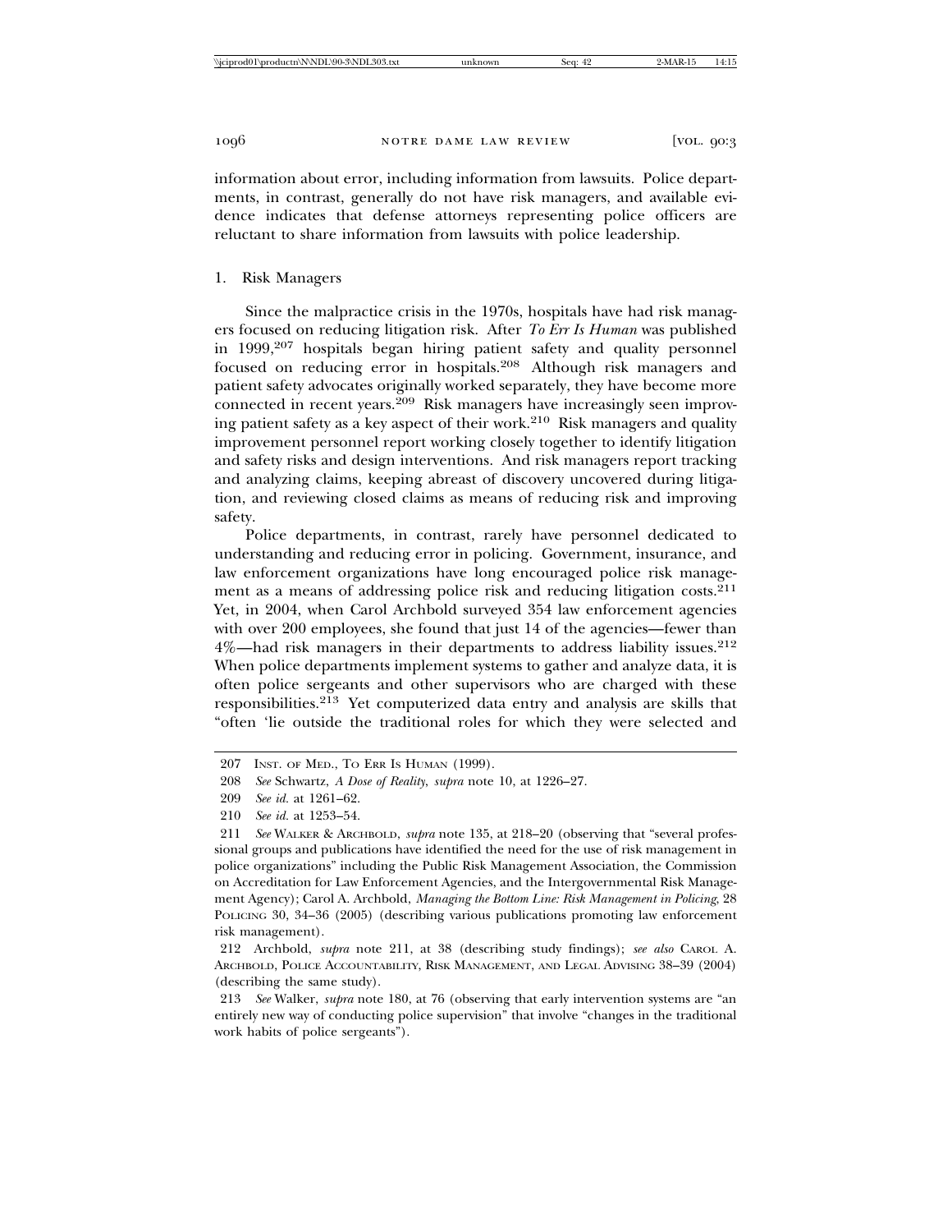information about error, including information from lawsuits. Police departments, in contrast, generally do not have risk managers, and available evidence indicates that defense attorneys representing police officers are reluctant to share information from lawsuits with police leadership.

### 1. Risk Managers

Since the malpractice crisis in the 1970s, hospitals have had risk managers focused on reducing litigation risk. After *To Err Is Human* was published in 1999,[207] hospitals began hiring patient safety and quality personnel focused on reducing error in hospitals.[208] Although risk managers and patient safety advocates originally worked separately, they have become more connected in recent years.[209] Risk managers have increasingly seen improving patient safety as a key aspect of their work.[210] Risk managers and quality improvement personnel report working closely together to identify litigation and safety risks and design interventions. And risk managers report tracking and analyzing claims, keeping abreast of discovery uncovered during litigation, and reviewing closed claims as means of reducing risk and improving safety.

Police departments, in contrast, rarely have personnel dedicated to understanding and reducing error in policing. Government, insurance, and law enforcement organizations have long encouraged police risk management as a means of addressing police risk and reducing litigation costs.[211] Yet, in 2004, when Carol Archbold surveyed 354 law enforcement agencies with over 200 employees, she found that just 14 of the agencies—fewer than 4%—had risk managers in their departments to address liability issues.[212] When police departments implement systems to gather and analyze data, it is often police sergeants and other supervisors who are charged with these responsibilities.[213] Yet computerized data entry and analysis are skills that "often 'lie outside the traditional roles for which they were selected and

---

207 INST. OF MED., TO ERR IS HUMAN (1999).

208 *See* Schwartz, *A Dose of Reality*, *supra* note 10, at 1226–27.

209 *See id.* at 1261–62.

210 *See id.* at 1253–54.

211 *See* WALKER & ARCHBOLD, *supra* note 135, at 218–20 (observing that "several professional groups and publications have identified the need for the use of risk management in police organizations" including the Public Risk Management Association, the Commission on Accreditation for Law Enforcement Agencies, and the Intergovernmental Risk Management Agency); Carol A. Archbold, *Managing the Bottom Line: Risk Management in Policing*, 28 POLICING 30, 34–36 (2005) (describing various publications promoting law enforcement risk management).

212 Archbold, *supra* note 211, at 38 (describing study findings); *see also* CAROL A. ARCHBOLD, POLICE ACCOUNTABILITY, RISK MANAGEMENT, AND LEGAL ADVISING 38–39 (2004) (describing the same study).

213 *See* Walker, *supra* note 180, at 76 (observing that early intervention systems are "an entirely new way of conducting police supervision" that involve "changes in the traditional work habits of police sergeants").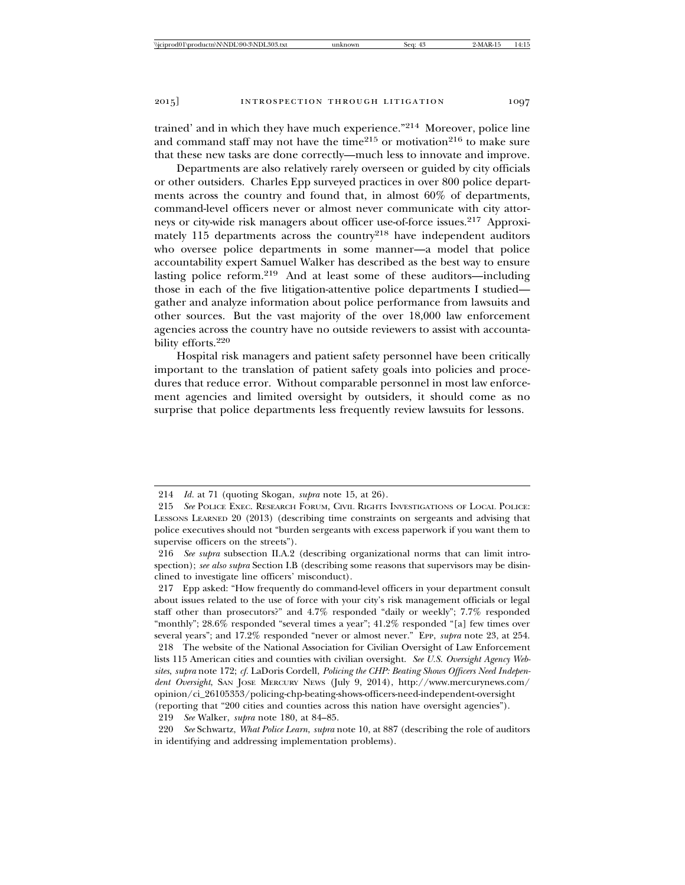trained' and in which they have much experience."[214] Moreover, police line and command staff may not have the time[215] or motivation[216] to make sure that these new tasks are done correctly—much less to innovate and improve.

Departments are also relatively rarely overseen or guided by city officials or other outsiders. Charles Epp surveyed practices in over 800 police departments across the country and found that, in almost 60% of departments, command-level officers never or almost never communicate with city attorneys or city-wide risk managers about officer use-of-force issues.[217] Approximately 115 departments across the country[218] have independent auditors who oversee police departments in some manner—a model that police accountability expert Samuel Walker has described as the best way to ensure lasting police reform.[219] And at least some of these auditors—including those in each of the five litigation-attentive police departments I studied—gather and analyze information about police performance from lawsuits and other sources. But the vast majority of the over 18,000 law enforcement agencies across the country have no outside reviewers to assist with accountability efforts.[220]

Hospital risk managers and patient safety personnel have been critically important to the translation of patient safety goals into policies and procedures that reduce error. Without comparable personnel in most law enforcement agencies and limited oversight by outsiders, it should come as no surprise that police departments less frequently review lawsuits for lessons.

---

214 *Id.* at 71 (quoting Skogan, *supra* note 15, at 26).

215 *See* Police Exec. Research Forum, Civil Rights Investigations of Local Police: Lessons Learned 20 (2013) (describing time constraints on sergeants and advising that police executives should not "burden sergeants with excess paperwork if you want them to supervise officers on the streets").

216 *See supra* subsection II.A.2 (describing organizational norms that can limit introspection); *see also supra* Section I.B (describing some reasons that supervisors may be disinclined to investigate line officers' misconduct).

217 Epp asked: "How frequently do command-level officers in your department consult about issues related to the use of force with your city's risk management officials or legal staff other than prosecutors?" and 4.7% responded "daily or weekly"; 7.7% responded "monthly"; 28.6% responded "several times a year"; 41.2% responded "[a] few times over several years"; and 17.2% responded "never or almost never." Epp, *supra* note 23, at 254.

218 The website of the National Association for Civilian Oversight of Law Enforcement lists 115 American cities and counties with civilian oversight. *See U.S. Oversight Agency Websites*, *supra* note 172; *cf.* LaDoris Cordell, *Policing the CHP: Beating Shows Officers Need Independent Oversight*, San Jose Mercury News (July 9, 2014), http://www.mercurynews.com/opinion/ci_26105353/policing-chp-beating-shows-officers-need-independent-oversight (reporting that "200 cities and counties across this nation have oversight agencies").

219 *See* Walker, *supra* note 180, at 84–85.

220 *See* Schwartz, *What Police Learn*, *supra* note 10, at 887 (describing the role of auditors in identifying and addressing implementation problems).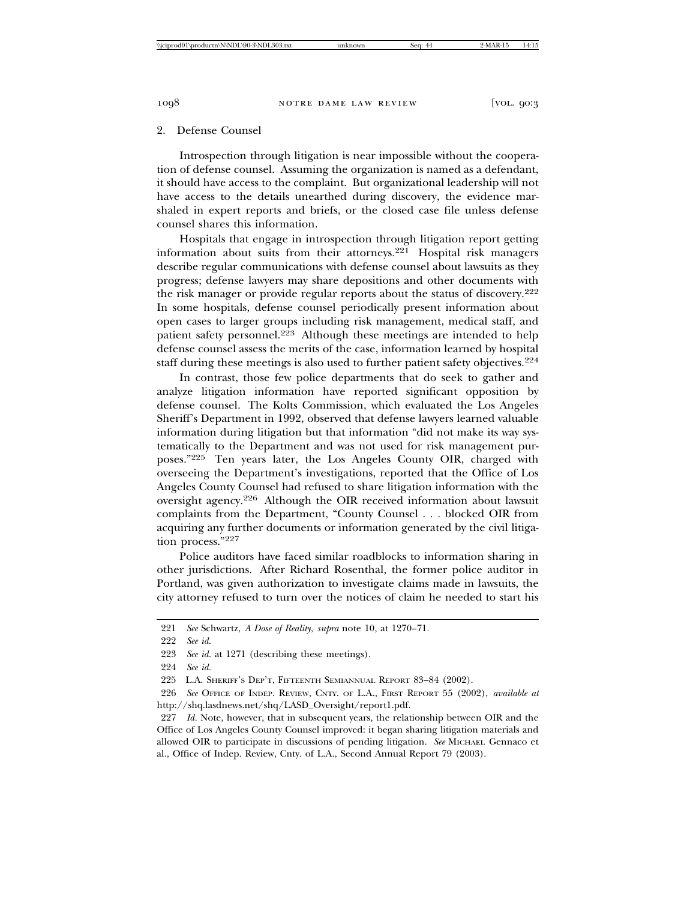### 2. Defense Counsel

Introspection through litigation is near impossible without the cooperation of defense counsel. Assuming the organization is named as a defendant, it should have access to the complaint. But organizational leadership will not have access to the details unearthed during discovery, the evidence marshaled in expert reports and briefs, or the closed case file unless defense counsel shares this information.

Hospitals that engage in introspection through litigation report getting information about suits from their attorneys.[221] Hospital risk managers describe regular communications with defense counsel about lawsuits as they progress; defense lawyers may share depositions and other documents with the risk manager or provide regular reports about the status of discovery.[222] In some hospitals, defense counsel periodically present information about open cases to larger groups including risk management, medical staff, and patient safety personnel.[223] Although these meetings are intended to help defense counsel assess the merits of the case, information learned by hospital staff during these meetings is also used to further patient safety objectives.[224]

In contrast, those few police departments that do seek to gather and analyze litigation information have reported significant opposition by defense counsel. The Kolts Commission, which evaluated the Los Angeles Sheriff's Department in 1992, observed that defense lawyers learned valuable information during litigation but that information "did not make its way systematically to the Department and was not used for risk management purposes."[225] Ten years later, the Los Angeles County OIR, charged with overseeing the Department's investigations, reported that the Office of Los Angeles County Counsel had refused to share litigation information with the oversight agency.[226] Although the OIR received information about lawsuit complaints from the Department, "County Counsel . . . blocked OIR from acquiring any further documents or information generated by the civil litigation process."[227]

Police auditors have faced similar roadblocks to information sharing in other jurisdictions. After Richard Rosenthal, the former police auditor in Portland, was given authorization to investigate claims made in lawsuits, the city attorney refused to turn over the notices of claim he needed to start his

---

221 *See* Schwartz, *A Dose of Reality*, *supra* note 10, at 1270–71.

222 *See id.*

223 *See id.* at 1271 (describing these meetings).

224 *See id.*

225 L.A. Sheriff's Dep't, Fifteenth Semiannual Report 83–84 (2002).

226 *See* Office of Indep. Review, Cnty. of L.A., First Report 55 (2002), *available at* http://shq.lasdnews.net/shq/LASD_Oversight/report1.pdf.

227 *Id.* Note, however, that in subsequent years, the relationship between OIR and the Office of Los Angeles County Counsel improved: it began sharing litigation materials and allowed OIR to participate in discussions of pending litigation. *See* Michael Gennaco et al., Office of Indep. Review, Cnty. of L.A., Second Annual Report 79 (2003).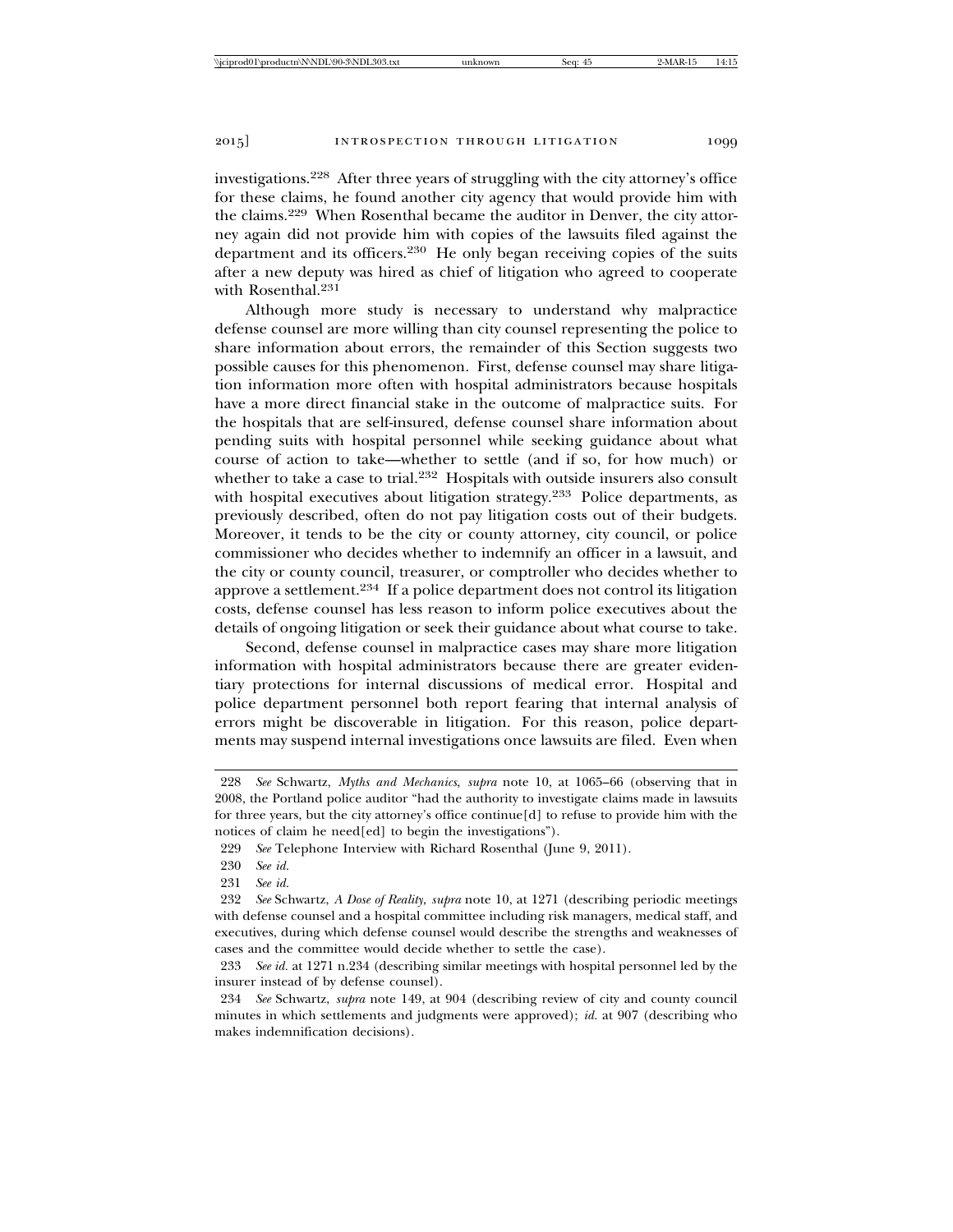investigations.[228] After three years of struggling with the city attorney's office for these claims, he found another city agency that would provide him with the claims.[229] When Rosenthal became the auditor in Denver, the city attorney again did not provide him with copies of the lawsuits filed against the department and its officers.[230] He only began receiving copies of the suits after a new deputy was hired as chief of litigation who agreed to cooperate with Rosenthal.[231]

Although more study is necessary to understand why malpractice defense counsel are more willing than city counsel representing the police to share information about errors, the remainder of this Section suggests two possible causes for this phenomenon. First, defense counsel may share litigation information more often with hospital administrators because hospitals have a more direct financial stake in the outcome of malpractice suits. For the hospitals that are self-insured, defense counsel share information about pending suits with hospital personnel while seeking guidance about what course of action to take—whether to settle (and if so, for how much) or whether to take a case to trial.[232] Hospitals with outside insurers also consult with hospital executives about litigation strategy.[233] Police departments, as previously described, often do not pay litigation costs out of their budgets. Moreover, it tends to be the city or county attorney, city council, or police commissioner who decides whether to indemnify an officer in a lawsuit, and the city or county council, treasurer, or comptroller who decides whether to approve a settlement.[234] If a police department does not control its litigation costs, defense counsel has less reason to inform police executives about the details of ongoing litigation or seek their guidance about what course to take.

Second, defense counsel in malpractice cases may share more litigation information with hospital administrators because there are greater evidentiary protections for internal discussions of medical error. Hospital and police department personnel both report fearing that internal analysis of errors might be discoverable in litigation. For this reason, police departments may suspend internal investigations once lawsuits are filed. Even when

---

228 *See* Schwartz, *Myths and Mechanics*, *supra* note 10, at 1065–66 (observing that in 2008, the Portland police auditor "had the authority to investigate claims made in lawsuits for three years, but the city attorney's office continue[d] to refuse to provide him with the notices of claim he need[ed] to begin the investigations").

229 *See* Telephone Interview with Richard Rosenthal (June 9, 2011).

230 *See id.*

231 *See id.*

232 *See* Schwartz, *A Dose of Reality*, *supra* note 10, at 1271 (describing periodic meetings with defense counsel and a hospital committee including risk managers, medical staff, and executives, during which defense counsel would describe the strengths and weaknesses of cases and the committee would decide whether to settle the case).

233 *See id.* at 1271 n.234 (describing similar meetings with hospital personnel led by the insurer instead of by defense counsel).

234 *See* Schwartz, *supra* note 149, at 904 (describing review of city and county council minutes in which settlements and judgments were approved); *id.* at 907 (describing who makes indemnification decisions).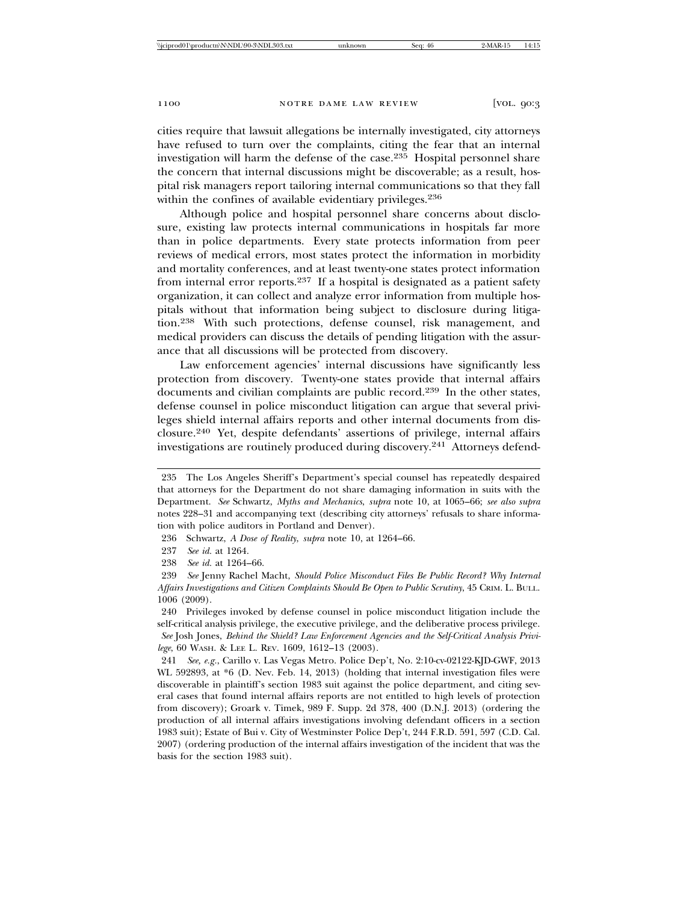cities require that lawsuit allegations be internally investigated, city attorneys have refused to turn over the complaints, citing the fear that an internal investigation will harm the defense of the case.[235] Hospital personnel share the concern that internal discussions might be discoverable; as a result, hospital risk managers report tailoring internal communications so that they fall within the confines of available evidentiary privileges.[236]

Although police and hospital personnel share concerns about disclosure, existing law protects internal communications in hospitals far more than in police departments. Every state protects information from peer reviews of medical errors, most states protect the information in morbidity and mortality conferences, and at least twenty-one states protect information from internal error reports.[237] If a hospital is designated as a patient safety organization, it can collect and analyze error information from multiple hospitals without that information being subject to disclosure during litigation.[238] With such protections, defense counsel, risk management, and medical providers can discuss the details of pending litigation with the assurance that all discussions will be protected from discovery.

Law enforcement agencies' internal discussions have significantly less protection from discovery. Twenty-one states provide that internal affairs documents and civilian complaints are public record.[239] In the other states, defense counsel in police misconduct litigation can argue that several privileges shield internal affairs reports and other internal documents from disclosure.[240] Yet, despite defendants' assertions of privilege, internal affairs investigations are routinely produced during discovery.[241] Attorneys defend-

---

235 The Los Angeles Sheriff's Department's special counsel has repeatedly despaired that attorneys for the Department do not share damaging information in suits with the Department. *See* Schwartz, *Myths and Mechanics*, *supra* note 10, at 1065–66; *see also supra* notes 228–31 and accompanying text (describing city attorneys' refusals to share information with police auditors in Portland and Denver).

236 Schwartz, *A Dose of Reality*, *supra* note 10, at 1264–66.

237 *See id.* at 1264.

238 *See id.* at 1264–66.

239 *See* Jenny Rachel Macht, *Should Police Misconduct Files Be Public Record? Why Internal Affairs Investigations and Citizen Complaints Should Be Open to Public Scrutiny*, 45 CRIM. L. BULL. 1006 (2009).

240 Privileges invoked by defense counsel in police misconduct litigation include the self-critical analysis privilege, the executive privilege, and the deliberative process privilege. *See* Josh Jones, *Behind the Shield? Law Enforcement Agencies and the Self-Critical Analysis Privilege*, 60 WASH. & LEE L. REV. 1609, 1612–13 (2003).

241 *See, e.g.*, Carillo v. Las Vegas Metro. Police Dep't, No. 2:10-cv-02122-KJD-GWF, 2013 WL 592893, at *6 (D. Nev. Feb. 14, 2013) (holding that internal investigation files were discoverable in plaintiff's section 1983 suit against the police department, and citing several cases that found internal affairs reports are not entitled to high levels of protection from discovery); Groark v. Timek, 989 F. Supp. 2d 378, 400 (D.N.J. 2013) (ordering the production of all internal affairs investigations involving defendant officers in a section 1983 suit); Estate of Bui v. City of Westminster Police Dep't, 244 F.R.D. 591, 597 (C.D. Cal. 2007) (ordering production of the internal affairs investigation of the incident that was the basis for the section 1983 suit).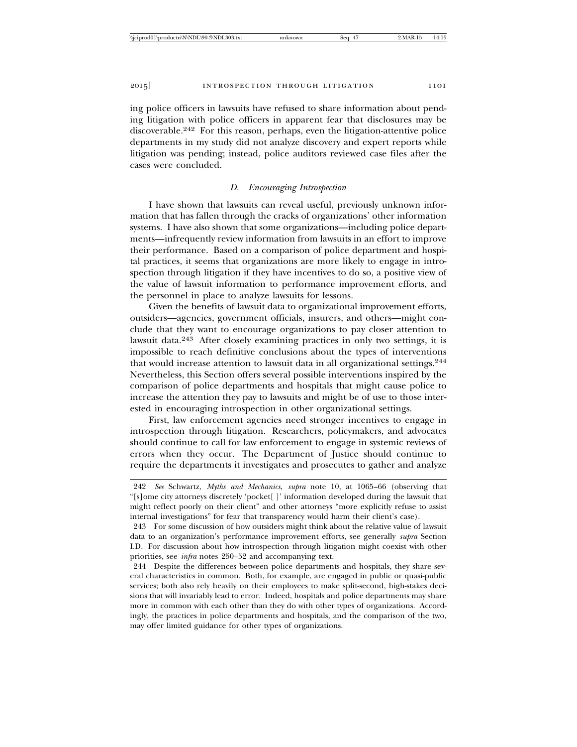ing police officers in lawsuits have refused to share information about pending litigation with police officers in apparent fear that disclosures may be discoverable.[242] For this reason, perhaps, even the litigation-attentive police departments in my study did not analyze discovery and expert reports while litigation was pending; instead, police auditors reviewed case files after the cases were concluded.

### *D. Encouraging Introspection*

I have shown that lawsuits can reveal useful, previously unknown information that has fallen through the cracks of organizations' other information systems. I have also shown that some organizations—including police departments—infrequently review information from lawsuits in an effort to improve their performance. Based on a comparison of police department and hospital practices, it seems that organizations are more likely to engage in introspection through litigation if they have incentives to do so, a positive view of the value of lawsuit information to performance improvement efforts, and the personnel in place to analyze lawsuits for lessons.

Given the benefits of lawsuit data to organizational improvement efforts, outsiders—agencies, government officials, insurers, and others—might conclude that they want to encourage organizations to pay closer attention to lawsuit data.[243] After closely examining practices in only two settings, it is impossible to reach definitive conclusions about the types of interventions that would increase attention to lawsuit data in all organizational settings.[244] Nevertheless, this Section offers several possible interventions inspired by the comparison of police departments and hospitals that might cause police to increase the attention they pay to lawsuits and might be of use to those interested in encouraging introspection in other organizational settings.

First, law enforcement agencies need stronger incentives to engage in introspection through litigation. Researchers, policymakers, and advocates should continue to call for law enforcement to engage in systemic reviews of errors when they occur. The Department of Justice should continue to require the departments it investigates and prosecutes to gather and analyze

---

242 *See* Schwartz, *Myths and Mechanics*, *supra* note 10, at 1065–66 (observing that "[s]ome city attorneys discretely 'pocket[ ]' information developed during the lawsuit that might reflect poorly on their client" and other attorneys "more explicitly refuse to assist internal investigations" for fear that transparency would harm their client's case).

243 For some discussion of how outsiders might think about the relative value of lawsuit data to an organization's performance improvement efforts, see generally *supra* Section I.D. For discussion about how introspection through litigation might coexist with other priorities, see *infra* notes 250–52 and accompanying text.

244 Despite the differences between police departments and hospitals, they share several characteristics in common. Both, for example, are engaged in public or quasi-public services; both also rely heavily on their employees to make split-second, high-stakes decisions that will invariably lead to error. Indeed, hospitals and police departments may share more in common with each other than they do with other types of organizations. Accordingly, the practices in police departments and hospitals, and the comparison of the two, may offer limited guidance for other types of organizations.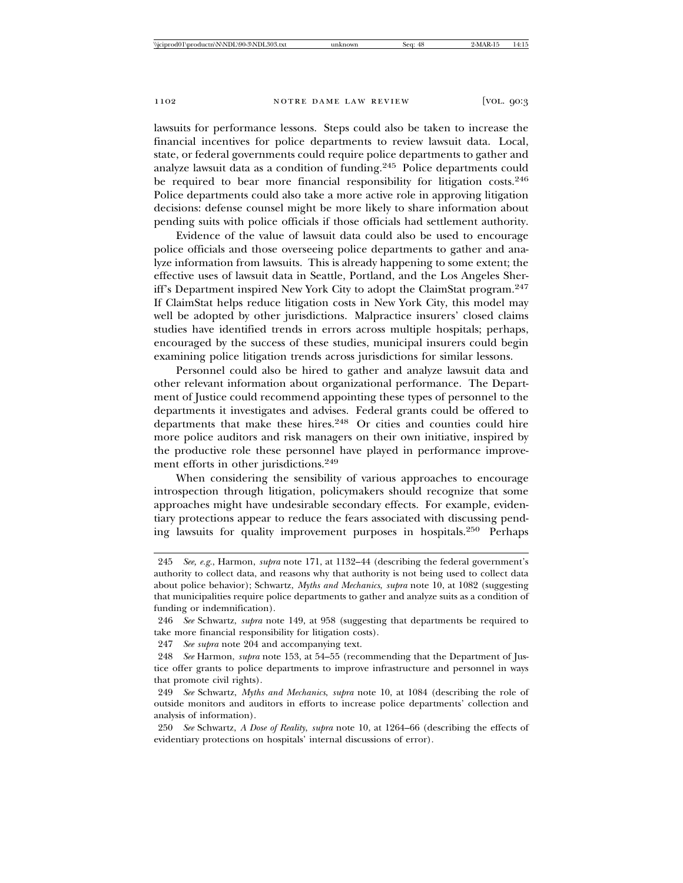lawsuits for performance lessons. Steps could also be taken to increase the financial incentives for police departments to review lawsuit data. Local, state, or federal governments could require police departments to gather and analyze lawsuit data as a condition of funding.[245] Police departments could be required to bear more financial responsibility for litigation costs.[246] Police departments could also take a more active role in approving litigation decisions: defense counsel might be more likely to share information about pending suits with police officials if those officials had settlement authority.

Evidence of the value of lawsuit data could also be used to encourage police officials and those overseeing police departments to gather and analyze information from lawsuits. This is already happening to some extent; the effective uses of lawsuit data in Seattle, Portland, and the Los Angeles Sheriff's Department inspired New York City to adopt the ClaimStat program.[247] If ClaimStat helps reduce litigation costs in New York City, this model may well be adopted by other jurisdictions. Malpractice insurers' closed claims studies have identified trends in errors across multiple hospitals; perhaps, encouraged by the success of these studies, municipal insurers could begin examining police litigation trends across jurisdictions for similar lessons.

Personnel could also be hired to gather and analyze lawsuit data and other relevant information about organizational performance. The Department of Justice could recommend appointing these types of personnel to the departments it investigates and advises. Federal grants could be offered to departments that make these hires.[248] Or cities and counties could hire more police auditors and risk managers on their own initiative, inspired by the productive role these personnel have played in performance improvement efforts in other jurisdictions.[249]

When considering the sensibility of various approaches to encourage introspection through litigation, policymakers should recognize that some approaches might have undesirable secondary effects. For example, evidentiary protections appear to reduce the fears associated with discussing pending lawsuits for quality improvement purposes in hospitals.[250] Perhaps

---

245 *See, e.g.*, Harmon, *supra* note 171, at 1132–44 (describing the federal government's authority to collect data, and reasons why that authority is not being used to collect data about police behavior); Schwartz, *Myths and Mechanics*, *supra* note 10, at 1082 (suggesting that municipalities require police departments to gather and analyze suits as a condition of funding or indemnification).

246 *See* Schwartz, *supra* note 149, at 958 (suggesting that departments be required to take more financial responsibility for litigation costs).

247 *See supra* note 204 and accompanying text.

248 *See* Harmon, *supra* note 153, at 54–55 (recommending that the Department of Justice offer grants to police departments to improve infrastructure and personnel in ways that promote civil rights).

249 *See* Schwartz, *Myths and Mechanics*, *supra* note 10, at 1084 (describing the role of outside monitors and auditors in efforts to increase police departments' collection and analysis of information).

250 *See* Schwartz, *A Dose of Reality*, *supra* note 10, at 1264–66 (describing the effects of evidentiary protections on hospitals' internal discussions of error).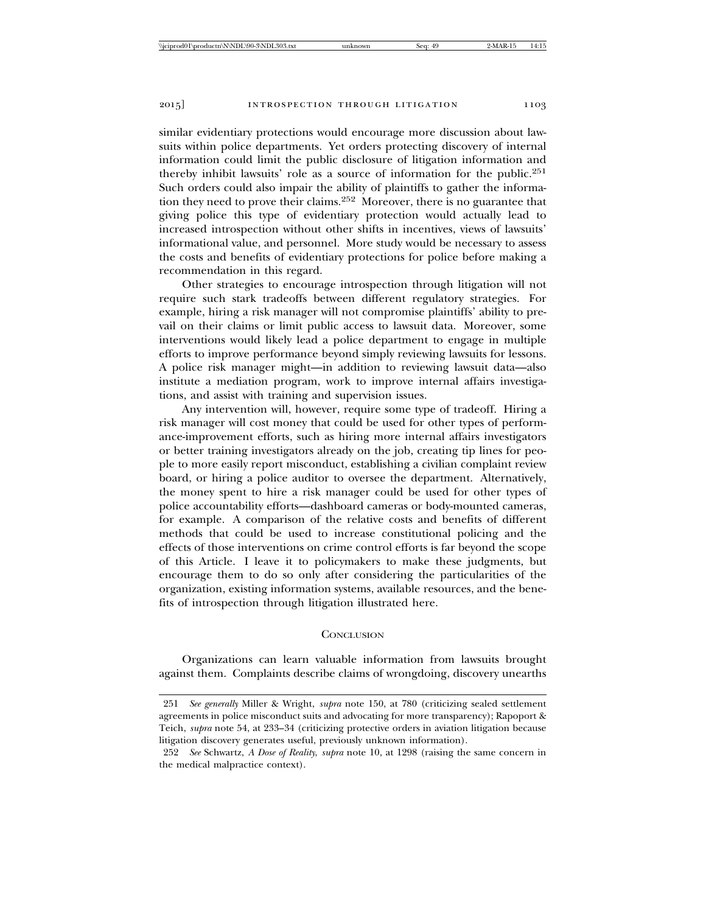similar evidentiary protections would encourage more discussion about lawsuits within police departments. Yet orders protecting discovery of internal information could limit the public disclosure of litigation information and thereby inhibit lawsuits' role as a source of information for the public.[251] Such orders could also impair the ability of plaintiffs to gather the information they need to prove their claims.[252] Moreover, there is no guarantee that giving police this type of evidentiary protection would actually lead to increased introspection without other shifts in incentives, views of lawsuits' informational value, and personnel. More study would be necessary to assess the costs and benefits of evidentiary protections for police before making a recommendation in this regard.

Other strategies to encourage introspection through litigation will not require such stark tradeoffs between different regulatory strategies. For example, hiring a risk manager will not compromise plaintiffs' ability to prevail on their claims or limit public access to lawsuit data. Moreover, some interventions would likely lead a police department to engage in multiple efforts to improve performance beyond simply reviewing lawsuits for lessons. A police risk manager might—in addition to reviewing lawsuit data—also institute a mediation program, work to improve internal affairs investigations, and assist with training and supervision issues.

Any intervention will, however, require some type of tradeoff. Hiring a risk manager will cost money that could be used for other types of performance-improvement efforts, such as hiring more internal affairs investigators or better training investigators already on the job, creating tip lines for people to more easily report misconduct, establishing a civilian complaint review board, or hiring a police auditor to oversee the department. Alternatively, the money spent to hire a risk manager could be used for other types of police accountability efforts—dashboard cameras or body-mounted cameras, for example. A comparison of the relative costs and benefits of different methods that could be used to increase constitutional policing and the effects of those interventions on crime control efforts is far beyond the scope of this Article. I leave it to policymakers to make these judgments, but encourage them to do so only after considering the particularities of the organization, existing information systems, available resources, and the benefits of introspection through litigation illustrated here.

## Conclusion

Organizations can learn valuable information from lawsuits brought against them. Complaints describe claims of wrongdoing, discovery unearths

---

251 *See generally* Miller & Wright, *supra* note 150, at 780 (criticizing sealed settlement agreements in police misconduct suits and advocating for more transparency); Rapoport & Teich, *supra* note 54, at 233–34 (criticizing protective orders in aviation litigation because litigation discovery generates useful, previously unknown information).

252 *See* Schwartz, *A Dose of Reality*, *supra* note 10, at 1298 (raising the same concern in the medical malpractice context).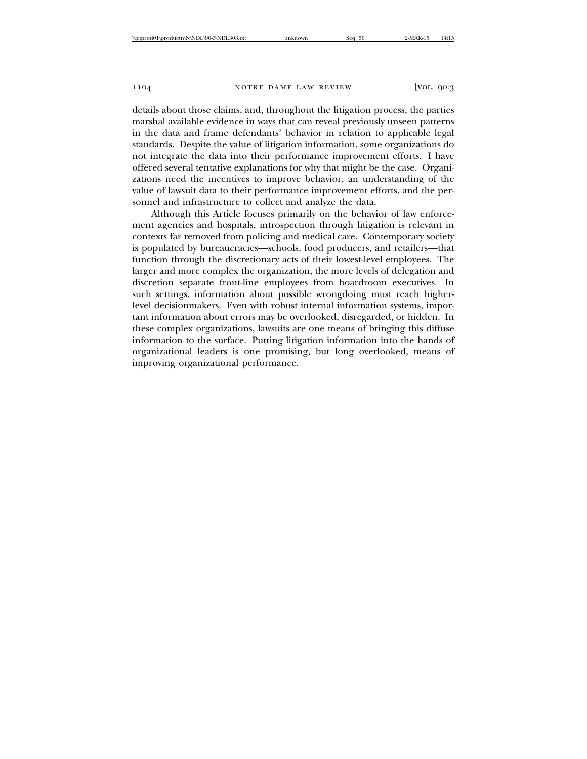details about those claims, and, throughout the litigation process, the parties marshal available evidence in ways that can reveal previously unseen patterns in the data and frame defendants' behavior in relation to applicable legal standards. Despite the value of litigation information, some organizations do not integrate the data into their performance improvement efforts. I have offered several tentative explanations for why that might be the case. Organizations need the incentives to improve behavior, an understanding of the value of lawsuit data to their performance improvement efforts, and the personnel and infrastructure to collect and analyze the data.

Although this Article focuses primarily on the behavior of law enforcement agencies and hospitals, introspection through litigation is relevant in contexts far removed from policing and medical care. Contemporary society is populated by bureaucracies—schools, food producers, and retailers—that function through the discretionary acts of their lowest-level employees. The larger and more complex the organization, the more levels of delegation and discretion separate front-line employees from boardroom executives. In such settings, information about possible wrongdoing must reach higher-level decisionmakers. Even with robust internal information systems, important information about errors may be overlooked, disregarded, or hidden. In these complex organizations, lawsuits are one means of bringing this diffuse information to the surface. Putting litigation information into the hands of organizational leaders is one promising, but long overlooked, means of improving organizational performance.